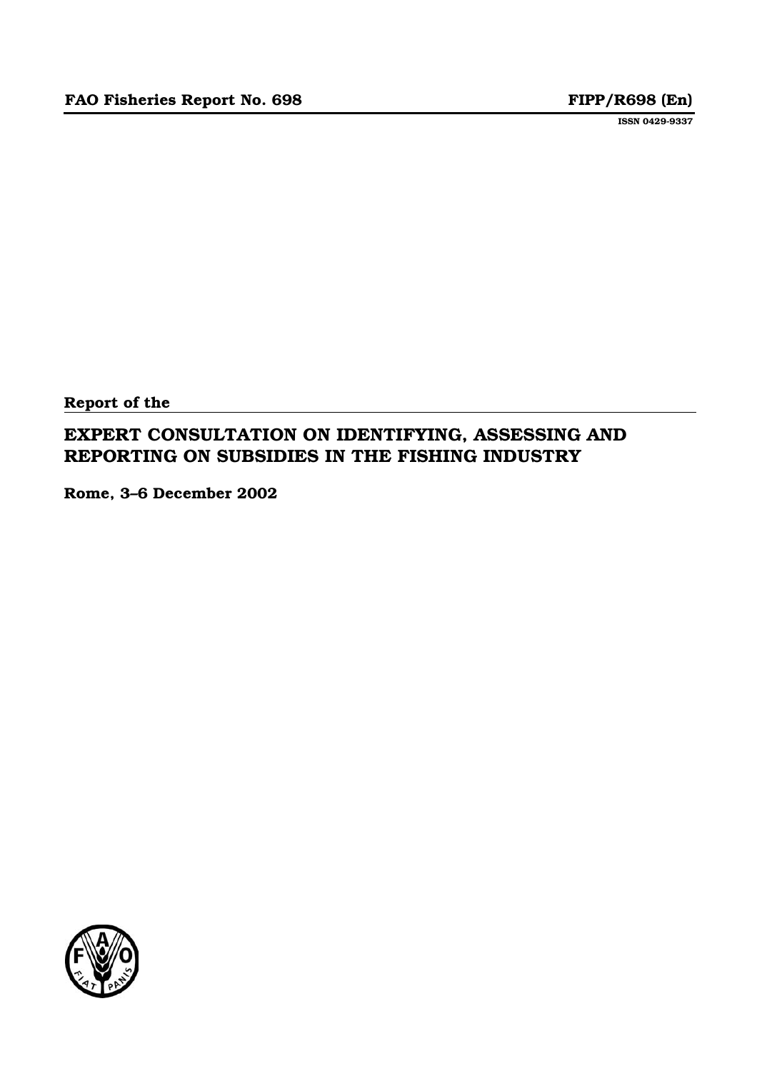**FAO Fisheries Report No. 698** **FIPP/R698 (En)**

**ISSN 0429-9337**

**Report of the**

# EXPERT CONSULTATION ON IDENTIFYING, ASSESSING AND REPORTING ON SUBSIDIES IN THE FISHING INDUSTRY

**Rome, 3–6 December 2002**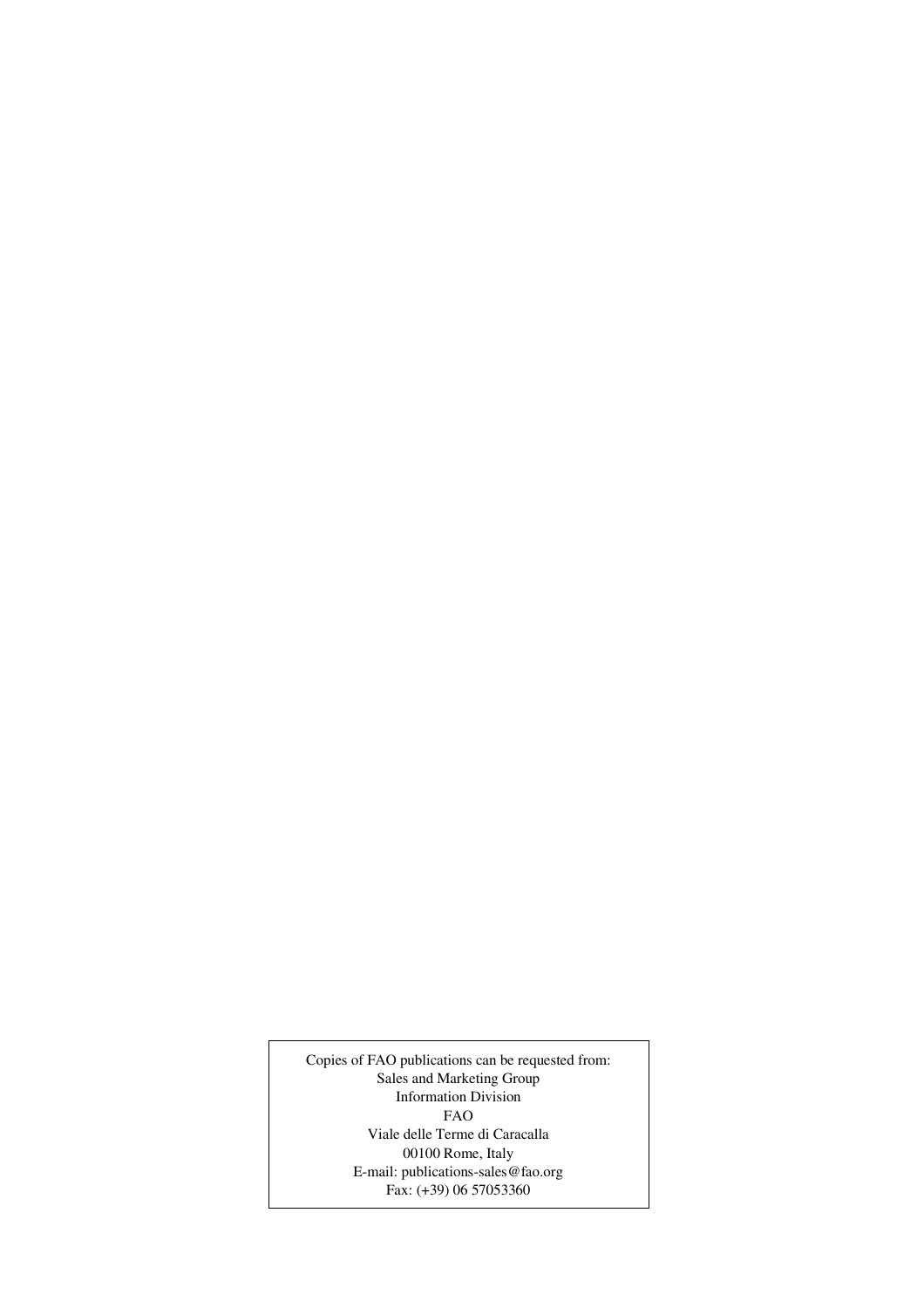Copies of FAO publications can be requested from:
Sales and Marketing Group
Information Division
FAO
Viale delle Terme di Caracalla
00100 Rome, Italy
E-mail: publications-sales@fao.org
Fax: (+39) 06 57053360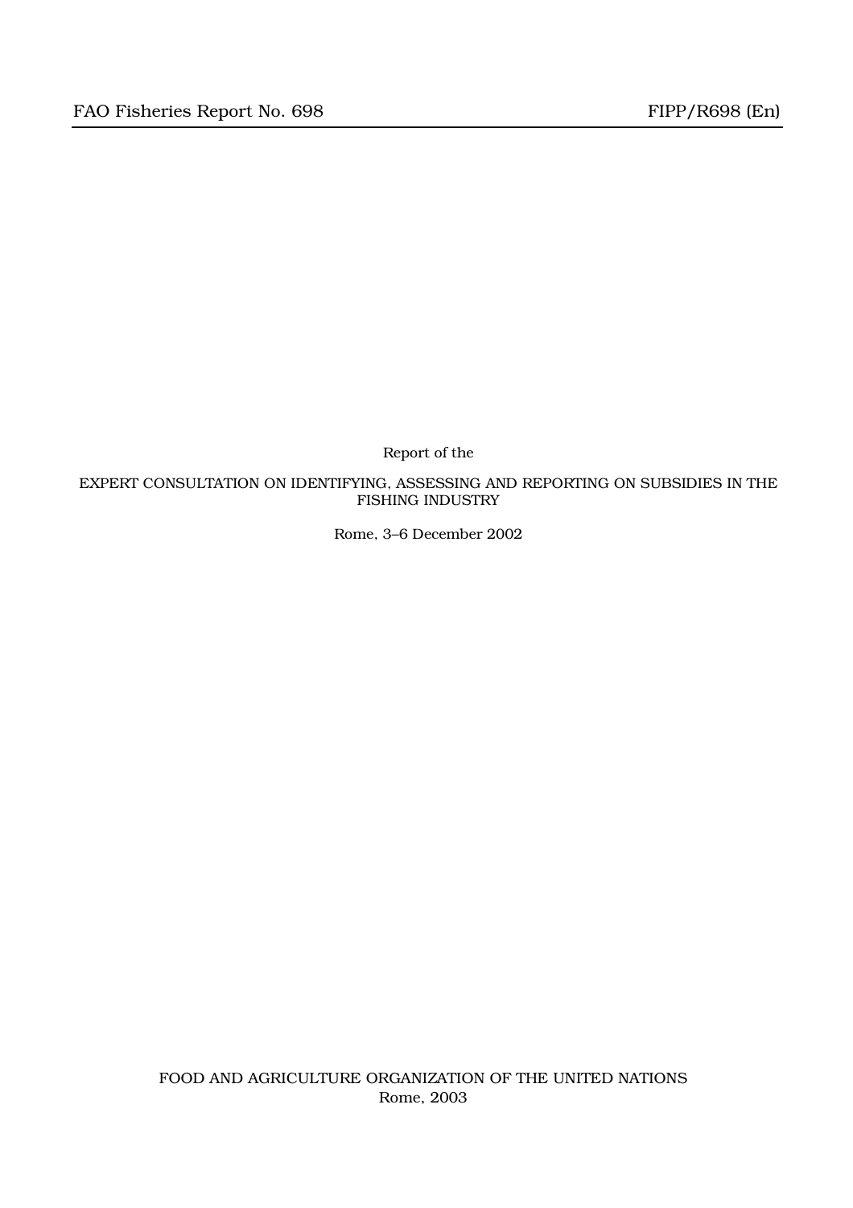FAO Fisheries Report No. 698 FIPP/R698 (En)

Report of the

# EXPERT CONSULTATION ON IDENTIFYING, ASSESSING AND REPORTING ON SUBSIDIES IN THE FISHING INDUSTRY

Rome, 3–6 December 2002

FOOD AND AGRICULTURE ORGANIZATION OF THE UNITED NATIONS
Rome, 2003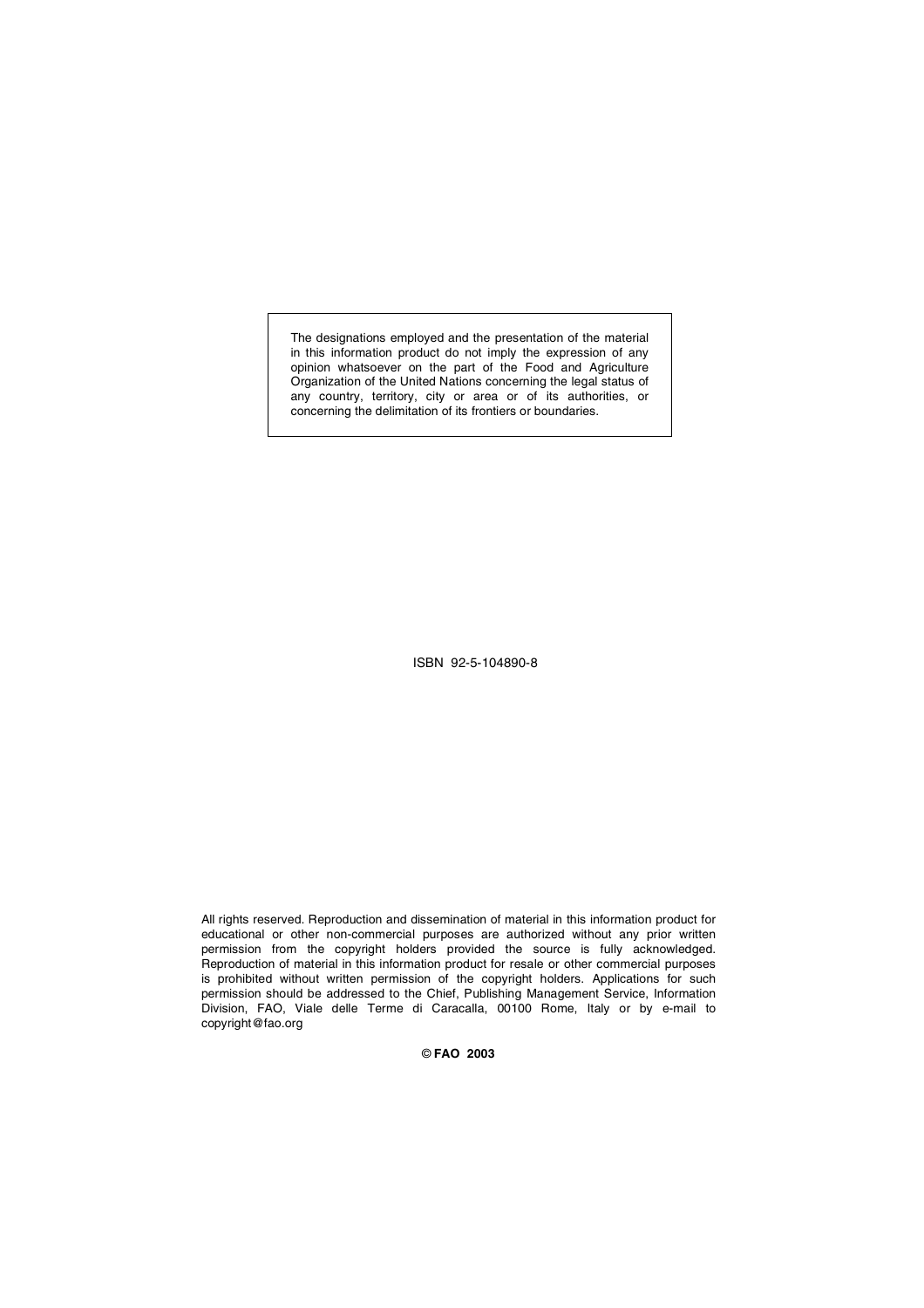The designations employed and the presentation of the material in this information product do not imply the expression of any opinion whatsoever on the part of the Food and Agriculture Organization of the United Nations concerning the legal status of any country, territory, city or area or of its authorities, or concerning the delimitation of its frontiers or boundaries.

ISBN 92-5-104890-8

All rights reserved. Reproduction and dissemination of material in this information product for educational or other non-commercial purposes are authorized without any prior written permission from the copyright holders provided the source is fully acknowledged. Reproduction of material in this information product for resale or other commercial purposes is prohibited without written permission of the copyright holders. Applications for such permission should be addressed to the Chief, Publishing Management Service, Information Division, FAO, Viale delle Terme di Caracalla, 00100 Rome, Italy or by e-mail to copyright@fao.org

**© FAO 2003**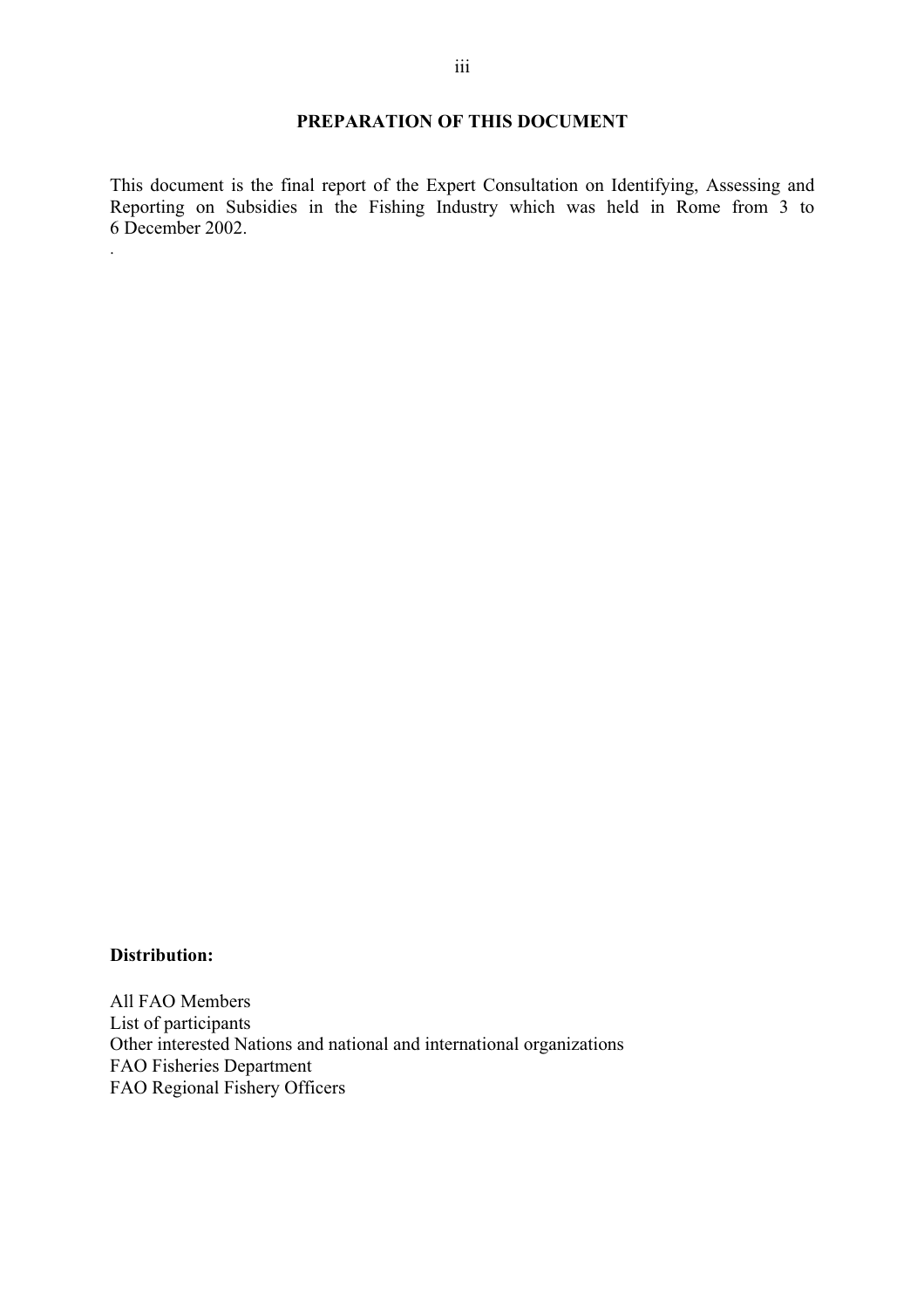## PREPARATION OF THIS DOCUMENT

This document is the final report of the Expert Consultation on Identifying, Assessing and Reporting on Subsidies in the Fishing Industry which was held in Rome from 3 to 6 December 2002.

**Distribution:**

All FAO Members
List of participants
Other interested Nations and national and international organizations
FAO Fisheries Department
FAO Regional Fishery Officers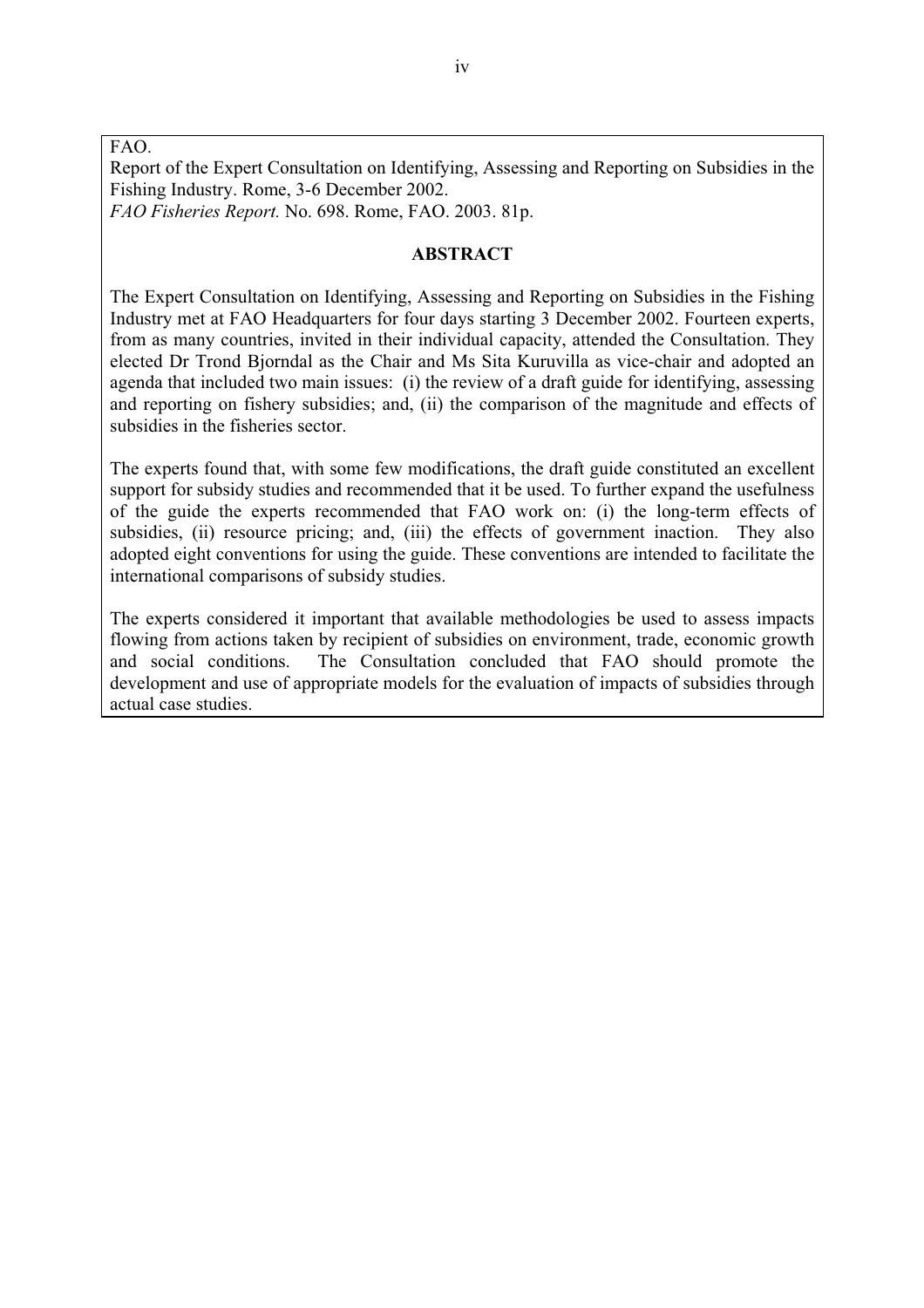FAO.
Report of the Expert Consultation on Identifying, Assessing and Reporting on Subsidies in the Fishing Industry. Rome, 3-6 December 2002.
*FAO Fisheries Report.* No. 698. Rome, FAO. 2003. 81p.

## ABSTRACT

The Expert Consultation on Identifying, Assessing and Reporting on Subsidies in the Fishing Industry met at FAO Headquarters for four days starting 3 December 2002. Fourteen experts, from as many countries, invited in their individual capacity, attended the Consultation. They elected Dr Trond Bjorndal as the Chair and Ms Sita Kuruvilla as vice-chair and adopted an agenda that included two main issues: (i) the review of a draft guide for identifying, assessing and reporting on fishery subsidies; and, (ii) the comparison of the magnitude and effects of subsidies in the fisheries sector.

The experts found that, with some few modifications, the draft guide constituted an excellent support for subsidy studies and recommended that it be used. To further expand the usefulness of the guide the experts recommended that FAO work on: (i) the long-term effects of subsidies, (ii) resource pricing; and, (iii) the effects of government inaction. They also adopted eight conventions for using the guide. These conventions are intended to facilitate the international comparisons of subsidy studies.

The experts considered it important that available methodologies be used to assess impacts flowing from actions taken by recipient of subsidies on environment, trade, economic growth and social conditions. The Consultation concluded that FAO should promote the development and use of appropriate models for the evaluation of impacts of subsidies through actual case studies.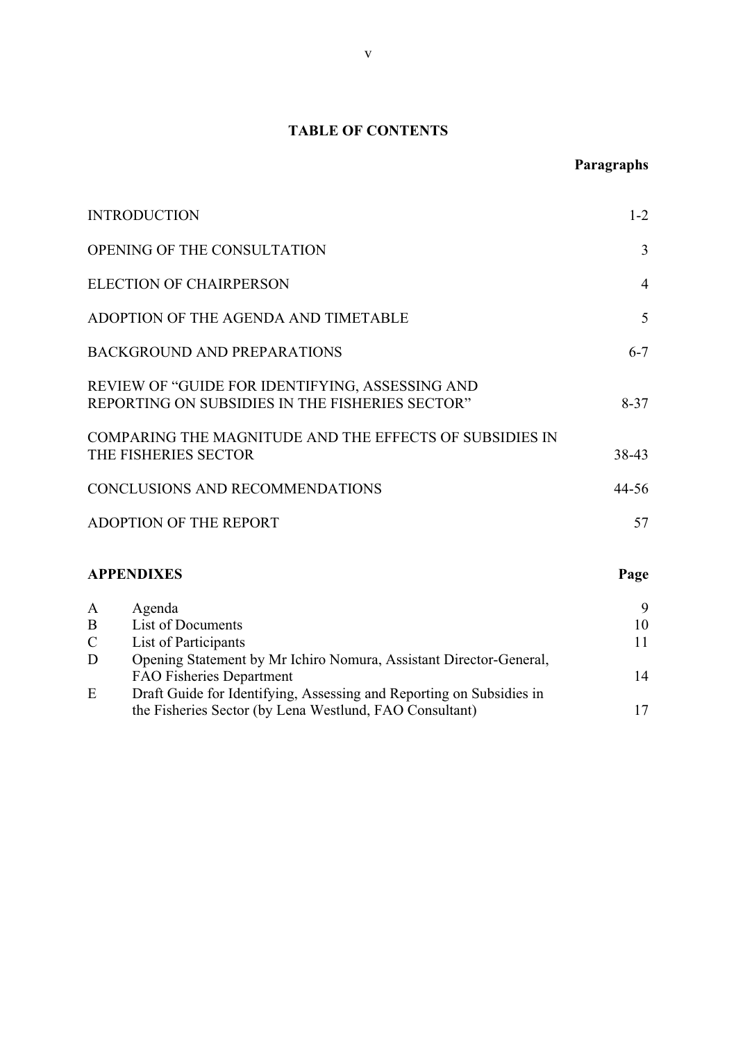# TABLE OF CONTENTS

| | Paragraphs |
|---|---|
| INTRODUCTION | 1-2 |
| OPENING OF THE CONSULTATION | 3 |
| ELECTION OF CHAIRPERSON | 4 |
| ADOPTION OF THE AGENDA AND TIMETABLE | 5 |
| BACKGROUND AND PREPARATIONS | 6-7 |
| REVIEW OF "GUIDE FOR IDENTIFYING, ASSESSING AND REPORTING ON SUBSIDIES IN THE FISHERIES SECTOR" | 8-37 |
| COMPARING THE MAGNITUDE AND THE EFFECTS OF SUBSIDIES IN THE FISHERIES SECTOR | 38-43 |
| CONCLUSIONS AND RECOMMENDATIONS | 44-56 |
| ADOPTION OF THE REPORT | 57 |

| **APPENDIXES** | | **Page** |
|---|---|---|
| A | Agenda | 9 |
| B | List of Documents | 10 |
| C | List of Participants | 11 |
| D | Opening Statement by Mr Ichiro Nomura, Assistant Director-General, FAO Fisheries Department | 14 |
| E | Draft Guide for Identifying, Assessing and Reporting on Subsidies in the Fisheries Sector (by Lena Westlund, FAO Consultant) | 17 |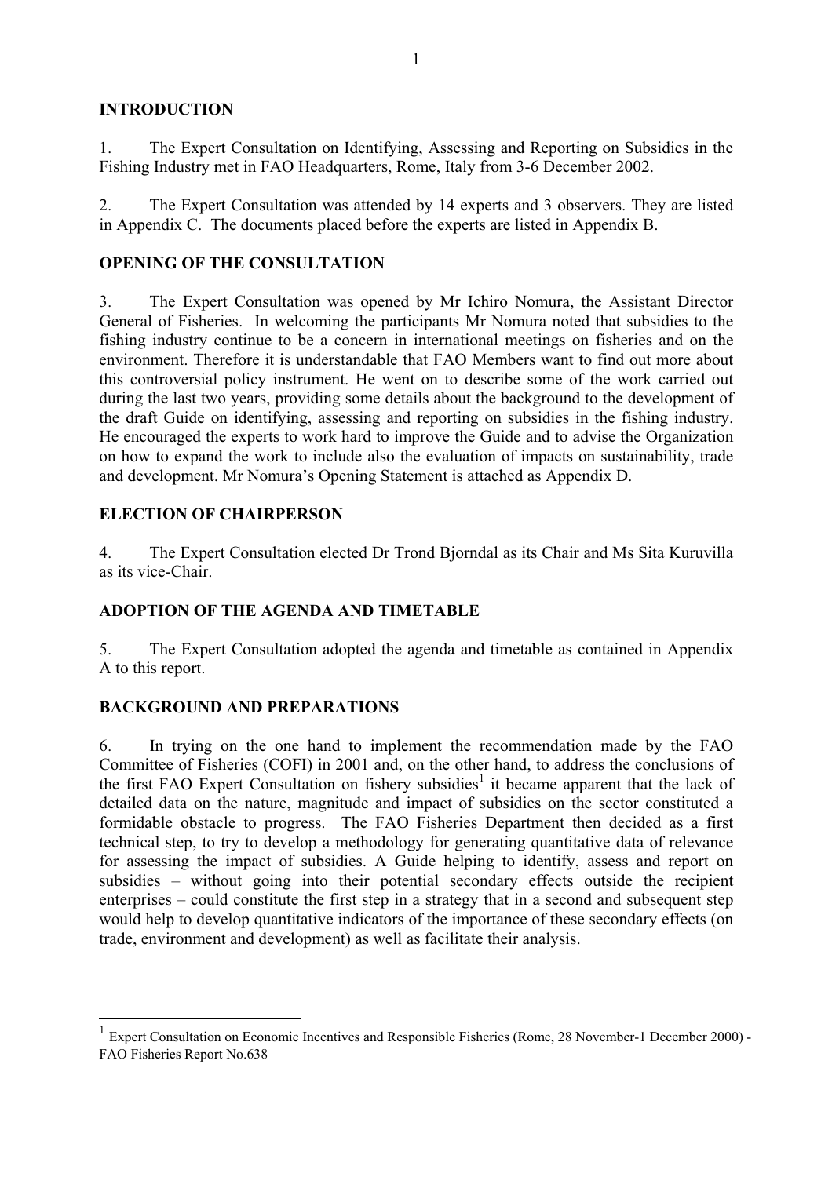## INTRODUCTION

1. The Expert Consultation on Identifying, Assessing and Reporting on Subsidies in the Fishing Industry met in FAO Headquarters, Rome, Italy from 3-6 December 2002.

2. The Expert Consultation was attended by 14 experts and 3 observers. They are listed in Appendix C. The documents placed before the experts are listed in Appendix B.

## OPENING OF THE CONSULTATION

3. The Expert Consultation was opened by Mr Ichiro Nomura, the Assistant Director General of Fisheries. In welcoming the participants Mr Nomura noted that subsidies to the fishing industry continue to be a concern in international meetings on fisheries and on the environment. Therefore it is understandable that FAO Members want to find out more about this controversial policy instrument. He went on to describe some of the work carried out during the last two years, providing some details about the background to the development of the draft Guide on identifying, assessing and reporting on subsidies in the fishing industry. He encouraged the experts to work hard to improve the Guide and to advise the Organization on how to expand the work to include also the evaluation of impacts on sustainability, trade and development. Mr Nomura's Opening Statement is attached as Appendix D.

## ELECTION OF CHAIRPERSON

4. The Expert Consultation elected Dr Trond Bjorndal as its Chair and Ms Sita Kuruvilla as its vice-Chair.

## ADOPTION OF THE AGENDA AND TIMETABLE

5. The Expert Consultation adopted the agenda and timetable as contained in Appendix A to this report.

## BACKGROUND AND PREPARATIONS

6. In trying on the one hand to implement the recommendation made by the FAO Committee of Fisheries (COFI) in 2001 and, on the other hand, to address the conclusions of the first FAO Expert Consultation on fishery subsidies[1] it became apparent that the lack of detailed data on the nature, magnitude and impact of subsidies on the sector constituted a formidable obstacle to progress. The FAO Fisheries Department then decided as a first technical step, to try to develop a methodology for generating quantitative data of relevance for assessing the impact of subsidies. A Guide helping to identify, assess and report on subsidies – without going into their potential secondary effects outside the recipient enterprises – could constitute the first step in a strategy that in a second and subsequent step would help to develop quantitative indicators of the importance of these secondary effects (on trade, environment and development) as well as facilitate their analysis.

---

[1] Expert Consultation on Economic Incentives and Responsible Fisheries (Rome, 28 November-1 December 2000) - FAO Fisheries Report No.638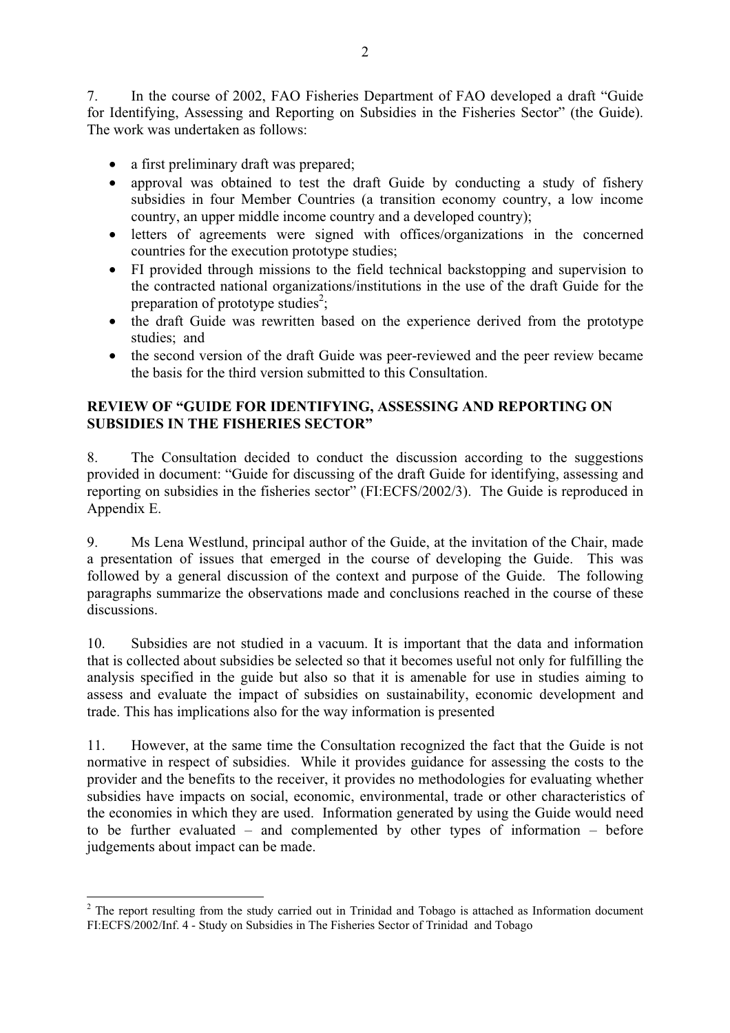7. In the course of 2002, FAO Fisheries Department of FAO developed a draft "Guide for Identifying, Assessing and Reporting on Subsidies in the Fisheries Sector" (the Guide). The work was undertaken as follows:

- a first preliminary draft was prepared;
- approval was obtained to test the draft Guide by conducting a study of fishery subsidies in four Member Countries (a transition economy country, a low income country, an upper middle income country and a developed country);
- letters of agreements were signed with offices/organizations in the concerned countries for the execution prototype studies;
- FI provided through missions to the field technical backstopping and supervision to the contracted national organizations/institutions in the use of the draft Guide for the preparation of prototype studies[2];
- the draft Guide was rewritten based on the experience derived from the prototype studies; and
- the second version of the draft Guide was peer-reviewed and the peer review became the basis for the third version submitted to this Consultation.

**REVIEW OF "GUIDE FOR IDENTIFYING, ASSESSING AND REPORTING ON SUBSIDIES IN THE FISHERIES SECTOR"**

8. The Consultation decided to conduct the discussion according to the suggestions provided in document: "Guide for discussing of the draft Guide for identifying, assessing and reporting on subsidies in the fisheries sector" (FI:ECFS/2002/3). The Guide is reproduced in Appendix E.

9. Ms Lena Westlund, principal author of the Guide, at the invitation of the Chair, made a presentation of issues that emerged in the course of developing the Guide. This was followed by a general discussion of the context and purpose of the Guide. The following paragraphs summarize the observations made and conclusions reached in the course of these discussions.

10. Subsidies are not studied in a vacuum. It is important that the data and information that is collected about subsidies be selected so that it becomes useful not only for fulfilling the analysis specified in the guide but also so that it is amenable for use in studies aiming to assess and evaluate the impact of subsidies on sustainability, economic development and trade. This has implications also for the way information is presented

11. However, at the same time the Consultation recognized the fact that the Guide is not normative in respect of subsidies. While it provides guidance for assessing the costs to the provider and the benefits to the receiver, it provides no methodologies for evaluating whether subsidies have impacts on social, economic, environmental, trade or other characteristics of the economies in which they are used. Information generated by using the Guide would need to be further evaluated – and complemented by other types of information – before judgements about impact can be made.

[2] The report resulting from the study carried out in Trinidad and Tobago is attached as Information document FI:ECFS/2002/Inf. 4 - Study on Subsidies in The Fisheries Sector of Trinidad and Tobago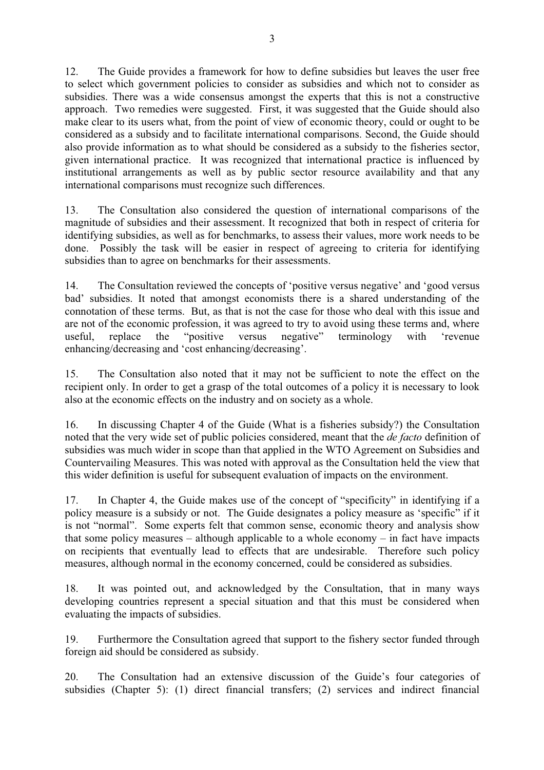12. The Guide provides a framework for how to define subsidies but leaves the user free to select which government policies to consider as subsidies and which not to consider as subsidies. There was a wide consensus amongst the experts that this is not a constructive approach. Two remedies were suggested. First, it was suggested that the Guide should also make clear to its users what, from the point of view of economic theory, could or ought to be considered as a subsidy and to facilitate international comparisons. Second, the Guide should also provide information as to what should be considered as a subsidy to the fisheries sector, given international practice. It was recognized that international practice is influenced by institutional arrangements as well as by public sector resource availability and that any international comparisons must recognize such differences.

13. The Consultation also considered the question of international comparisons of the magnitude of subsidies and their assessment. It recognized that both in respect of criteria for identifying subsidies, as well as for benchmarks, to assess their values, more work needs to be done. Possibly the task will be easier in respect of agreeing to criteria for identifying subsidies than to agree on benchmarks for their assessments.

14. The Consultation reviewed the concepts of 'positive versus negative' and 'good versus bad' subsidies. It noted that amongst economists there is a shared understanding of the connotation of these terms. But, as that is not the case for those who deal with this issue and are not of the economic profession, it was agreed to try to avoid using these terms and, where useful, replace the "positive versus negative" terminology with 'revenue enhancing/decreasing and 'cost enhancing/decreasing'.

15. The Consultation also noted that it may not be sufficient to note the effect on the recipient only. In order to get a grasp of the total outcomes of a policy it is necessary to look also at the economic effects on the industry and on society as a whole.

16. In discussing Chapter 4 of the Guide (What is a fisheries subsidy?) the Consultation noted that the very wide set of public policies considered, meant that the *de facto* definition of subsidies was much wider in scope than that applied in the WTO Agreement on Subsidies and Countervailing Measures. This was noted with approval as the Consultation held the view that this wider definition is useful for subsequent evaluation of impacts on the environment.

17. In Chapter 4, the Guide makes use of the concept of "specificity" in identifying if a policy measure is a subsidy or not. The Guide designates a policy measure as 'specific' if it is not "normal". Some experts felt that common sense, economic theory and analysis show that some policy measures – although applicable to a whole economy – in fact have impacts on recipients that eventually lead to effects that are undesirable. Therefore such policy measures, although normal in the economy concerned, could be considered as subsidies.

18. It was pointed out, and acknowledged by the Consultation, that in many ways developing countries represent a special situation and that this must be considered when evaluating the impacts of subsidies.

19. Furthermore the Consultation agreed that support to the fishery sector funded through foreign aid should be considered as subsidy.

20. The Consultation had an extensive discussion of the Guide's four categories of subsidies (Chapter 5): (1) direct financial transfers; (2) services and indirect financial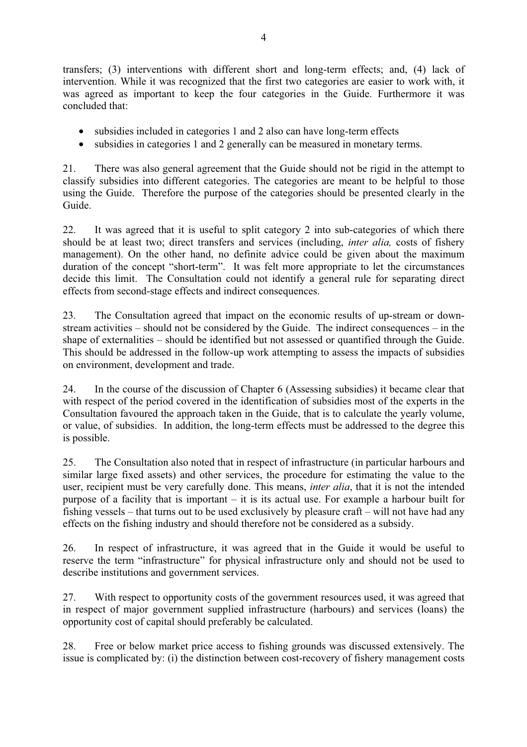transfers; (3) interventions with different short and long-term effects; and, (4) lack of intervention. While it was recognized that the first two categories are easier to work with, it was agreed as important to keep the four categories in the Guide. Furthermore it was concluded that:

- subsidies included in categories 1 and 2 also can have long-term effects
- subsidies in categories 1 and 2 generally can be measured in monetary terms.

21. There was also general agreement that the Guide should not be rigid in the attempt to classify subsidies into different categories. The categories are meant to be helpful to those using the Guide. Therefore the purpose of the categories should be presented clearly in the Guide.

22. It was agreed that it is useful to split category 2 into sub-categories of which there should be at least two; direct transfers and services (including, *inter alia,* costs of fishery management). On the other hand, no definite advice could be given about the maximum duration of the concept "short-term". It was felt more appropriate to let the circumstances decide this limit. The Consultation could not identify a general rule for separating direct effects from second-stage effects and indirect consequences.

23. The Consultation agreed that impact on the economic results of up-stream or down-stream activities – should not be considered by the Guide. The indirect consequences – in the shape of externalities – should be identified but not assessed or quantified through the Guide. This should be addressed in the follow-up work attempting to assess the impacts of subsidies on environment, development and trade.

24. In the course of the discussion of Chapter 6 (Assessing subsidies) it became clear that with respect of the period covered in the identification of subsidies most of the experts in the Consultation favoured the approach taken in the Guide, that is to calculate the yearly volume, or value, of subsidies. In addition, the long-term effects must be addressed to the degree this is possible.

25. The Consultation also noted that in respect of infrastructure (in particular harbours and similar large fixed assets) and other services, the procedure for estimating the value to the user, recipient must be very carefully done. This means, *inter alia*, that it is not the intended purpose of a facility that is important – it is its actual use. For example a harbour built for fishing vessels – that turns out to be used exclusively by pleasure craft – will not have had any effects on the fishing industry and should therefore not be considered as a subsidy.

26. In respect of infrastructure, it was agreed that in the Guide it would be useful to reserve the term "infrastructure" for physical infrastructure only and should not be used to describe institutions and government services.

27. With respect to opportunity costs of the government resources used, it was agreed that in respect of major government supplied infrastructure (harbours) and services (loans) the opportunity cost of capital should preferably be calculated.

28. Free or below market price access to fishing grounds was discussed extensively. The issue is complicated by: (i) the distinction between cost-recovery of fishery management costs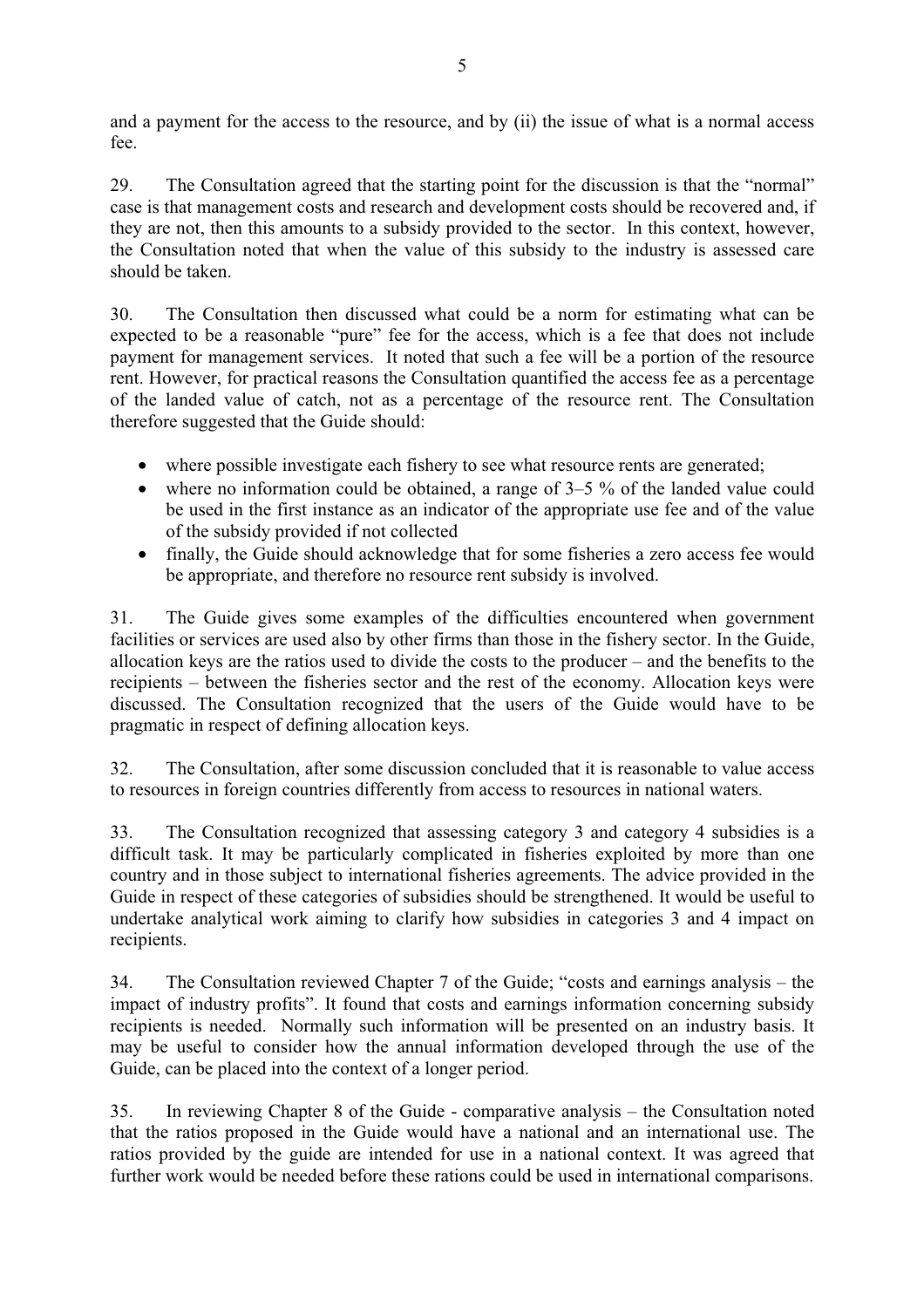and a payment for the access to the resource, and by (ii) the issue of what is a normal access fee.

29. The Consultation agreed that the starting point for the discussion is that the "normal" case is that management costs and research and development costs should be recovered and, if they are not, then this amounts to a subsidy provided to the sector. In this context, however, the Consultation noted that when the value of this subsidy to the industry is assessed care should be taken.

30. The Consultation then discussed what could be a norm for estimating what can be expected to be a reasonable "pure" fee for the access, which is a fee that does not include payment for management services. It noted that such a fee will be a portion of the resource rent. However, for practical reasons the Consultation quantified the access fee as a percentage of the landed value of catch, not as a percentage of the resource rent. The Consultation therefore suggested that the Guide should:

- where possible investigate each fishery to see what resource rents are generated;
- where no information could be obtained, a range of 3–5 % of the landed value could be used in the first instance as an indicator of the appropriate use fee and of the value of the subsidy provided if not collected
- finally, the Guide should acknowledge that for some fisheries a zero access fee would be appropriate, and therefore no resource rent subsidy is involved.

31. The Guide gives some examples of the difficulties encountered when government facilities or services are used also by other firms than those in the fishery sector. In the Guide, allocation keys are the ratios used to divide the costs to the producer – and the benefits to the recipients – between the fisheries sector and the rest of the economy. Allocation keys were discussed. The Consultation recognized that the users of the Guide would have to be pragmatic in respect of defining allocation keys.

32. The Consultation, after some discussion concluded that it is reasonable to value access to resources in foreign countries differently from access to resources in national waters.

33. The Consultation recognized that assessing category 3 and category 4 subsidies is a difficult task. It may be particularly complicated in fisheries exploited by more than one country and in those subject to international fisheries agreements. The advice provided in the Guide in respect of these categories of subsidies should be strengthened. It would be useful to undertake analytical work aiming to clarify how subsidies in categories 3 and 4 impact on recipients.

34. The Consultation reviewed Chapter 7 of the Guide; "costs and earnings analysis – the impact of industry profits". It found that costs and earnings information concerning subsidy recipients is needed. Normally such information will be presented on an industry basis. It may be useful to consider how the annual information developed through the use of the Guide, can be placed into the context of a longer period.

35. In reviewing Chapter 8 of the Guide - comparative analysis – the Consultation noted that the ratios proposed in the Guide would have a national and an international use. The ratios provided by the guide are intended for use in a national context. It was agreed that further work would be needed before these rations could be used in international comparisons.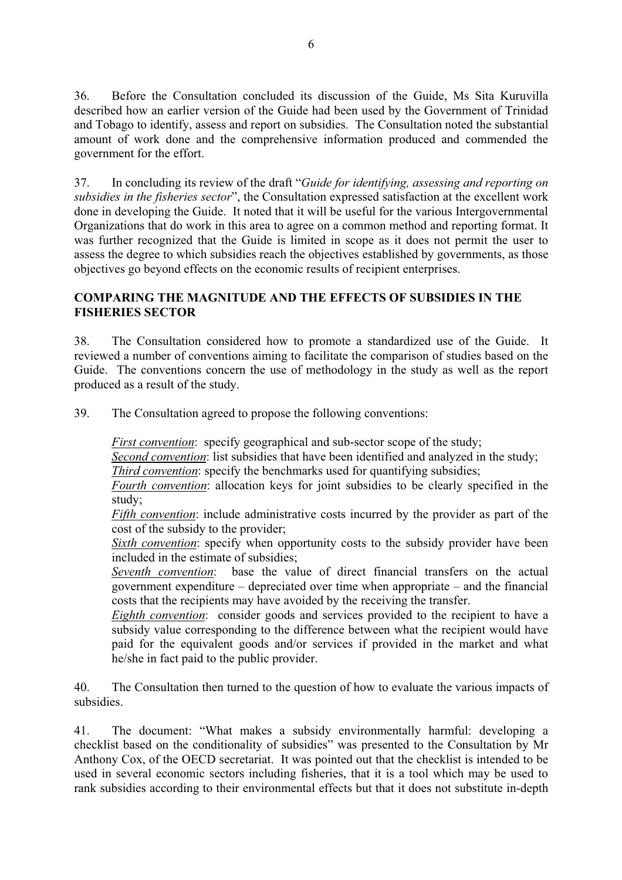36. Before the Consultation concluded its discussion of the Guide, Ms Sita Kuruvilla described how an earlier version of the Guide had been used by the Government of Trinidad and Tobago to identify, assess and report on subsidies. The Consultation noted the substantial amount of work done and the comprehensive information produced and commended the government for the effort.

37. In concluding its review of the draft "*Guide for identifying, assessing and reporting on subsidies in the fisheries sector*", the Consultation expressed satisfaction at the excellent work done in developing the Guide. It noted that it will be useful for the various Intergovernmental Organizations that do work in this area to agree on a common method and reporting format. It was further recognized that the Guide is limited in scope as it does not permit the user to assess the degree to which subsidies reach the objectives established by governments, as those objectives go beyond effects on the economic results of recipient enterprises.

## COMPARING THE MAGNITUDE AND THE EFFECTS OF SUBSIDIES IN THE FISHERIES SECTOR

38. The Consultation considered how to promote a standardized use of the Guide. It reviewed a number of conventions aiming to facilitate the comparison of studies based on the Guide. The conventions concern the use of methodology in the study as well as the report produced as a result of the study.

39. The Consultation agreed to propose the following conventions:

*First convention*: specify geographical and sub-sector scope of the study;
*Second convention*: list subsidies that have been identified and analyzed in the study;
*Third convention*: specify the benchmarks used for quantifying subsidies;
*Fourth convention*: allocation keys for joint subsidies to be clearly specified in the study;
*Fifth convention*: include administrative costs incurred by the provider as part of the cost of the subsidy to the provider;
*Sixth convention*: specify when opportunity costs to the subsidy provider have been included in the estimate of subsidies;
*Seventh convention*: base the value of direct financial transfers on the actual government expenditure – depreciated over time when appropriate – and the financial costs that the recipients may have avoided by the receiving the transfer.
*Eighth convention*: consider goods and services provided to the recipient to have a subsidy value corresponding to the difference between what the recipient would have paid for the equivalent goods and/or services if provided in the market and what he/she in fact paid to the public provider.

40. The Consultation then turned to the question of how to evaluate the various impacts of subsidies.

41. The document: "What makes a subsidy environmentally harmful: developing a checklist based on the conditionality of subsidies" was presented to the Consultation by Mr Anthony Cox, of the OECD secretariat. It was pointed out that the checklist is intended to be used in several economic sectors including fisheries, that it is a tool which may be used to rank subsidies according to their environmental effects but that it does not substitute in-depth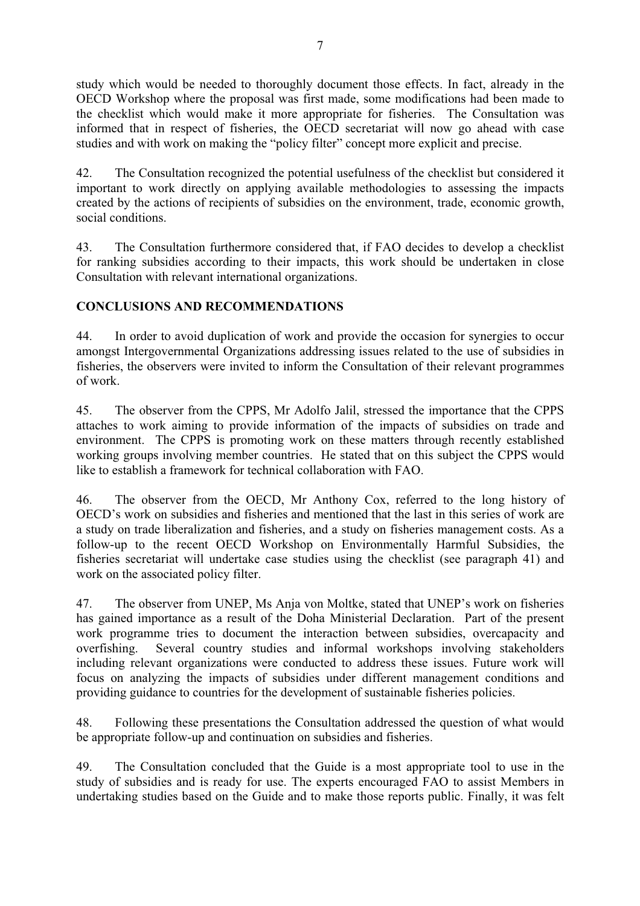study which would be needed to thoroughly document those effects. In fact, already in the OECD Workshop where the proposal was first made, some modifications had been made to the checklist which would make it more appropriate for fisheries. The Consultation was informed that in respect of fisheries, the OECD secretariat will now go ahead with case studies and with work on making the "policy filter" concept more explicit and precise.

42. The Consultation recognized the potential usefulness of the checklist but considered it important to work directly on applying available methodologies to assessing the impacts created by the actions of recipients of subsidies on the environment, trade, economic growth, social conditions.

43. The Consultation furthermore considered that, if FAO decides to develop a checklist for ranking subsidies according to their impacts, this work should be undertaken in close Consultation with relevant international organizations.

## CONCLUSIONS AND RECOMMENDATIONS

44. In order to avoid duplication of work and provide the occasion for synergies to occur amongst Intergovernmental Organizations addressing issues related to the use of subsidies in fisheries, the observers were invited to inform the Consultation of their relevant programmes of work.

45. The observer from the CPPS, Mr Adolfo Jalil, stressed the importance that the CPPS attaches to work aiming to provide information of the impacts of subsidies on trade and environment. The CPPS is promoting work on these matters through recently established working groups involving member countries. He stated that on this subject the CPPS would like to establish a framework for technical collaboration with FAO.

46. The observer from the OECD, Mr Anthony Cox, referred to the long history of OECD's work on subsidies and fisheries and mentioned that the last in this series of work are a study on trade liberalization and fisheries, and a study on fisheries management costs. As a follow-up to the recent OECD Workshop on Environmentally Harmful Subsidies, the fisheries secretariat will undertake case studies using the checklist (see paragraph 41) and work on the associated policy filter.

47. The observer from UNEP, Ms Anja von Moltke, stated that UNEP's work on fisheries has gained importance as a result of the Doha Ministerial Declaration. Part of the present work programme tries to document the interaction between subsidies, overcapacity and overfishing. Several country studies and informal workshops involving stakeholders including relevant organizations were conducted to address these issues. Future work will focus on analyzing the impacts of subsidies under different management conditions and providing guidance to countries for the development of sustainable fisheries policies.

48. Following these presentations the Consultation addressed the question of what would be appropriate follow-up and continuation on subsidies and fisheries.

49. The Consultation concluded that the Guide is a most appropriate tool to use in the study of subsidies and is ready for use. The experts encouraged FAO to assist Members in undertaking studies based on the Guide and to make those reports public. Finally, it was felt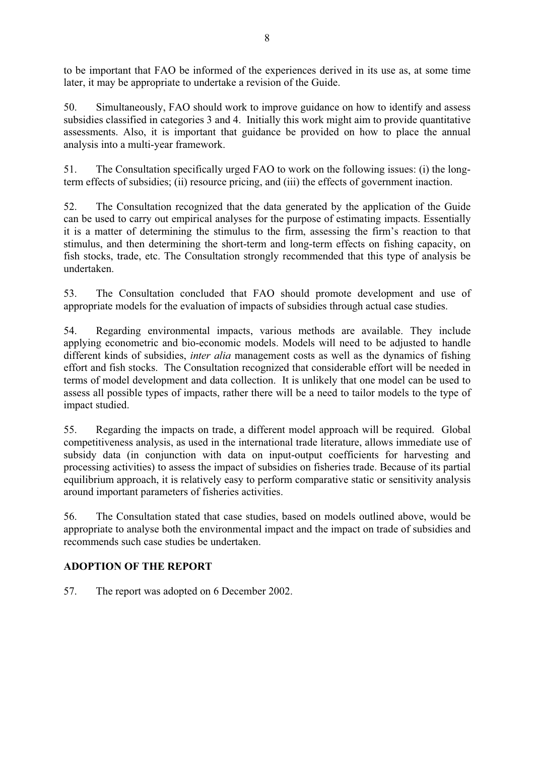to be important that FAO be informed of the experiences derived in its use as, at some time later, it may be appropriate to undertake a revision of the Guide.

50. Simultaneously, FAO should work to improve guidance on how to identify and assess subsidies classified in categories 3 and 4. Initially this work might aim to provide quantitative assessments. Also, it is important that guidance be provided on how to place the annual analysis into a multi-year framework.

51. The Consultation specifically urged FAO to work on the following issues: (i) the long-term effects of subsidies; (ii) resource pricing, and (iii) the effects of government inaction.

52. The Consultation recognized that the data generated by the application of the Guide can be used to carry out empirical analyses for the purpose of estimating impacts. Essentially it is a matter of determining the stimulus to the firm, assessing the firm's reaction to that stimulus, and then determining the short-term and long-term effects on fishing capacity, on fish stocks, trade, etc. The Consultation strongly recommended that this type of analysis be undertaken.

53. The Consultation concluded that FAO should promote development and use of appropriate models for the evaluation of impacts of subsidies through actual case studies.

54. Regarding environmental impacts, various methods are available. They include applying econometric and bio-economic models. Models will need to be adjusted to handle different kinds of subsidies, *inter alia* management costs as well as the dynamics of fishing effort and fish stocks. The Consultation recognized that considerable effort will be needed in terms of model development and data collection. It is unlikely that one model can be used to assess all possible types of impacts, rather there will be a need to tailor models to the type of impact studied.

55. Regarding the impacts on trade, a different model approach will be required. Global competitiveness analysis, as used in the international trade literature, allows immediate use of subsidy data (in conjunction with data on input-output coefficients for harvesting and processing activities) to assess the impact of subsidies on fisheries trade. Because of its partial equilibrium approach, it is relatively easy to perform comparative static or sensitivity analysis around important parameters of fisheries activities.

56. The Consultation stated that case studies, based on models outlined above, would be appropriate to analyse both the environmental impact and the impact on trade of subsidies and recommends such case studies be undertaken.

## ADOPTION OF THE REPORT

57. The report was adopted on 6 December 2002.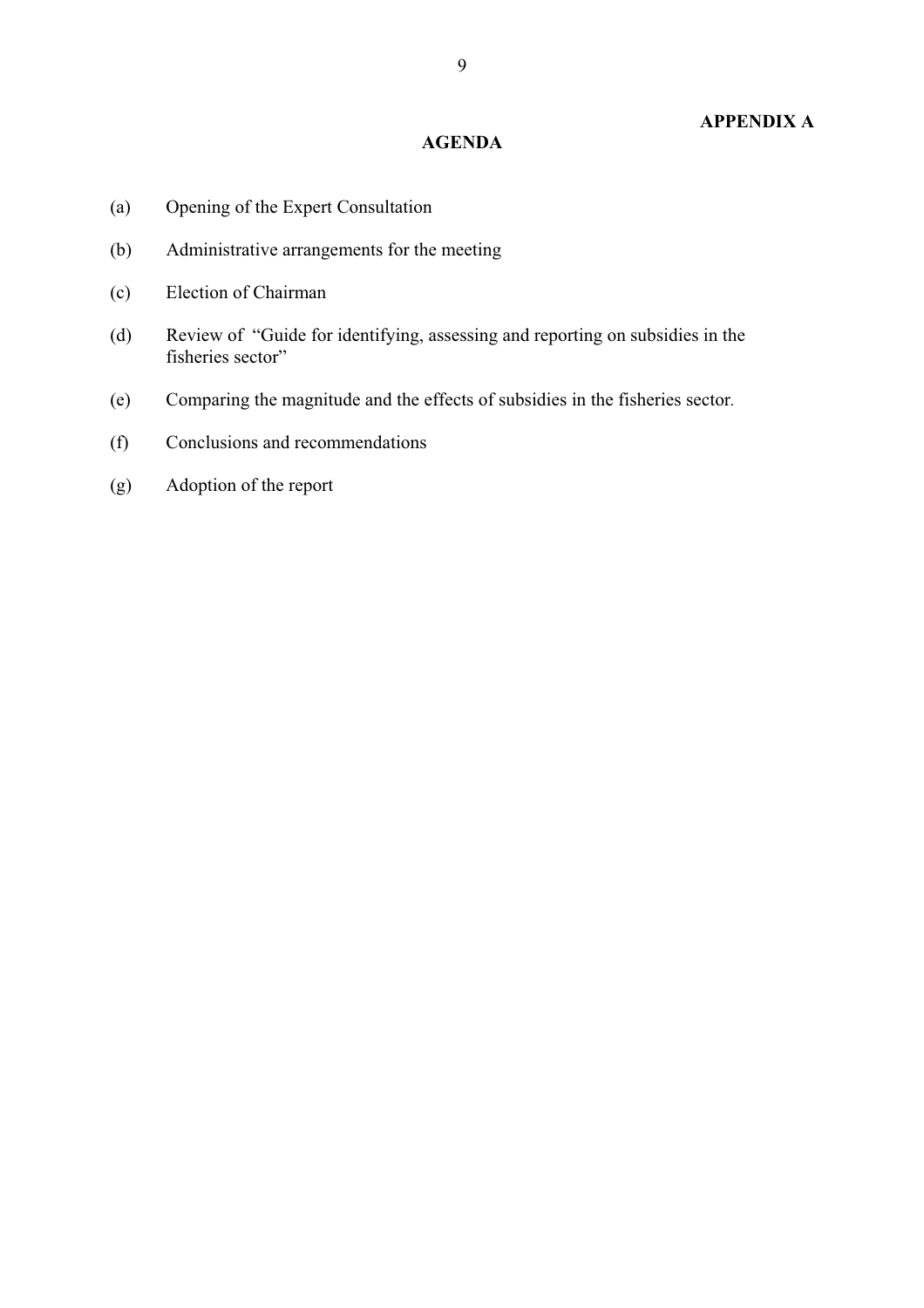**APPENDIX A**

## AGENDA

(a) Opening of the Expert Consultation

(b) Administrative arrangements for the meeting

(c) Election of Chairman

(d) Review of "Guide for identifying, assessing and reporting on subsidies in the fisheries sector"

(e) Comparing the magnitude and the effects of subsidies in the fisheries sector.

(f) Conclusions and recommendations

(g) Adoption of the report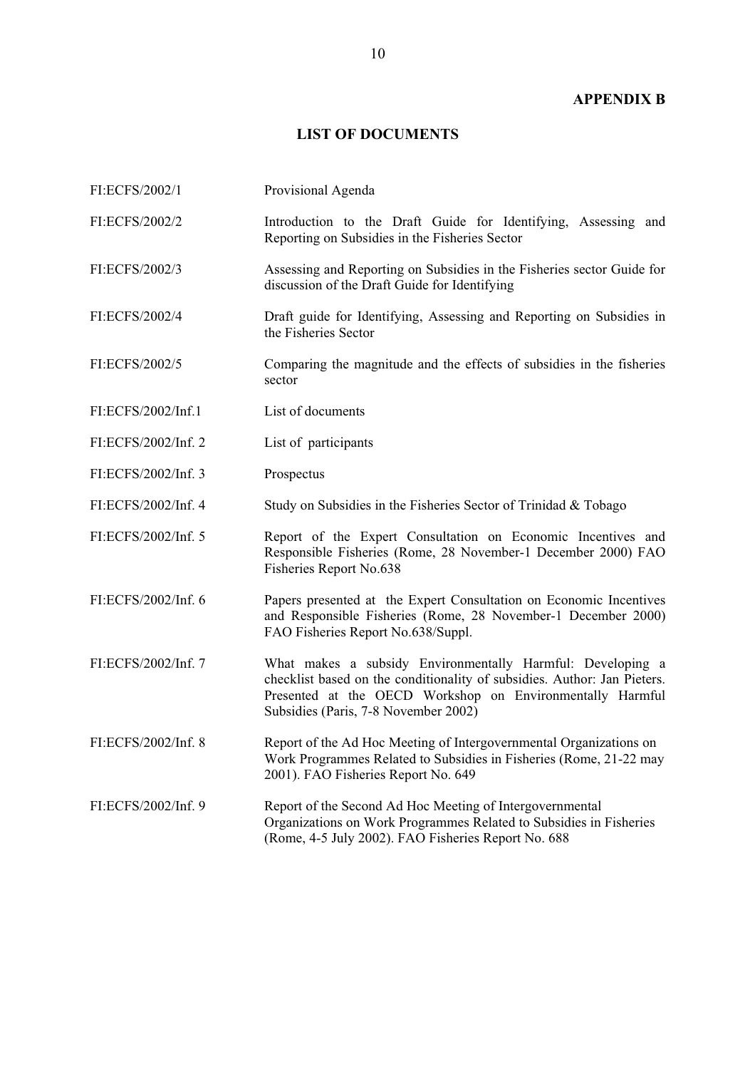**APPENDIX B**

## LIST OF DOCUMENTS

| | |
|---|---|
| FI:ECFS/2002/1 | Provisional Agenda |
| FI:ECFS/2002/2 | Introduction to the Draft Guide for Identifying, Assessing and Reporting on Subsidies in the Fisheries Sector |
| FI:ECFS/2002/3 | Assessing and Reporting on Subsidies in the Fisheries sector Guide for discussion of the Draft Guide for Identifying |
| FI:ECFS/2002/4 | Draft guide for Identifying, Assessing and Reporting on Subsidies in the Fisheries Sector |
| FI:ECFS/2002/5 | Comparing the magnitude and the effects of subsidies in the fisheries sector |
| FI:ECFS/2002/Inf.1 | List of documents |
| FI:ECFS/2002/Inf. 2 | List of participants |
| FI:ECFS/2002/Inf. 3 | Prospectus |
| FI:ECFS/2002/Inf. 4 | Study on Subsidies in the Fisheries Sector of Trinidad & Tobago |
| FI:ECFS/2002/Inf. 5 | Report of the Expert Consultation on Economic Incentives and Responsible Fisheries (Rome, 28 November-1 December 2000) FAO Fisheries Report No.638 |
| FI:ECFS/2002/Inf. 6 | Papers presented at the Expert Consultation on Economic Incentives and Responsible Fisheries (Rome, 28 November-1 December 2000) FAO Fisheries Report No.638/Suppl. |
| FI:ECFS/2002/Inf. 7 | What makes a subsidy Environmentally Harmful: Developing a checklist based on the conditionality of subsidies. Author: Jan Pieters. Presented at the OECD Workshop on Environmentally Harmful Subsidies (Paris, 7-8 November 2002) |
| FI:ECFS/2002/Inf. 8 | Report of the Ad Hoc Meeting of Intergovernmental Organizations on Work Programmes Related to Subsidies in Fisheries (Rome, 21-22 may 2001). FAO Fisheries Report No. 649 |
| FI:ECFS/2002/Inf. 9 | Report of the Second Ad Hoc Meeting of Intergovernmental Organizations on Work Programmes Related to Subsidies in Fisheries (Rome, 4-5 July 2002). FAO Fisheries Report No. 688 |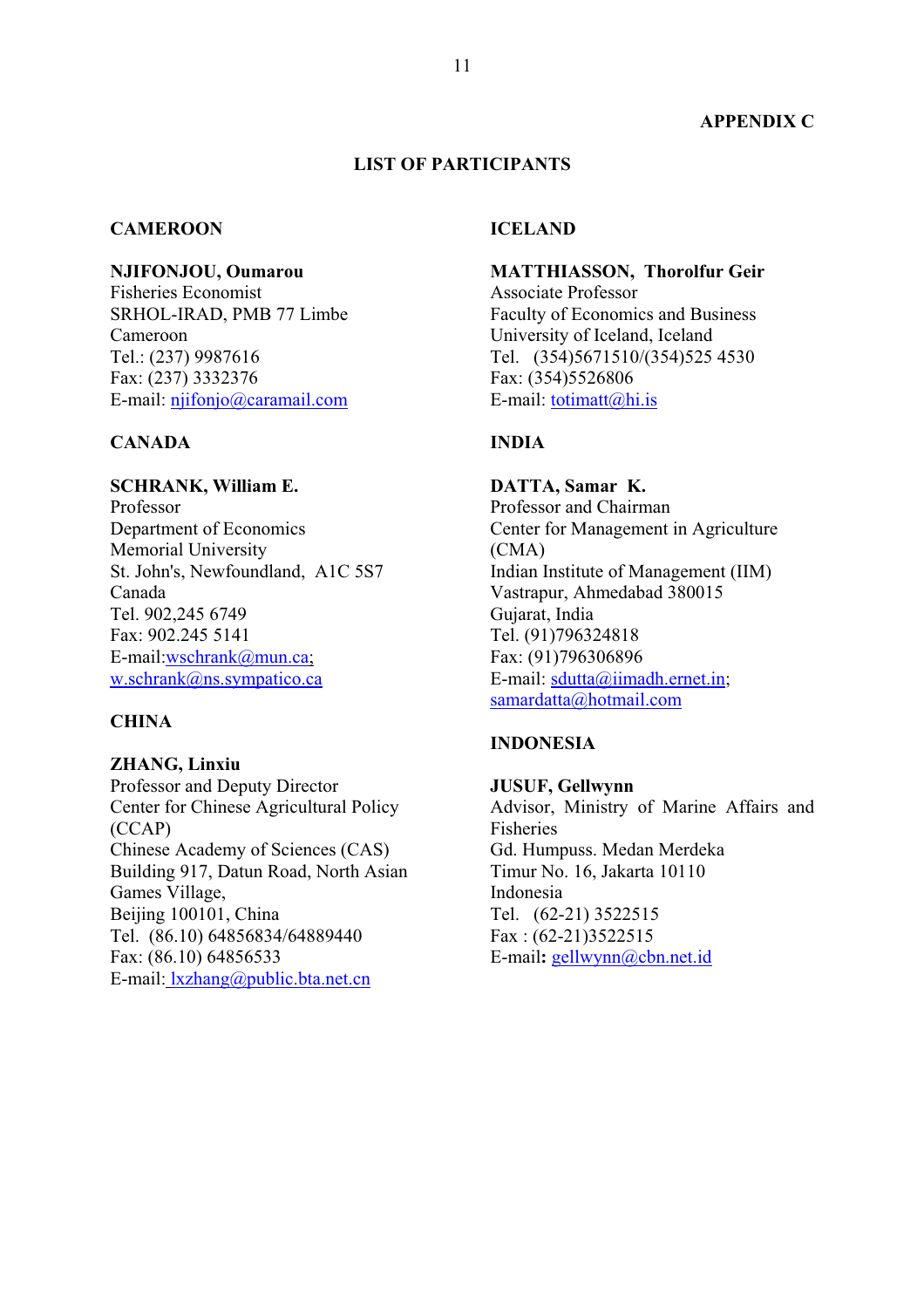**APPENDIX C**

## LIST OF PARTICIPANTS

### CAMEROON

**NJIFONJOU, Oumarou**
Fisheries Economist
SRHOL-IRAD, PMB 77 Limbe
Cameroon
Tel.: (237) 9987616
Fax: (237) 3332376
E-mail: njifonjo@caramail.com

### CANADA

**SCHRANK, William E.**
Professor
Department of Economics
Memorial University
St. John's, Newfoundland, A1C 5S7
Canada
Tel. 902,245 6749
Fax: 902.245 5141
E-mail:wschrank@mun.ca;
w.schrank@ns.sympatico.ca

### CHINA

**ZHANG, Linxiu**
Professor and Deputy Director
Center for Chinese Agricultural Policy
(CCAP)
Chinese Academy of Sciences (CAS)
Building 917, Datun Road, North Asian
Games Village,
Beijing 100101, China
Tel. (86.10) 64856834/64889440
Fax: (86.10) 64856533
E-mail: lxzhang@public.bta.net.cn

### ICELAND

**MATTHIASSON, Thorolfur Geir**
Associate Professor
Faculty of Economics and Business
University of Iceland, Iceland
Tel. (354)5671510/(354)525 4530
Fax: (354)5526806
E-mail: totimatt@hi.is

### INDIA

**DATTA, Samar K.**
Professor and Chairman
Center for Management in Agriculture
(CMA)
Indian Institute of Management (IIM)
Vastrapur, Ahmedabad 380015
Gujarat, India
Tel. (91)796324818
Fax: (91)796306896
E-mail: sdutta@iimadh.ernet.in;
samardatta@hotmail.com

### INDONESIA

**JUSUF, Gellwynn**
Advisor, Ministry of Marine Affairs and
Fisheries
Gd. Humpuss. Medan Merdeka
Timur No. 16, Jakarta 10110
Indonesia
Tel. (62-21) 3522515
Fax : (62-21)3522515
E-mail**:** gellwynn@cbn.net.id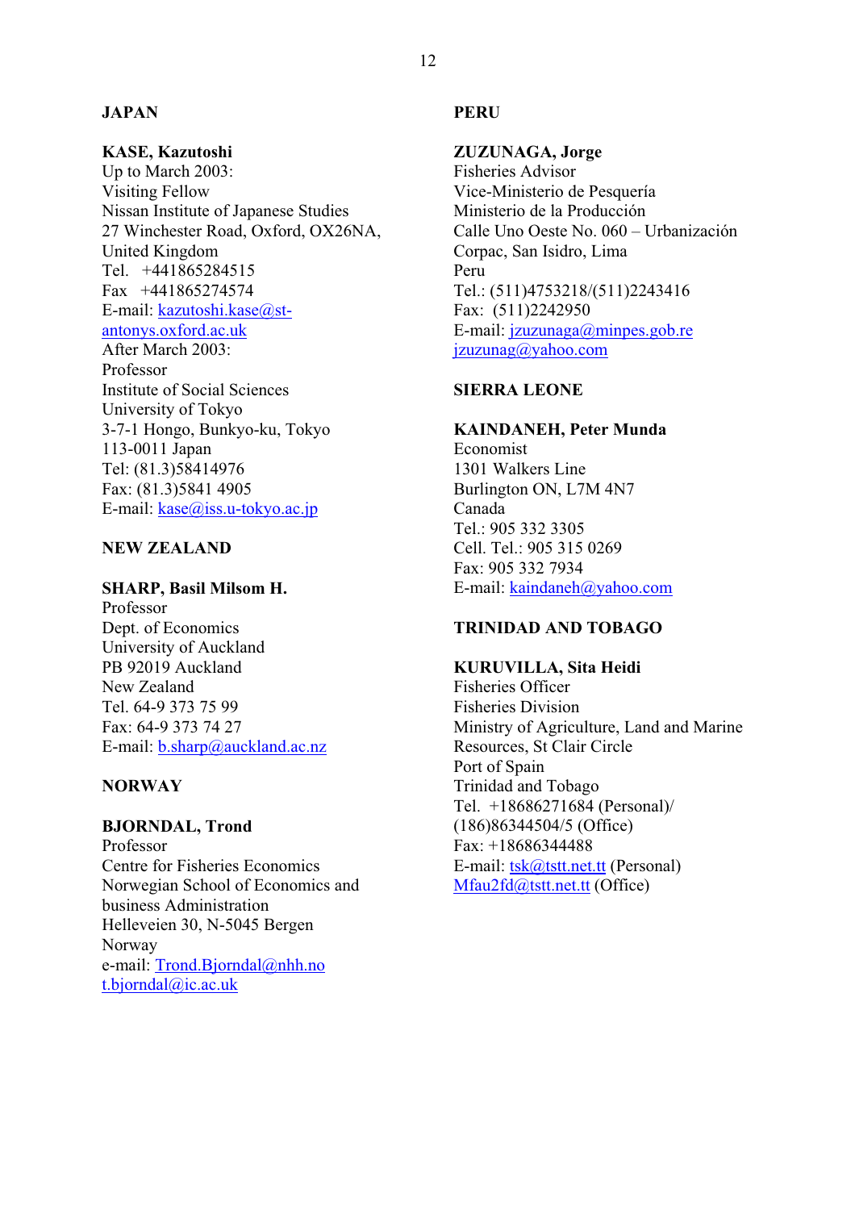**JAPAN**

**KASE, Kazutoshi**
Up to March 2003:
Visiting Fellow
Nissan Institute of Japanese Studies
27 Winchester Road, Oxford, OX26NA,
United Kingdom
Tel. +441865284515
Fax +441865274574
E-mail: kazutoshi.kase@st-antonys.oxford.ac.uk
After March 2003:
Professor
Institute of Social Sciences
University of Tokyo
3-7-1 Hongo, Bunkyo-ku, Tokyo
113-0011 Japan
Tel: (81.3)58414976
Fax: (81.3)5841 4905
E-mail: kase@iss.u-tokyo.ac.jp

**NEW ZEALAND**

**SHARP, Basil Milsom H.**
Professor
Dept. of Economics
University of Auckland
PB 92019 Auckland
New Zealand
Tel. 64-9 373 75 99
Fax: 64-9 373 74 27
E-mail: b.sharp@auckland.ac.nz

**NORWAY**

**BJORNDAL, Trond**
Professor
Centre for Fisheries Economics
Norwegian School of Economics and business Administration
Helleveien 30, N-5045 Bergen
Norway
e-mail: Trond.Bjorndal@nhh.no
t.bjorndal@ic.ac.uk

**PERU**

**ZUZUNAGA, Jorge**
Fisheries Advisor
Vice-Ministerio de Pesquería
Ministerio de la Producción
Calle Uno Oeste No. 060 – Urbanización Corpac, San Isidro, Lima
Peru
Tel.: (511)4753218/(511)2243416
Fax: (511)2242950
E-mail: jzuzunaga@minpes.gob.re
jzuzunag@yahoo.com

**SIERRA LEONE**

**KAINDANEH, Peter Munda**
Economist
1301 Walkers Line
Burlington ON, L7M 4N7
Canada
Tel.: 905 332 3305
Cell. Tel.: 905 315 0269
Fax: 905 332 7934
E-mail: kaindaneh@yahoo.com

**TRINIDAD AND TOBAGO**

**KURUVILLA, Sita Heidi**
Fisheries Officer
Fisheries Division
Ministry of Agriculture, Land and Marine Resources, St Clair Circle
Port of Spain
Trinidad and Tobago
Tel. +18686271684 (Personal)/ (186)86344504/5 (Office)
Fax: +18686344488
E-mail: tsk@tstt.net.tt (Personal)
Mfau2fd@tstt.net.tt (Office)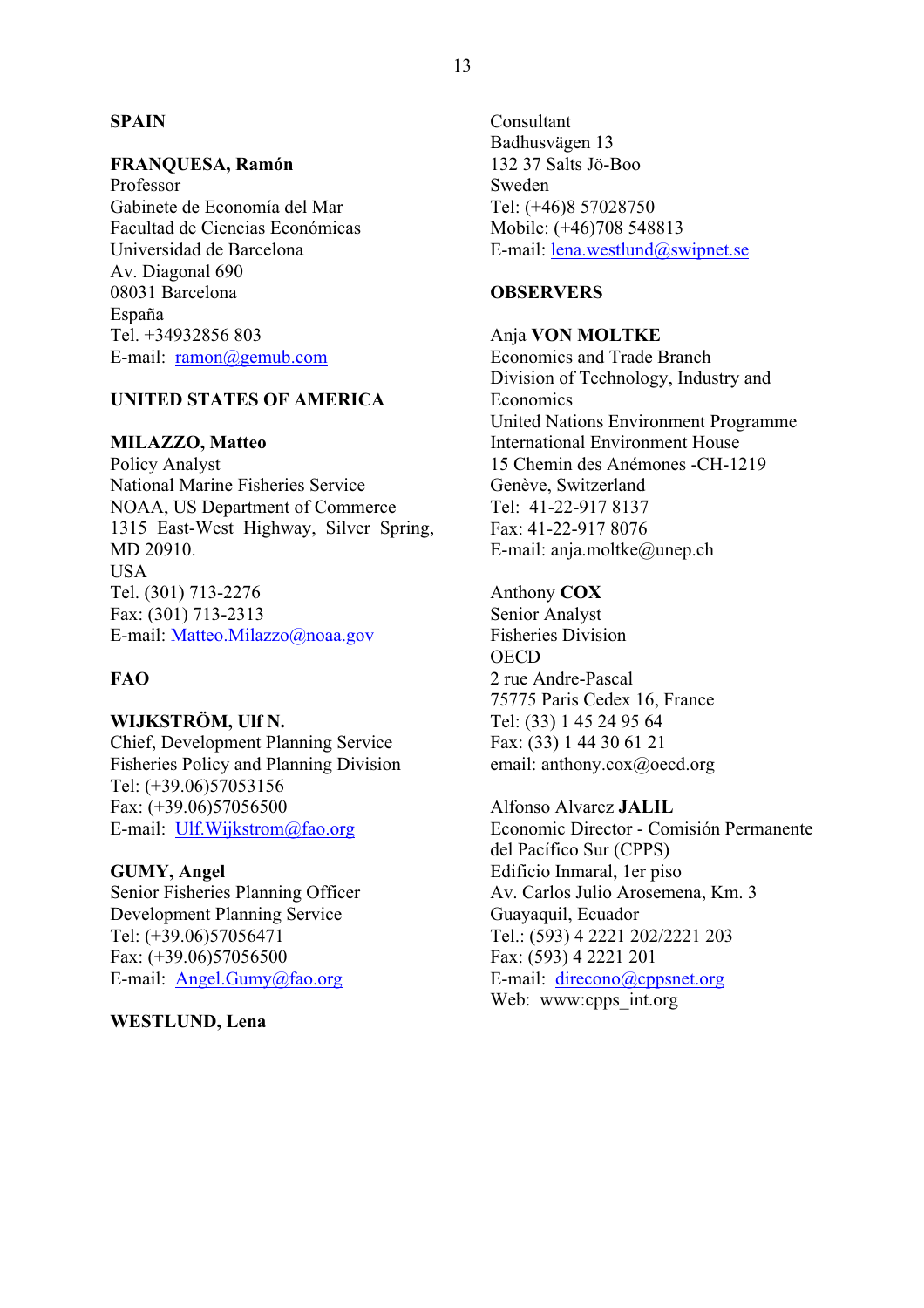## SPAIN

**FRANQUESA, Ramón**
Professor
Gabinete de Economía del Mar
Facultad de Ciencias Económicas
Universidad de Barcelona
Av. Diagonal 690
08031 Barcelona
España
Tel. +34932856 803
E-mail: ramon@gemub.com

## UNITED STATES OF AMERICA

**MILAZZO, Matteo**
Policy Analyst
National Marine Fisheries Service
NOAA, US Department of Commerce
1315 East-West Highway, Silver Spring, MD 20910.
USA
Tel. (301) 713-2276
Fax: (301) 713-2313
E-mail: Matteo.Milazzo@noaa.gov

## FAO

**WIJKSTRÖM, Ulf N.**
Chief, Development Planning Service
Fisheries Policy and Planning Division
Tel: (+39.06)57053156
Fax: (+39.06)57056500
E-mail: Ulf.Wijkstrom@fao.org

**GUMY, Angel**
Senior Fisheries Planning Officer
Development Planning Service
Tel: (+39.06)57056471
Fax: (+39.06)57056500
E-mail: Angel.Gumy@fao.org

**WESTLUND, Lena**
Consultant
Badhusvägen 13
132 37 Salts Jö-Boo
Sweden
Tel: (+46)8 57028750
Mobile: (+46)708 548813
E-mail: lena.westlund@swipnet.se

## OBSERVERS

Anja **VON MOLTKE**
Economics and Trade Branch
Division of Technology, Industry and Economics
United Nations Environment Programme
International Environment House
15 Chemin des Anémones -CH-1219
Genève, Switzerland
Tel: 41-22-917 8137
Fax: 41-22-917 8076
E-mail: anja.moltke@unep.ch

Anthony **COX**
Senior Analyst
Fisheries Division
OECD
2 rue Andre-Pascal
75775 Paris Cedex 16, France
Tel: (33) 1 45 24 95 64
Fax: (33) 1 44 30 61 21
email: anthony.cox@oecd.org

Alfonso Alvarez **JALIL**
Economic Director - Comisión Permanente del Pacífico Sur (CPPS)
Edificio Inmaral, 1er piso
Av. Carlos Julio Arosemena, Km. 3
Guayaquil, Ecuador
Tel.: (593) 4 2221 202/2221 203
Fax: (593) 4 2221 201
E-mail: direcono@cppsnet.org
Web: www:cpps_int.org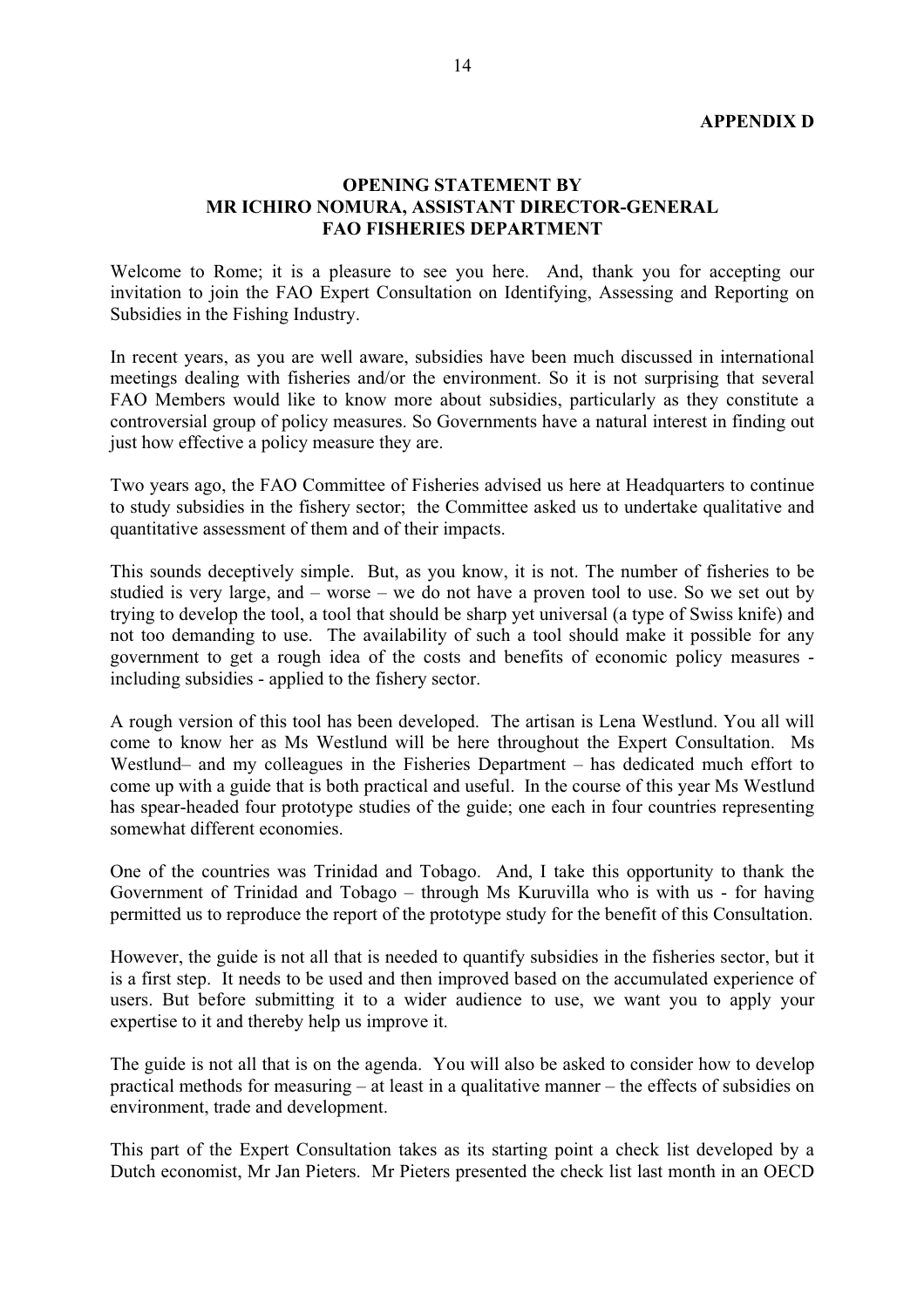**APPENDIX D**

## OPENING STATEMENT BY MR ICHIRO NOMURA, ASSISTANT DIRECTOR-GENERAL FAO FISHERIES DEPARTMENT

Welcome to Rome; it is a pleasure to see you here. And, thank you for accepting our invitation to join the FAO Expert Consultation on Identifying, Assessing and Reporting on Subsidies in the Fishing Industry.

In recent years, as you are well aware, subsidies have been much discussed in international meetings dealing with fisheries and/or the environment. So it is not surprising that several FAO Members would like to know more about subsidies, particularly as they constitute a controversial group of policy measures. So Governments have a natural interest in finding out just how effective a policy measure they are.

Two years ago, the FAO Committee of Fisheries advised us here at Headquarters to continue to study subsidies in the fishery sector; the Committee asked us to undertake qualitative and quantitative assessment of them and of their impacts.

This sounds deceptively simple. But, as you know, it is not. The number of fisheries to be studied is very large, and – worse – we do not have a proven tool to use. So we set out by trying to develop the tool, a tool that should be sharp yet universal (a type of Swiss knife) and not too demanding to use. The availability of such a tool should make it possible for any government to get a rough idea of the costs and benefits of economic policy measures - including subsidies - applied to the fishery sector.

A rough version of this tool has been developed. The artisan is Lena Westlund. You all will come to know her as Ms Westlund will be here throughout the Expert Consultation. Ms Westlund– and my colleagues in the Fisheries Department – has dedicated much effort to come up with a guide that is both practical and useful. In the course of this year Ms Westlund has spear-headed four prototype studies of the guide; one each in four countries representing somewhat different economies.

One of the countries was Trinidad and Tobago. And, I take this opportunity to thank the Government of Trinidad and Tobago – through Ms Kuruvilla who is with us - for having permitted us to reproduce the report of the prototype study for the benefit of this Consultation.

However, the guide is not all that is needed to quantify subsidies in the fisheries sector, but it is a first step. It needs to be used and then improved based on the accumulated experience of users. But before submitting it to a wider audience to use, we want you to apply your expertise to it and thereby help us improve it.

The guide is not all that is on the agenda. You will also be asked to consider how to develop practical methods for measuring – at least in a qualitative manner – the effects of subsidies on environment, trade and development.

This part of the Expert Consultation takes as its starting point a check list developed by a Dutch economist, Mr Jan Pieters. Mr Pieters presented the check list last month in an OECD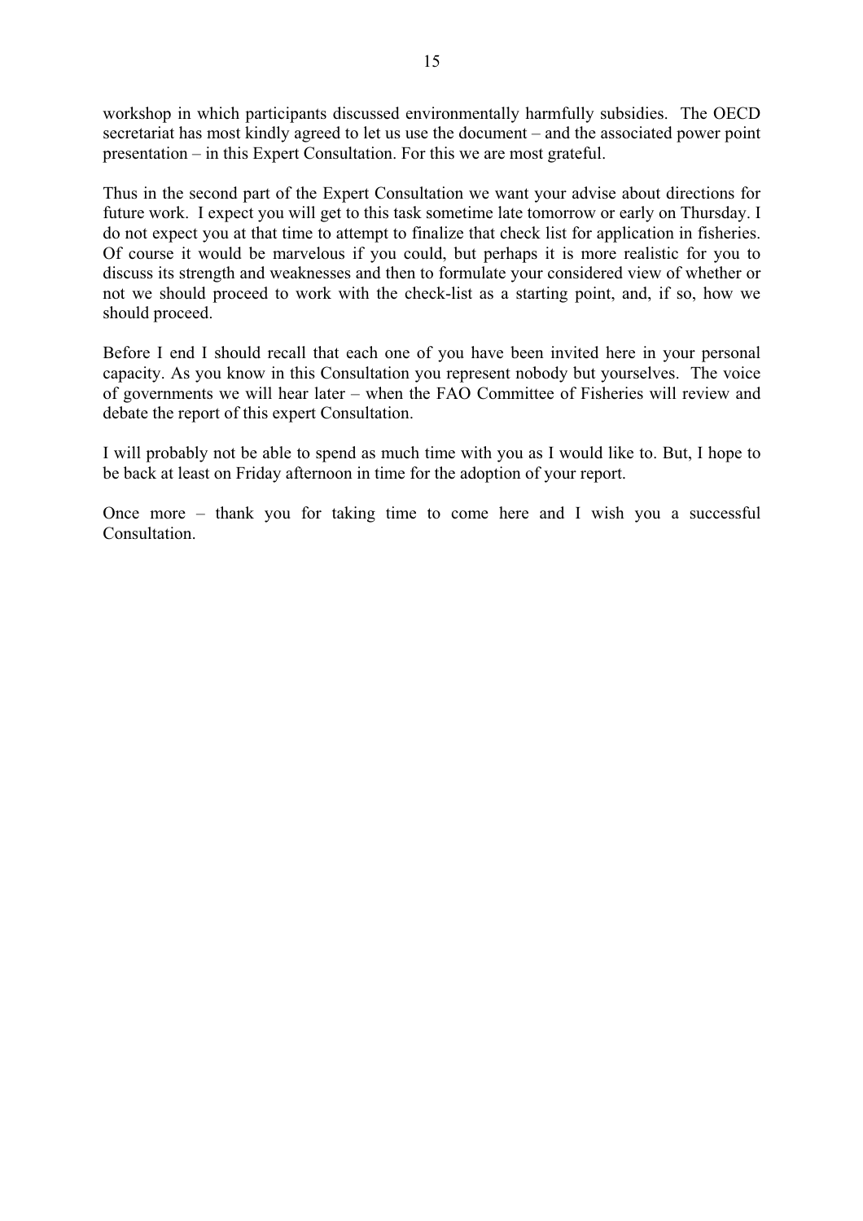workshop in which participants discussed environmentally harmfully subsidies. The OECD secretariat has most kindly agreed to let us use the document – and the associated power point presentation – in this Expert Consultation. For this we are most grateful.

Thus in the second part of the Expert Consultation we want your advise about directions for future work. I expect you will get to this task sometime late tomorrow or early on Thursday. I do not expect you at that time to attempt to finalize that check list for application in fisheries. Of course it would be marvelous if you could, but perhaps it is more realistic for you to discuss its strength and weaknesses and then to formulate your considered view of whether or not we should proceed to work with the check-list as a starting point, and, if so, how we should proceed.

Before I end I should recall that each one of you have been invited here in your personal capacity. As you know in this Consultation you represent nobody but yourselves. The voice of governments we will hear later – when the FAO Committee of Fisheries will review and debate the report of this expert Consultation.

I will probably not be able to spend as much time with you as I would like to. But, I hope to be back at least on Friday afternoon in time for the adoption of your report.

Once more – thank you for taking time to come here and I wish you a successful Consultation.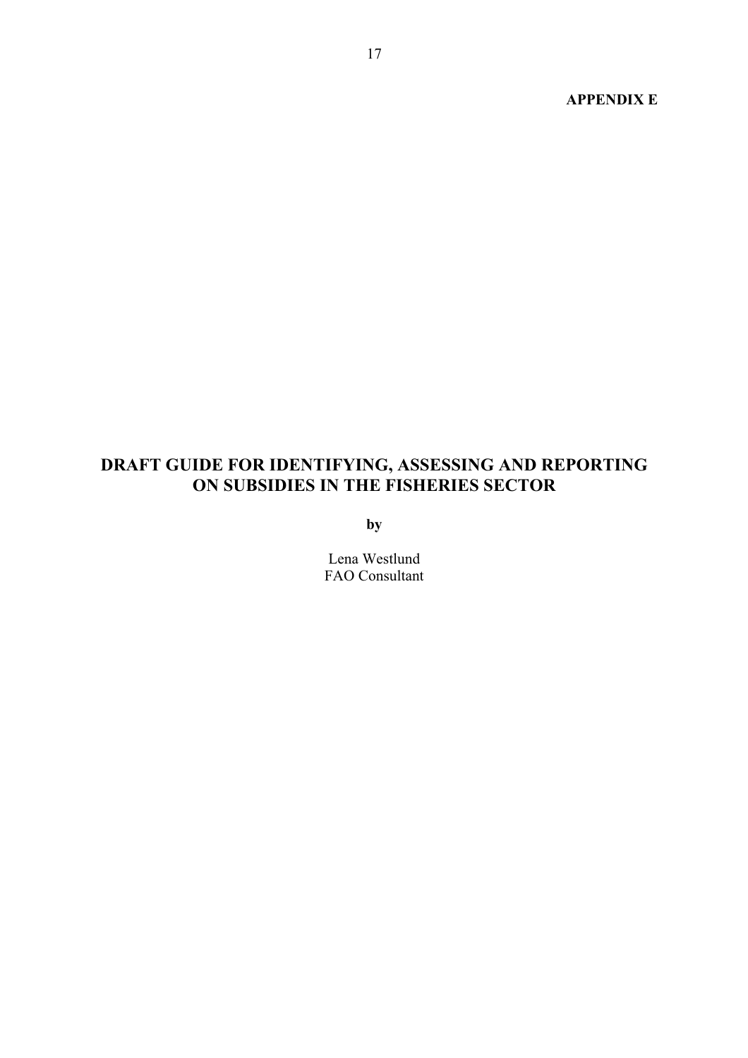**APPENDIX E**

# DRAFT GUIDE FOR IDENTIFYING, ASSESSING AND REPORTING ON SUBSIDIES IN THE FISHERIES SECTOR

**by**

Lena Westlund
FAO Consultant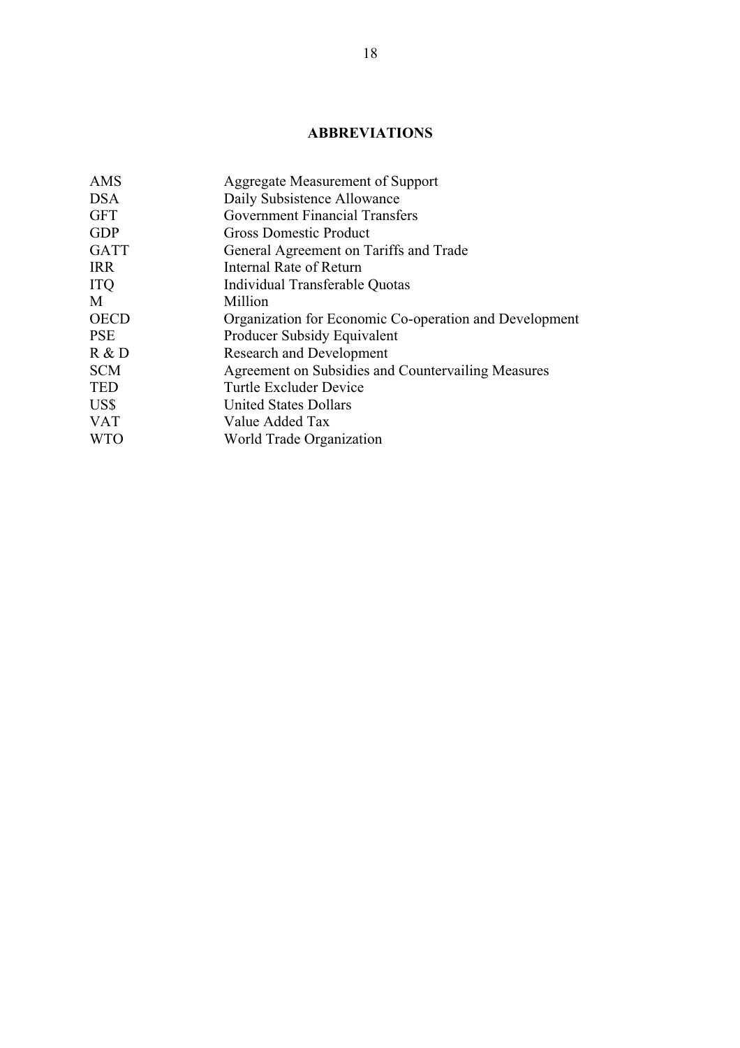## ABBREVIATIONS

| | |
|---|---|
| AMS | Aggregate Measurement of Support |
| DSA | Daily Subsistence Allowance |
| GFT | Government Financial Transfers |
| GDP | Gross Domestic Product |
| GATT | General Agreement on Tariffs and Trade |
| IRR | Internal Rate of Return |
| ITQ | Individual Transferable Quotas |
| M | Million |
| OECD | Organization for Economic Co-operation and Development |
| PSE | Producer Subsidy Equivalent |
| R & D | Research and Development |
| SCM | Agreement on Subsidies and Countervailing Measures |
| TED | Turtle Excluder Device |
| US$ | United States Dollars |
| VAT | Value Added Tax |
| WTO | World Trade Organization |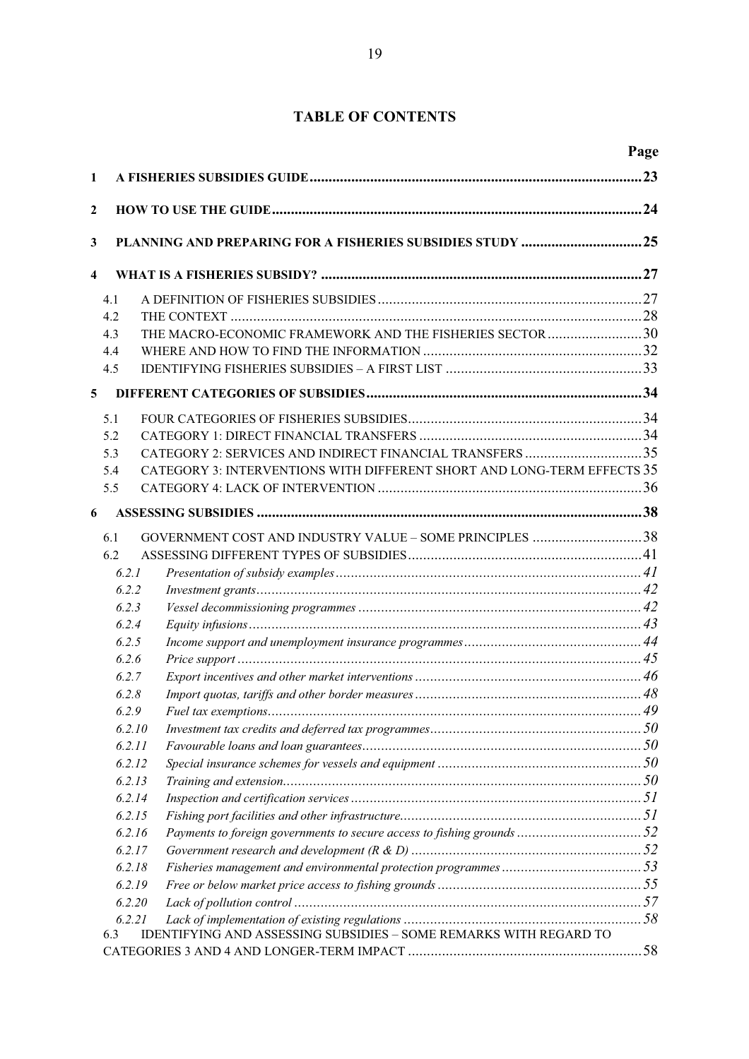# TABLE OF CONTENTS

| | | Page |
|---|---|---|
| **1** | **A FISHERIES SUBSIDIES GUIDE** | **23** |
| **2** | **HOW TO USE THE GUIDE** | **24** |
| **3** | **PLANNING AND PREPARING FOR A FISHERIES SUBSIDIES STUDY** | **25** |
| **4** | **WHAT IS A FISHERIES SUBSIDY?** | **27** |
| 4.1 | A DEFINITION OF FISHERIES SUBSIDIES | 27 |
| 4.2 | THE CONTEXT | 28 |
| 4.3 | THE MACRO-ECONOMIC FRAMEWORK AND THE FISHERIES SECTOR | 30 |
| 4.4 | WHERE AND HOW TO FIND THE INFORMATION | 32 |
| 4.5 | IDENTIFYING FISHERIES SUBSIDIES – A FIRST LIST | 33 |
| **5** | **DIFFERENT CATEGORIES OF SUBSIDIES** | **34** |
| 5.1 | FOUR CATEGORIES OF FISHERIES SUBSIDIES | 34 |
| 5.2 | CATEGORY 1: DIRECT FINANCIAL TRANSFERS | 34 |
| 5.3 | CATEGORY 2: SERVICES AND INDIRECT FINANCIAL TRANSFERS | 35 |
| 5.4 | CATEGORY 3: INTERVENTIONS WITH DIFFERENT SHORT AND LONG-TERM EFFECTS | 35 |
| 5.5 | CATEGORY 4: LACK OF INTERVENTION | 36 |
| **6** | **ASSESSING SUBSIDIES** | **38** |
| 6.1 | GOVERNMENT COST AND INDUSTRY VALUE – SOME PRINCIPLES | 38 |
| 6.2 | ASSESSING DIFFERENT TYPES OF SUBSIDIES | 41 |
| *6.2.1* | *Presentation of subsidy examples* | *41* |
| *6.2.2* | *Investment grants* | *42* |
| *6.2.3* | *Vessel decommissioning programmes* | *42* |
| *6.2.4* | *Equity infusions* | *43* |
| *6.2.5* | *Income support and unemployment insurance programmes* | *44* |
| *6.2.6* | *Price support* | *45* |
| *6.2.7* | *Export incentives and other market interventions* | *46* |
| *6.2.8* | *Import quotas, tariffs and other border measures* | *48* |
| *6.2.9* | *Fuel tax exemptions* | *49* |
| *6.2.10* | *Investment tax credits and deferred tax programmes* | *50* |
| *6.2.11* | *Favourable loans and loan guarantees* | *50* |
| *6.2.12* | *Special insurance schemes for vessels and equipment* | *50* |
| *6.2.13* | *Training and extension* | *50* |
| *6.2.14* | *Inspection and certification services* | *51* |
| *6.2.15* | *Fishing port facilities and other infrastructure* | *51* |
| *6.2.16* | *Payments to foreign governments to secure access to fishing grounds* | *52* |
| *6.2.17* | *Government research and development (R & D)* | *52* |
| *6.2.18* | *Fisheries management and environmental protection programmes* | *53* |
| *6.2.19* | *Free or below market price access to fishing grounds* | *55* |
| *6.2.20* | *Lack of pollution control* | *57* |
| *6.2.21* | *Lack of implementation of existing regulations* | *58* |
| 6.3 | IDENTIFYING AND ASSESSING SUBSIDIES – SOME REMARKS WITH REGARD TO CATEGORIES 3 AND 4 AND LONGER-TERM IMPACT | 58 |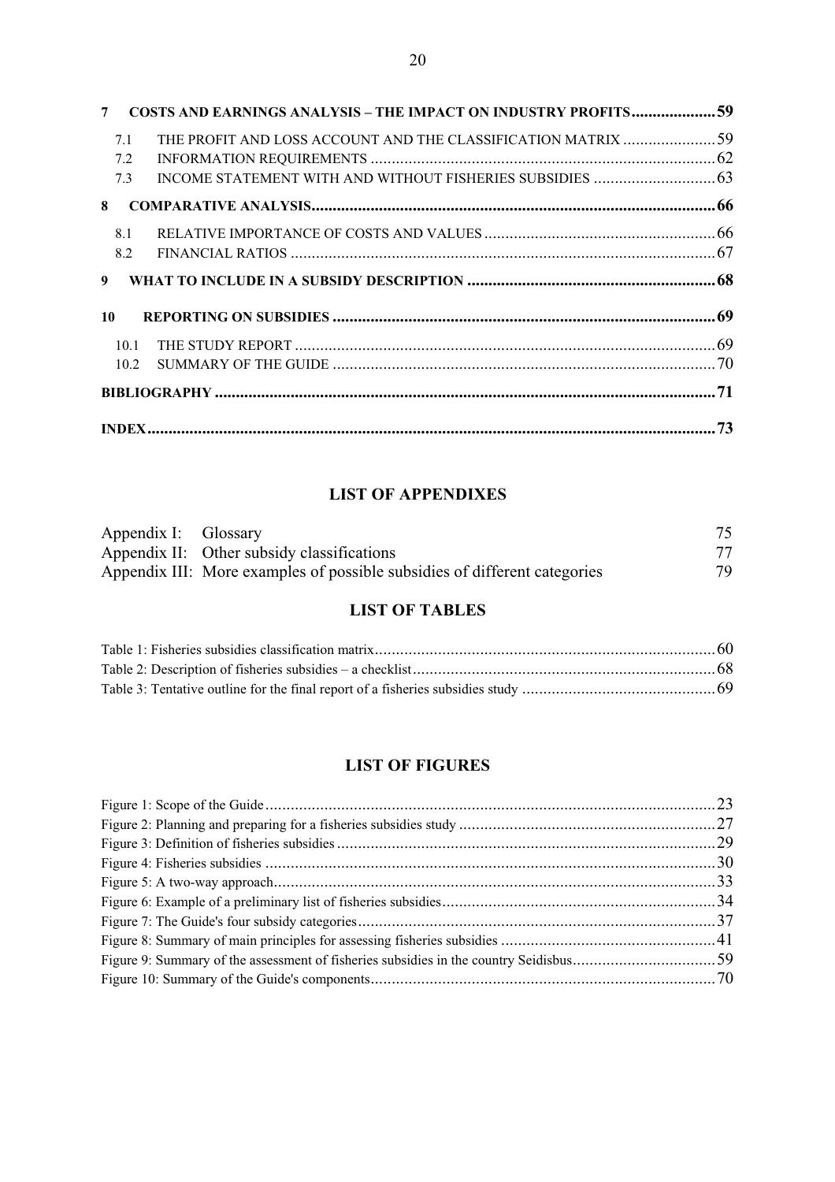**7 COSTS AND EARNINGS ANALYSIS – THE IMPACT ON INDUSTRY PROFITS....................59**

7.1 THE PROFIT AND LOSS ACCOUNT AND THE CLASSIFICATION MATRIX ......................59
7.2 INFORMATION REQUIREMENTS ..................................................................................62
7.3 INCOME STATEMENT WITH AND WITHOUT FISHERIES SUBSIDIES .............................63

**8 COMPARATIVE ANALYSIS...............................................................................................66**

8.1 RELATIVE IMPORTANCE OF COSTS AND VALUES......................................................66
8.2 FINANCIAL RATIOS ....................................................................................................67

**9 WHAT TO INCLUDE IN A SUBSIDY DESCRIPTION ..........................................................68**

**10 REPORTING ON SUBSIDIES ..........................................................................................69**

10.1 THE STUDY REPORT ...................................................................................................69
10.2 SUMMARY OF THE GUIDE ..........................................................................................70

**BIBLIOGRAPHY .....................................................................................................................71**

**INDEX.....................................................................................................................................73**

## LIST OF APPENDIXES

Appendix I: Glossary 75
Appendix II: Other subsidy classifications 77
Appendix III: More examples of possible subsidies of different categories 79

## LIST OF TABLES

Table 1: Fisheries subsidies classification matrix................................................................................60
Table 2: Description of fisheries subsidies – a checklist.......................................................................68
Table 3: Tentative outline for the final report of a fisheries subsidies study .............................................69

## LIST OF FIGURES

Figure 1: Scope of the Guide..........................................................................................................23
Figure 2: Planning and preparing for a fisheries subsidies study ............................................................27
Figure 3: Definition of fisheries subsidies ..........................................................................................29
Figure 4: Fisheries subsidies ..........................................................................................................30
Figure 5: A two-way approach........................................................................................................33
Figure 6: Example of a preliminary list of fisheries subsidies.................................................................34
Figure 7: The Guide's four subsidy categories.....................................................................................37
Figure 8: Summary of main principles for assessing fisheries subsidies ..................................................41
Figure 9: Summary of the assessment of fisheries subsidies in the country Seidisbus.................................59
Figure 10: Summary of the Guide's components.................................................................................70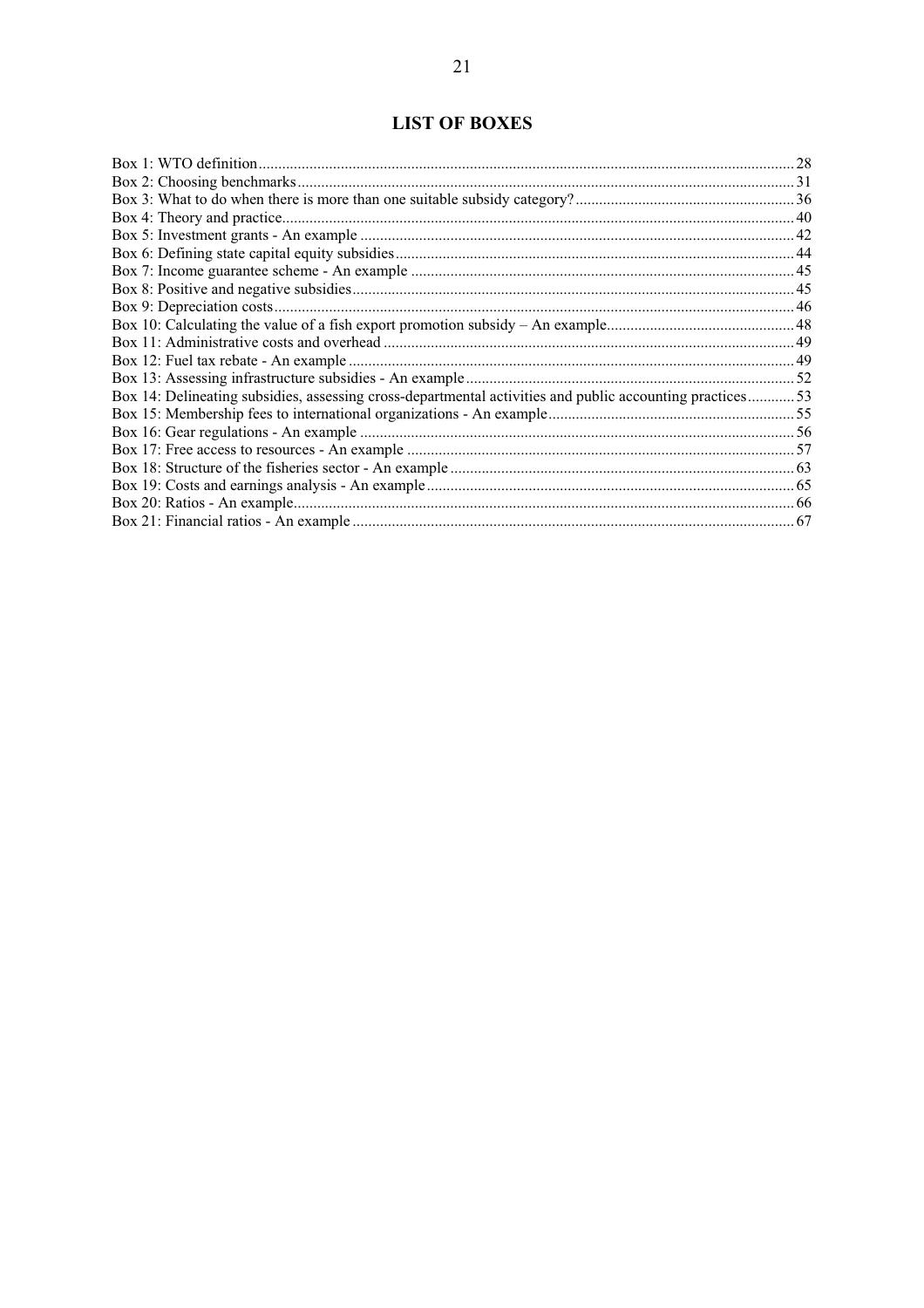## LIST OF BOXES

Box 1: WTO definition ... 28
Box 2: Choosing benchmarks ... 31
Box 3: What to do when there is more than one suitable subsidy category? ... 36
Box 4: Theory and practice ... 40
Box 5: Investment grants - An example ... 42
Box 6: Defining state capital equity subsidies ... 44
Box 7: Income guarantee scheme - An example ... 45
Box 8: Positive and negative subsidies ... 45
Box 9: Depreciation costs ... 46
Box 10: Calculating the value of a fish export promotion subsidy – An example ... 48
Box 11: Administrative costs and overhead ... 49
Box 12: Fuel tax rebate - An example ... 49
Box 13: Assessing infrastructure subsidies - An example ... 52
Box 14: Delineating subsidies, assessing cross-departmental activities and public accounting practices ... 53
Box 15: Membership fees to international organizations - An example ... 55
Box 16: Gear regulations - An example ... 56
Box 17: Free access to resources - An example ... 57
Box 18: Structure of the fisheries sector - An example ... 63
Box 19: Costs and earnings analysis - An example ... 65
Box 20: Ratios - An example ... 66
Box 21: Financial ratios - An example ... 67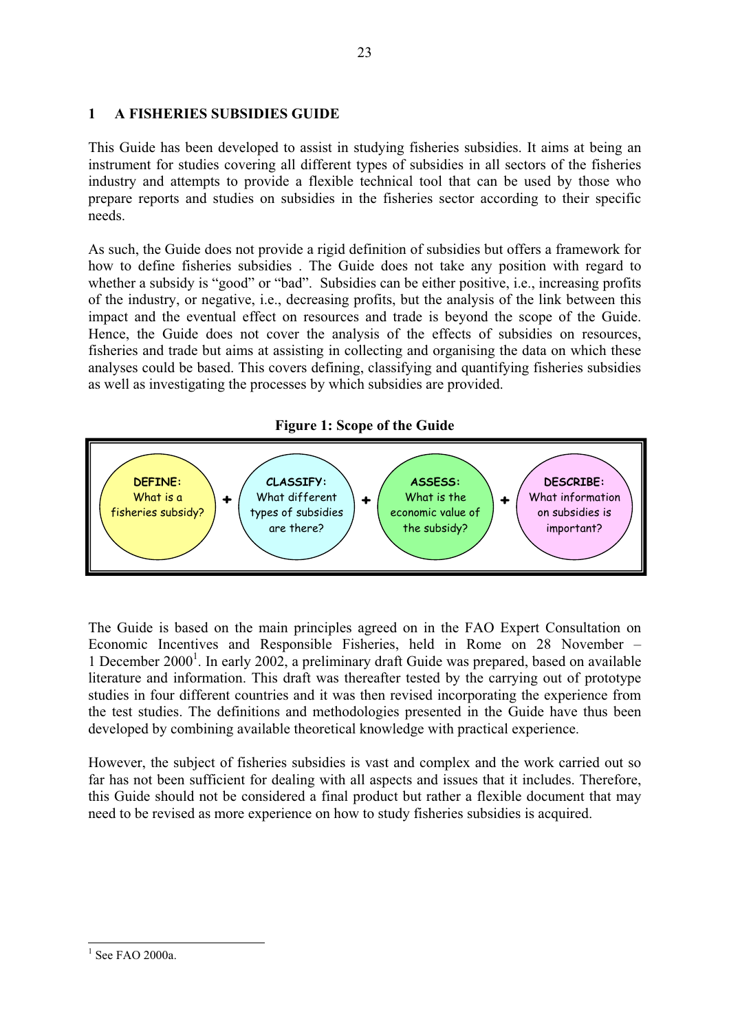# 1 A FISHERIES SUBSIDIES GUIDE

This Guide has been developed to assist in studying fisheries subsidies. It aims at being an instrument for studies covering all different types of subsidies in all sectors of the fisheries industry and attempts to provide a flexible technical tool that can be used by those who prepare reports and studies on subsidies in the fisheries sector according to their specific needs.

As such, the Guide does not provide a rigid definition of subsidies but offers a framework for how to define fisheries subsidies . The Guide does not take any position with regard to whether a subsidy is "good" or "bad". Subsidies can be either positive, i.e., increasing profits of the industry, or negative, i.e., decreasing profits, but the analysis of the link between this impact and the eventual effect on resources and trade is beyond the scope of the Guide. Hence, the Guide does not cover the analysis of the effects of subsidies on resources, fisheries and trade but aims at assisting in collecting and organising the data on which these analyses could be based. This covers defining, classifying and quantifying fisheries subsidies as well as investigating the processes by which subsidies are provided.

**Figure 1: Scope of the Guide**

**DEFINE:** What is a fisheries subsidy? + **CLASSIFY:** What different types of subsidies are there? + **ASSESS:** What is the economic value of the subsidy? + **DESCRIBE:** What information on subsidies is important?

The Guide is based on the main principles agreed on in the FAO Expert Consultation on Economic Incentives and Responsible Fisheries, held in Rome on 28 November – 1 December 2000[1]. In early 2002, a preliminary draft Guide was prepared, based on available literature and information. This draft was thereafter tested by the carrying out of prototype studies in four different countries and it was then revised incorporating the experience from the test studies. The definitions and methodologies presented in the Guide have thus been developed by combining available theoretical knowledge with practical experience.

However, the subject of fisheries subsidies is vast and complex and the work carried out so far has not been sufficient for dealing with all aspects and issues that it includes. Therefore, this Guide should not be considered a final product but rather a flexible document that may need to be revised as more experience on how to study fisheries subsidies is acquired.

---

[1] See FAO 2000a.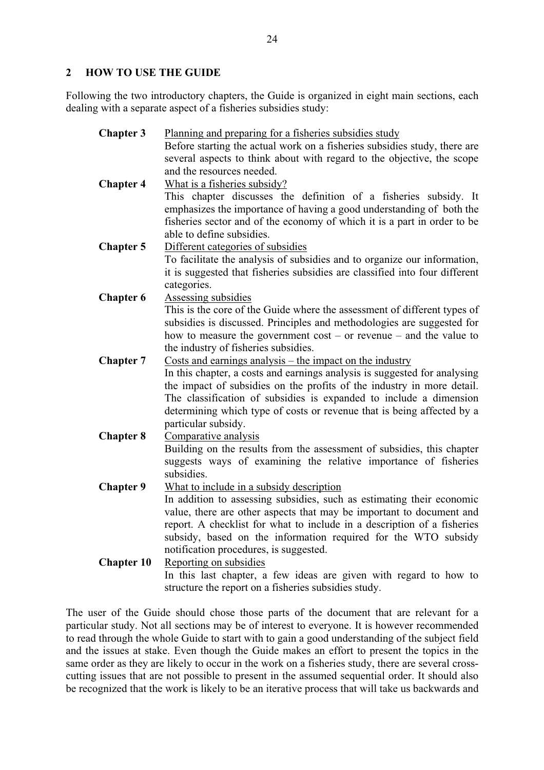## 2 HOW TO USE THE GUIDE

Following the two introductory chapters, the Guide is organized in eight main sections, each dealing with a separate aspect of a fisheries subsidies study:

**Chapter 3** Planning and preparing for a fisheries subsidies study
Before starting the actual work on a fisheries subsidies study, there are several aspects to think about with regard to the objective, the scope and the resources needed.

**Chapter 4** What is a fisheries subsidy?
This chapter discusses the definition of a fisheries subsidy. It emphasizes the importance of having a good understanding of both the fisheries sector and of the economy of which it is a part in order to be able to define subsidies.

**Chapter 5** Different categories of subsidies
To facilitate the analysis of subsidies and to organize our information, it is suggested that fisheries subsidies are classified into four different categories.

**Chapter 6** Assessing subsidies
This is the core of the Guide where the assessment of different types of subsidies is discussed. Principles and methodologies are suggested for how to measure the government cost – or revenue – and the value to the industry of fisheries subsidies.

**Chapter 7** Costs and earnings analysis – the impact on the industry
In this chapter, a costs and earnings analysis is suggested for analysing the impact of subsidies on the profits of the industry in more detail. The classification of subsidies is expanded to include a dimension determining which type of costs or revenue that is being affected by a particular subsidy.

**Chapter 8** Comparative analysis
Building on the results from the assessment of subsidies, this chapter suggests ways of examining the relative importance of fisheries subsidies.

**Chapter 9** What to include in a subsidy description
In addition to assessing subsidies, such as estimating their economic value, there are other aspects that may be important to document and report. A checklist for what to include in a description of a fisheries subsidy, based on the information required for the WTO subsidy notification procedures, is suggested.

**Chapter 10** Reporting on subsidies
In this last chapter, a few ideas are given with regard to how to structure the report on a fisheries subsidies study.

The user of the Guide should chose those parts of the document that are relevant for a particular study. Not all sections may be of interest to everyone. It is however recommended to read through the whole Guide to start with to gain a good understanding of the subject field and the issues at stake. Even though the Guide makes an effort to present the topics in the same order as they are likely to occur in the work on a fisheries study, there are several cross-cutting issues that are not possible to present in the assumed sequential order. It should also be recognized that the work is likely to be an iterative process that will take us backwards and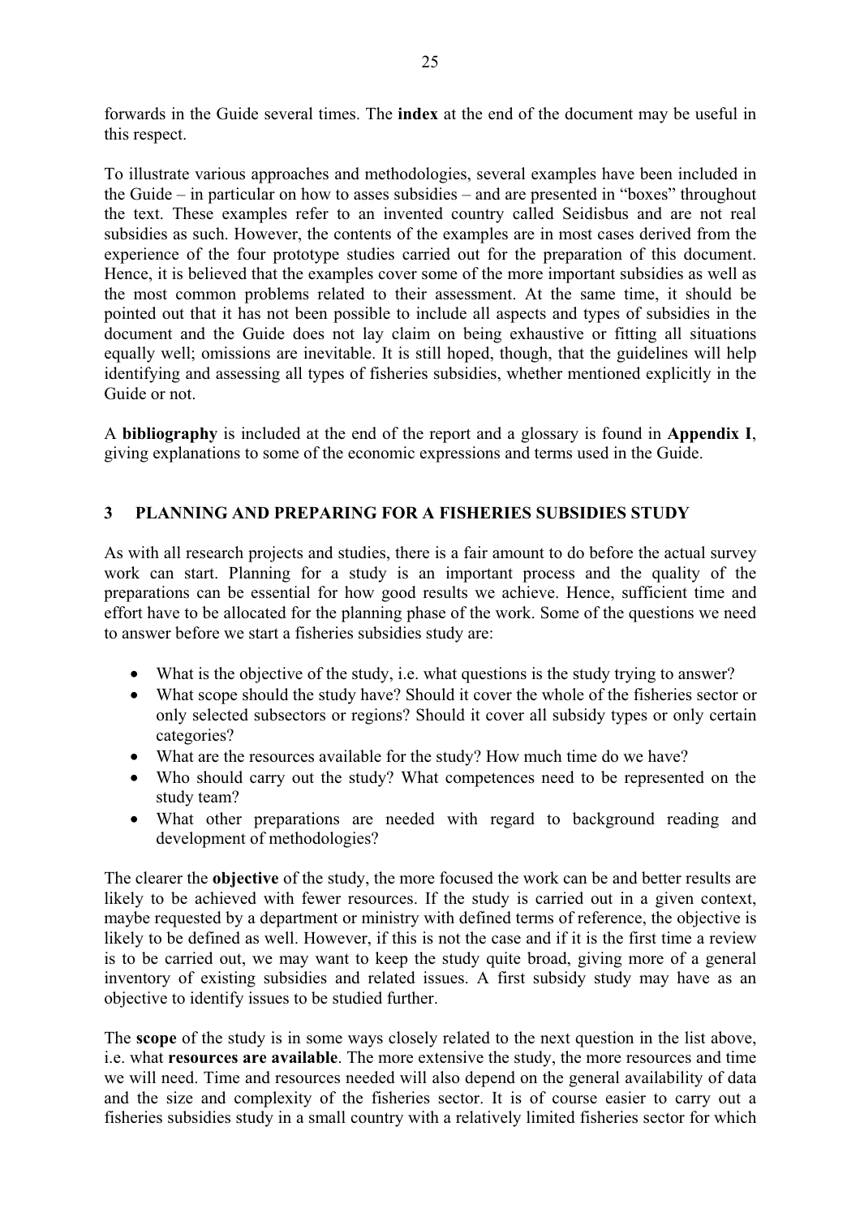forwards in the Guide several times. The **index** at the end of the document may be useful in this respect.

To illustrate various approaches and methodologies, several examples have been included in the Guide – in particular on how to asses subsidies – and are presented in "boxes" throughout the text. These examples refer to an invented country called Seidisbus and are not real subsidies as such. However, the contents of the examples are in most cases derived from the experience of the four prototype studies carried out for the preparation of this document. Hence, it is believed that the examples cover some of the more important subsidies as well as the most common problems related to their assessment. At the same time, it should be pointed out that it has not been possible to include all aspects and types of subsidies in the document and the Guide does not lay claim on being exhaustive or fitting all situations equally well; omissions are inevitable. It is still hoped, though, that the guidelines will help identifying and assessing all types of fisheries subsidies, whether mentioned explicitly in the Guide or not.

A **bibliography** is included at the end of the report and a glossary is found in **Appendix I**, giving explanations to some of the economic expressions and terms used in the Guide.

# 3 PLANNING AND PREPARING FOR A FISHERIES SUBSIDIES STUDY

As with all research projects and studies, there is a fair amount to do before the actual survey work can start. Planning for a study is an important process and the quality of the preparations can be essential for how good results we achieve. Hence, sufficient time and effort have to be allocated for the planning phase of the work. Some of the questions we need to answer before we start a fisheries subsidies study are:

- What is the objective of the study, i.e. what questions is the study trying to answer?
- What scope should the study have? Should it cover the whole of the fisheries sector or only selected subsectors or regions? Should it cover all subsidy types or only certain categories?
- What are the resources available for the study? How much time do we have?
- Who should carry out the study? What competences need to be represented on the study team?
- What other preparations are needed with regard to background reading and development of methodologies?

The clearer the **objective** of the study, the more focused the work can be and better results are likely to be achieved with fewer resources. If the study is carried out in a given context, maybe requested by a department or ministry with defined terms of reference, the objective is likely to be defined as well. However, if this is not the case and if it is the first time a review is to be carried out, we may want to keep the study quite broad, giving more of a general inventory of existing subsidies and related issues. A first subsidy study may have as an objective to identify issues to be studied further.

The **scope** of the study is in some ways closely related to the next question in the list above, i.e. what **resources are available**. The more extensive the study, the more resources and time we will need. Time and resources needed will also depend on the general availability of data and the size and complexity of the fisheries sector. It is of course easier to carry out a fisheries subsidies study in a small country with a relatively limited fisheries sector for which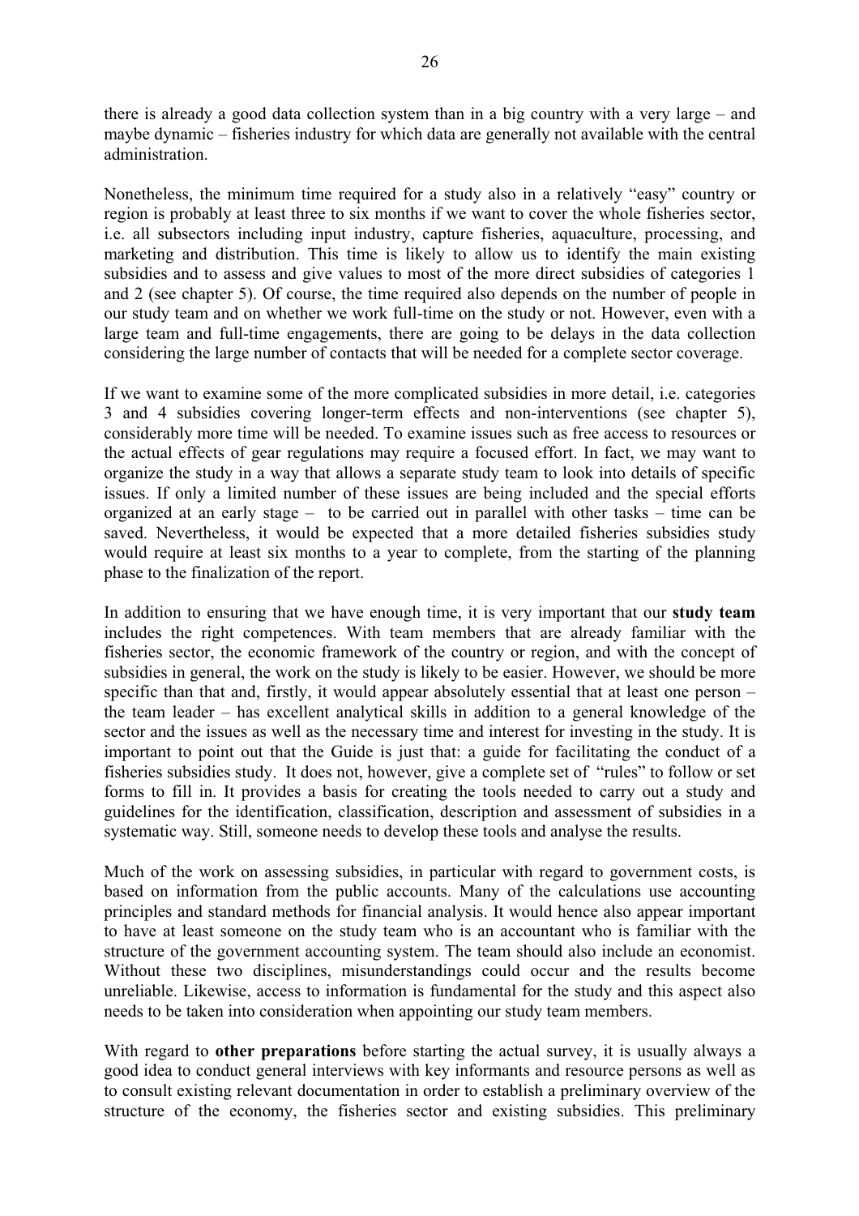there is already a good data collection system than in a big country with a very large – and maybe dynamic – fisheries industry for which data are generally not available with the central administration.

Nonetheless, the minimum time required for a study also in a relatively "easy" country or region is probably at least three to six months if we want to cover the whole fisheries sector, i.e. all subsectors including input industry, capture fisheries, aquaculture, processing, and marketing and distribution. This time is likely to allow us to identify the main existing subsidies and to assess and give values to most of the more direct subsidies of categories 1 and 2 (see chapter 5). Of course, the time required also depends on the number of people in our study team and on whether we work full-time on the study or not. However, even with a large team and full-time engagements, there are going to be delays in the data collection considering the large number of contacts that will be needed for a complete sector coverage.

If we want to examine some of the more complicated subsidies in more detail, i.e. categories 3 and 4 subsidies covering longer-term effects and non-interventions (see chapter 5), considerably more time will be needed. To examine issues such as free access to resources or the actual effects of gear regulations may require a focused effort. In fact, we may want to organize the study in a way that allows a separate study team to look into details of specific issues. If only a limited number of these issues are being included and the special efforts organized at an early stage – to be carried out in parallel with other tasks – time can be saved. Nevertheless, it would be expected that a more detailed fisheries subsidies study would require at least six months to a year to complete, from the starting of the planning phase to the finalization of the report.

In addition to ensuring that we have enough time, it is very important that our **study team** includes the right competences. With team members that are already familiar with the fisheries sector, the economic framework of the country or region, and with the concept of subsidies in general, the work on the study is likely to be easier. However, we should be more specific than that and, firstly, it would appear absolutely essential that at least one person – the team leader – has excellent analytical skills in addition to a general knowledge of the sector and the issues as well as the necessary time and interest for investing in the study. It is important to point out that the Guide is just that: a guide for facilitating the conduct of a fisheries subsidies study. It does not, however, give a complete set of "rules" to follow or set forms to fill in. It provides a basis for creating the tools needed to carry out a study and guidelines for the identification, classification, description and assessment of subsidies in a systematic way. Still, someone needs to develop these tools and analyse the results.

Much of the work on assessing subsidies, in particular with regard to government costs, is based on information from the public accounts. Many of the calculations use accounting principles and standard methods for financial analysis. It would hence also appear important to have at least someone on the study team who is an accountant who is familiar with the structure of the government accounting system. The team should also include an economist. Without these two disciplines, misunderstandings could occur and the results become unreliable. Likewise, access to information is fundamental for the study and this aspect also needs to be taken into consideration when appointing our study team members.

With regard to **other preparations** before starting the actual survey, it is usually always a good idea to conduct general interviews with key informants and resource persons as well as to consult existing relevant documentation in order to establish a preliminary overview of the structure of the economy, the fisheries sector and existing subsidies. This preliminary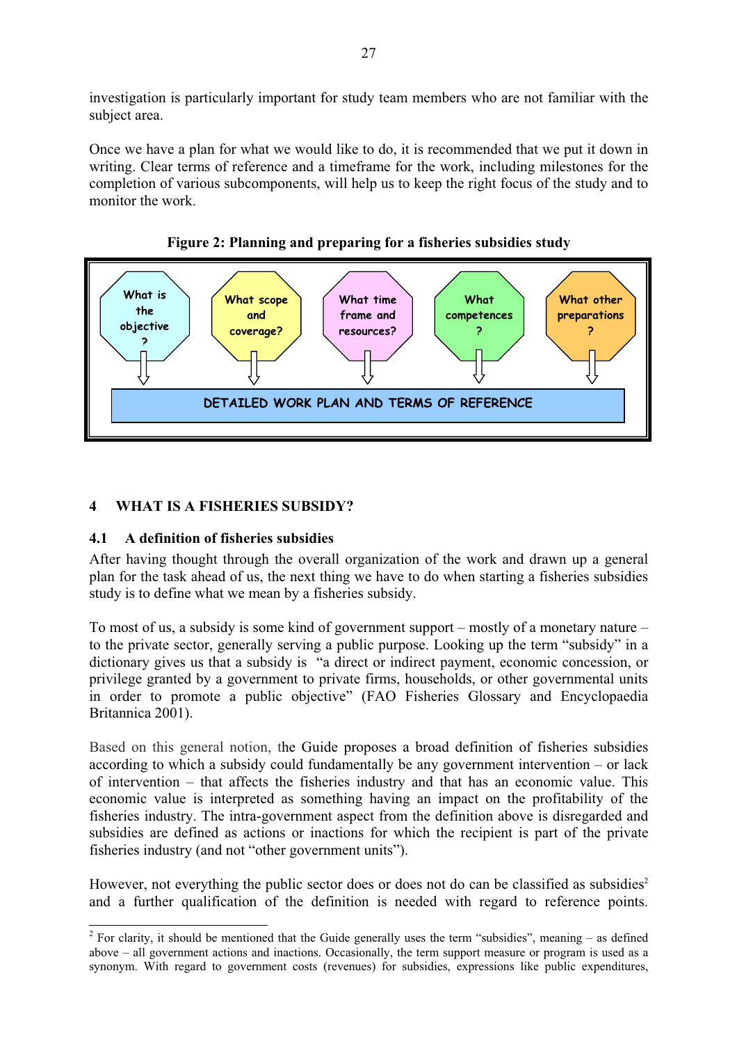investigation is particularly important for study team members who are not familiar with the subject area.

Once we have a plan for what we would like to do, it is recommended that we put it down in writing. Clear terms of reference and a timeframe for the work, including milestones for the completion of various subcomponents, will help us to keep the right focus of the study and to monitor the work.

**Figure 2: Planning and preparing for a fisheries subsidies study**

What is the objective? → What scope and coverage? → What time frame and resources? → What competences? → What other preparations?

DETAILED WORK PLAN AND TERMS OF REFERENCE

## 4 WHAT IS A FISHERIES SUBSIDY?

### 4.1 A definition of fisheries subsidies

After having thought through the overall organization of the work and drawn up a general plan for the task ahead of us, the next thing we have to do when starting a fisheries subsidies study is to define what we mean by a fisheries subsidy.

To most of us, a subsidy is some kind of government support – mostly of a monetary nature – to the private sector, generally serving a public purpose. Looking up the term "subsidy" in a dictionary gives us that a subsidy is "a direct or indirect payment, economic concession, or privilege granted by a government to private firms, households, or other governmental units in order to promote a public objective" (FAO Fisheries Glossary and Encyclopaedia Britannica 2001).

Based on this general notion, the Guide proposes a broad definition of fisheries subsidies according to which a subsidy could fundamentally be any government intervention – or lack of intervention – that affects the fisheries industry and that has an economic value. This economic value is interpreted as something having an impact on the profitability of the fisheries industry. The intra-government aspect from the definition above is disregarded and subsidies are defined as actions or inactions for which the recipient is part of the private fisheries industry (and not "other government units").

However, not everything the public sector does or does not do can be classified as subsidies[2] and a further qualification of the definition is needed with regard to reference points.

[2] For clarity, it should be mentioned that the Guide generally uses the term "subsidies", meaning – as defined above – all government actions and inactions. Occasionally, the term support measure or program is used as a synonym. With regard to government costs (revenues) for subsidies, expressions like public expenditures,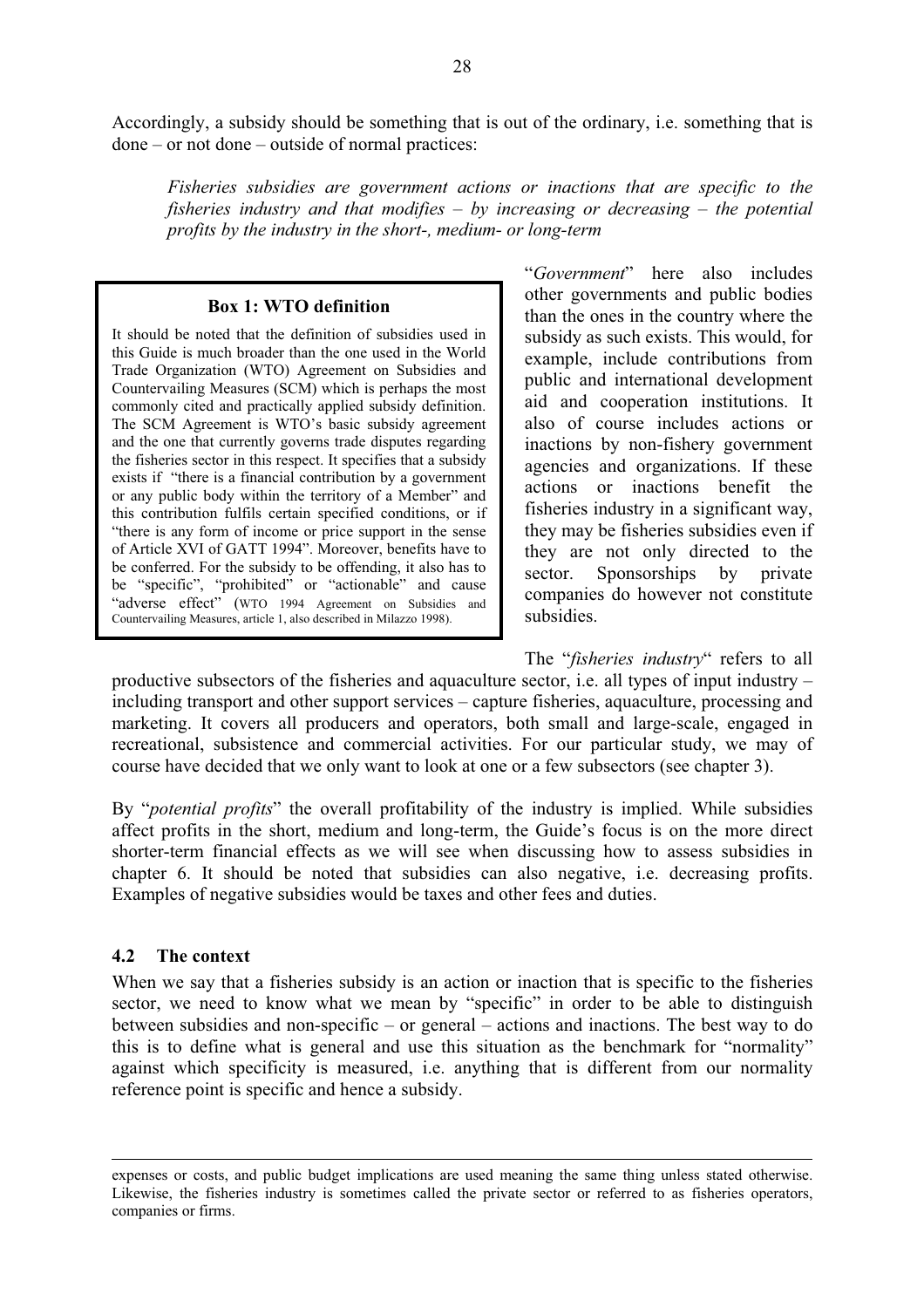Accordingly, a subsidy should be something that is out of the ordinary, i.e. something that is done – or not done – outside of normal practices:

*Fisheries subsidies are government actions or inactions that are specific to the fisheries industry and that modifies – by increasing or decreasing – the potential profits by the industry in the short-, medium- or long-term*

> **Box 1: WTO definition**
>
> It should be noted that the definition of subsidies used in this Guide is much broader than the one used in the World Trade Organization (WTO) Agreement on Subsidies and Countervailing Measures (SCM) which is perhaps the most commonly cited and practically applied subsidy definition. The SCM Agreement is WTO's basic subsidy agreement and the one that currently governs trade disputes regarding the fisheries sector in this respect. It specifies that a subsidy exists if "there is a financial contribution by a government or any public body within the territory of a Member" and this contribution fulfils certain specified conditions, or if "there is any form of income or price support in the sense of Article XVI of GATT 1994". Moreover, benefits have to be conferred. For the subsidy to be offending, it also has to be "specific", "prohibited" or "actionable" and cause "adverse effect" (WTO 1994 Agreement on Subsidies and Countervailing Measures, article 1, also described in Milazzo 1998).

"*Government*" here also includes other governments and public bodies than the ones in the country where the subsidy as such exists. This would, for example, include contributions from public and international development aid and cooperation institutions. It also of course includes actions or inactions by non-fishery government agencies and organizations. If these actions or inactions benefit the fisheries industry in a significant way, they may be fisheries subsidies even if they are not only directed to the sector. Sponsorships by private companies do however not constitute subsidies.

The "*fisheries industry*" refers to all productive subsectors of the fisheries and aquaculture sector, i.e. all types of input industry – including transport and other support services – capture fisheries, aquaculture, processing and marketing. It covers all producers and operators, both small and large-scale, engaged in recreational, subsistence and commercial activities. For our particular study, we may of course have decided that we only want to look at one or a few subsectors (see chapter 3).

By "*potential profits*" the overall profitability of the industry is implied. While subsidies affect profits in the short, medium and long-term, the Guide's focus is on the more direct shorter-term financial effects as we will see when discussing how to assess subsidies in chapter 6. It should be noted that subsidies can also negative, i.e. decreasing profits. Examples of negative subsidies would be taxes and other fees and duties.

### 4.2 The context

When we say that a fisheries subsidy is an action or inaction that is specific to the fisheries sector, we need to know what we mean by "specific" in order to be able to distinguish between subsidies and non-specific – or general – actions and inactions. The best way to do this is to define what is general and use this situation as the benchmark for "normality" against which specificity is measured, i.e. anything that is different from our normality reference point is specific and hence a subsidy.

---

expenses or costs, and public budget implications are used meaning the same thing unless stated otherwise. Likewise, the fisheries industry is sometimes called the private sector or referred to as fisheries operators, companies or firms.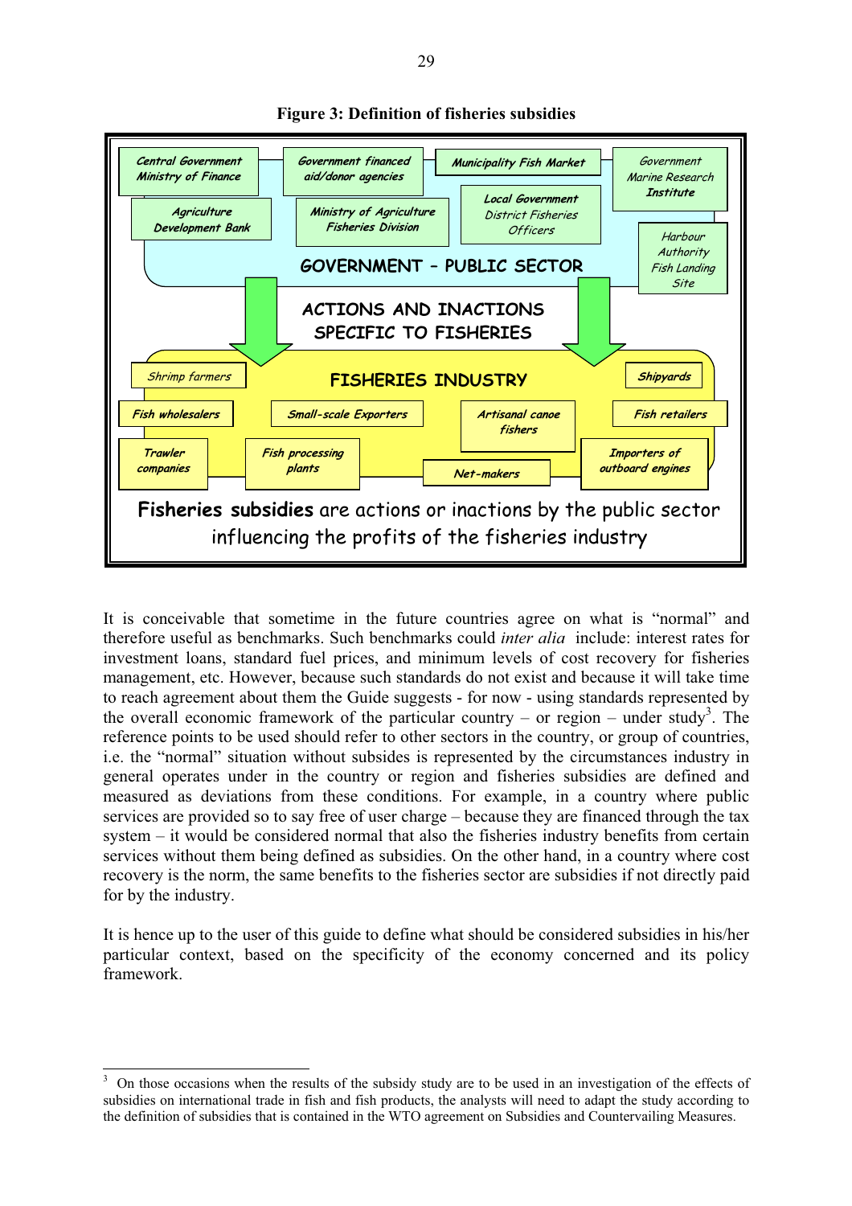**Figure 3: Definition of fisheries subsidies**

Central Government Ministry of Finance

Government financed aid/donor agencies

Municipality Fish Market

Government Marine Research Institute

Agriculture Development Bank

Ministry of Agriculture Fisheries Division

Local Government District Fisheries Officers

Harbour Authority Fish Landing Site

GOVERNMENT – PUBLIC SECTOR

ACTIONS AND INACTIONS SPECIFIC TO FISHERIES

Shrimp farmers

FISHERIES INDUSTRY

Shipyards

Fish wholesalers

Small-scale Exporters

Artisanal canoe fishers

Fish retailers

Trawler companies

Fish processing plants

Net-makers

Importers of outboard engines

**Fisheries subsidies** are actions or inactions by the public sector influencing the profits of the fisheries industry

It is conceivable that sometime in the future countries agree on what is "normal" and therefore useful as benchmarks. Such benchmarks could *inter alia* include: interest rates for investment loans, standard fuel prices, and minimum levels of cost recovery for fisheries management, etc. However, because such standards do not exist and because it will take time to reach agreement about them the Guide suggests - for now - using standards represented by the overall economic framework of the particular country – or region – under study[3]. The reference points to be used should refer to other sectors in the country, or group of countries, i.e. the "normal" situation without subsides is represented by the circumstances industry in general operates under in the country or region and fisheries subsidies are defined and measured as deviations from these conditions. For example, in a country where public services are provided so to say free of user charge – because they are financed through the tax system – it would be considered normal that also the fisheries industry benefits from certain services without them being defined as subsidies. On the other hand, in a country where cost recovery is the norm, the same benefits to the fisheries sector are subsidies if not directly paid for by the industry.

It is hence up to the user of this guide to define what should be considered subsidies in his/her particular context, based on the specificity of the economy concerned and its policy framework.

[3] On those occasions when the results of the subsidy study are to be used in an investigation of the effects of subsidies on international trade in fish and fish products, the analysts will need to adapt the study according to the definition of subsidies that is contained in the WTO agreement on Subsidies and Countervailing Measures.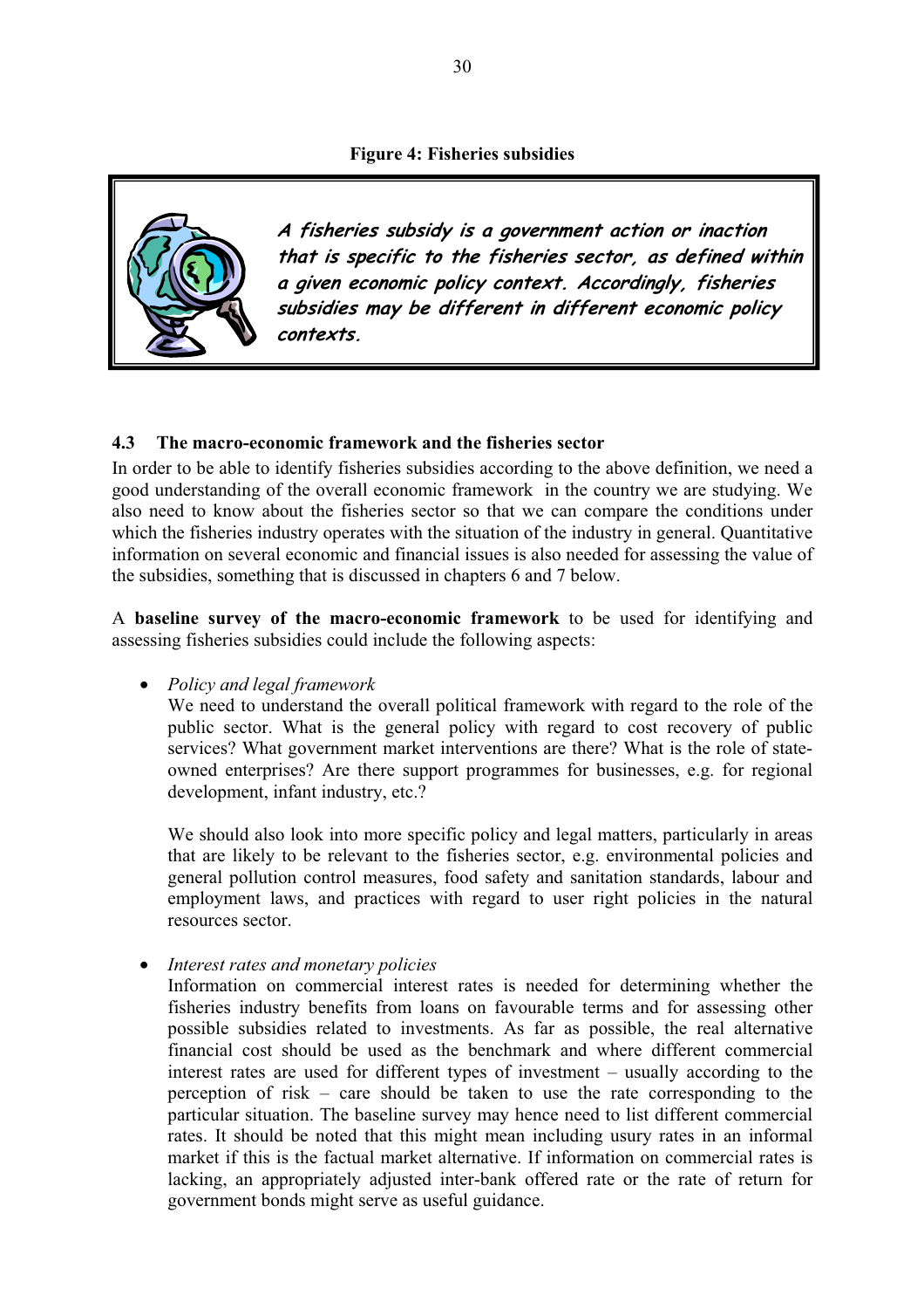**Figure 4: Fisheries subsidies**

> ***A fisheries subsidy is a government action or inaction that is specific to the fisheries sector, as defined within a given economic policy context. Accordingly, fisheries subsidies may be different in different economic policy contexts.***

### 4.3 The macro-economic framework and the fisheries sector

In order to be able to identify fisheries subsidies according to the above definition, we need a good understanding of the overall economic framework in the country we are studying. We also need to know about the fisheries sector so that we can compare the conditions under which the fisheries industry operates with the situation of the industry in general. Quantitative information on several economic and financial issues is also needed for assessing the value of the subsidies, something that is discussed in chapters 6 and 7 below.

A **baseline survey of the macro-economic framework** to be used for identifying and assessing fisheries subsidies could include the following aspects:

- *Policy and legal framework*
  We need to understand the overall political framework with regard to the role of the public sector. What is the general policy with regard to cost recovery of public services? What government market interventions are there? What is the role of state-owned enterprises? Are there support programmes for businesses, e.g. for regional development, infant industry, etc.?

  We should also look into more specific policy and legal matters, particularly in areas that are likely to be relevant to the fisheries sector, e.g. environmental policies and general pollution control measures, food safety and sanitation standards, labour and employment laws, and practices with regard to user right policies in the natural resources sector.

- *Interest rates and monetary policies*
  Information on commercial interest rates is needed for determining whether the fisheries industry benefits from loans on favourable terms and for assessing other possible subsidies related to investments. As far as possible, the real alternative financial cost should be used as the benchmark and where different commercial interest rates are used for different types of investment – usually according to the perception of risk – care should be taken to use the rate corresponding to the particular situation. The baseline survey may hence need to list different commercial rates. It should be noted that this might mean including usury rates in an informal market if this is the factual market alternative. If information on commercial rates is lacking, an appropriately adjusted inter-bank offered rate or the rate of return for government bonds might serve as useful guidance.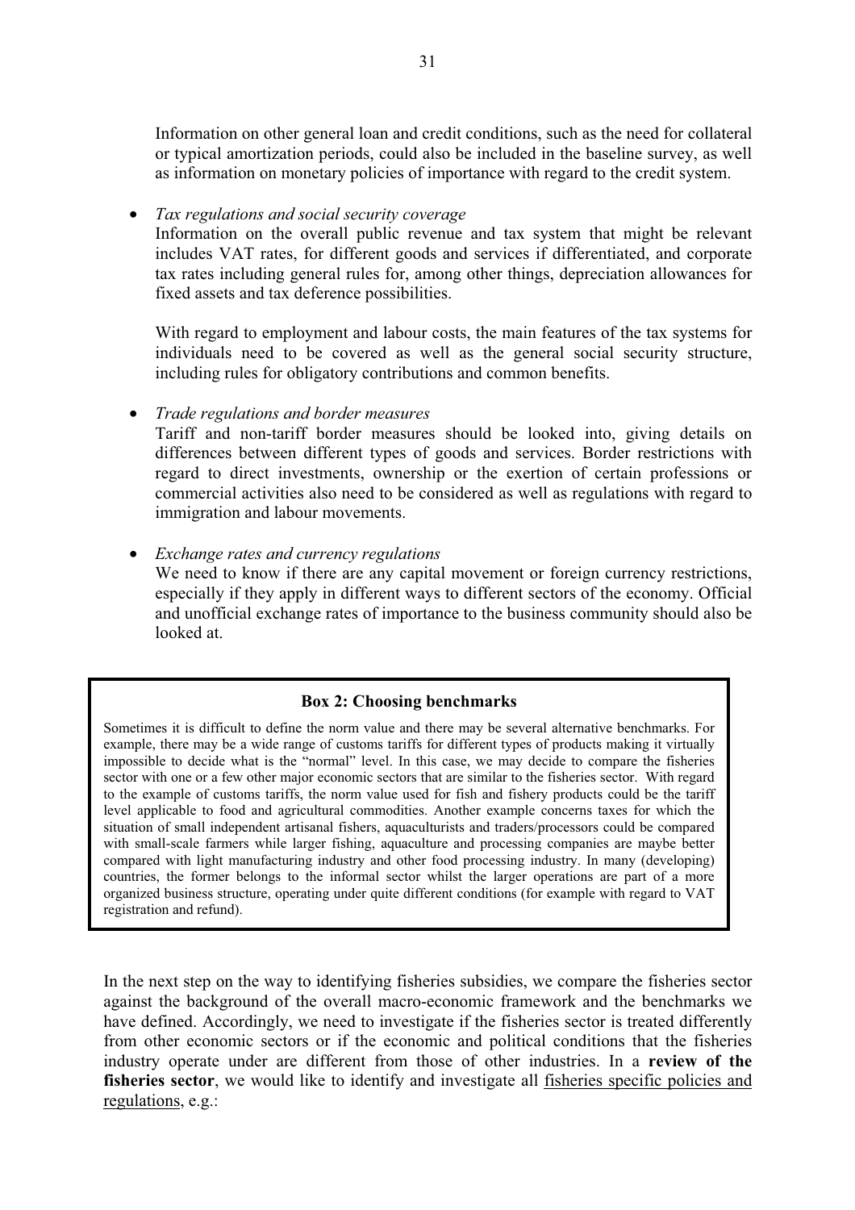Information on other general loan and credit conditions, such as the need for collateral or typical amortization periods, could also be included in the baseline survey, as well as information on monetary policies of importance with regard to the credit system.

- *Tax regulations and social security coverage*
  Information on the overall public revenue and tax system that might be relevant includes VAT rates, for different goods and services if differentiated, and corporate tax rates including general rules for, among other things, depreciation allowances for fixed assets and tax deference possibilities.

  With regard to employment and labour costs, the main features of the tax systems for individuals need to be covered as well as the general social security structure, including rules for obligatory contributions and common benefits.

- *Trade regulations and border measures*
  Tariff and non-tariff border measures should be looked into, giving details on differences between different types of goods and services. Border restrictions with regard to direct investments, ownership or the exertion of certain professions or commercial activities also need to be considered as well as regulations with regard to immigration and labour movements.

- *Exchange rates and currency regulations*
  We need to know if there are any capital movement or foreign currency restrictions, especially if they apply in different ways to different sectors of the economy. Official and unofficial exchange rates of importance to the business community should also be looked at.

**Box 2: Choosing benchmarks**

Sometimes it is difficult to define the norm value and there may be several alternative benchmarks. For example, there may be a wide range of customs tariffs for different types of products making it virtually impossible to decide what is the "normal" level. In this case, we may decide to compare the fisheries sector with one or a few other major economic sectors that are similar to the fisheries sector. With regard to the example of customs tariffs, the norm value used for fish and fishery products could be the tariff level applicable to food and agricultural commodities. Another example concerns taxes for which the situation of small independent artisanal fishers, aquaculturists and traders/processors could be compared with small-scale farmers while larger fishing, aquaculture and processing companies are maybe better compared with light manufacturing industry and other food processing industry. In many (developing) countries, the former belongs to the informal sector whilst the larger operations are part of a more organized business structure, operating under quite different conditions (for example with regard to VAT registration and refund).

In the next step on the way to identifying fisheries subsidies, we compare the fisheries sector against the background of the overall macro-economic framework and the benchmarks we have defined. Accordingly, we need to investigate if the fisheries sector is treated differently from other economic sectors or if the economic and political conditions that the fisheries industry operate under are different from those of other industries. In a **review of the fisheries sector**, we would like to identify and investigate all <u>fisheries specific policies and regulations</u>, e.g.: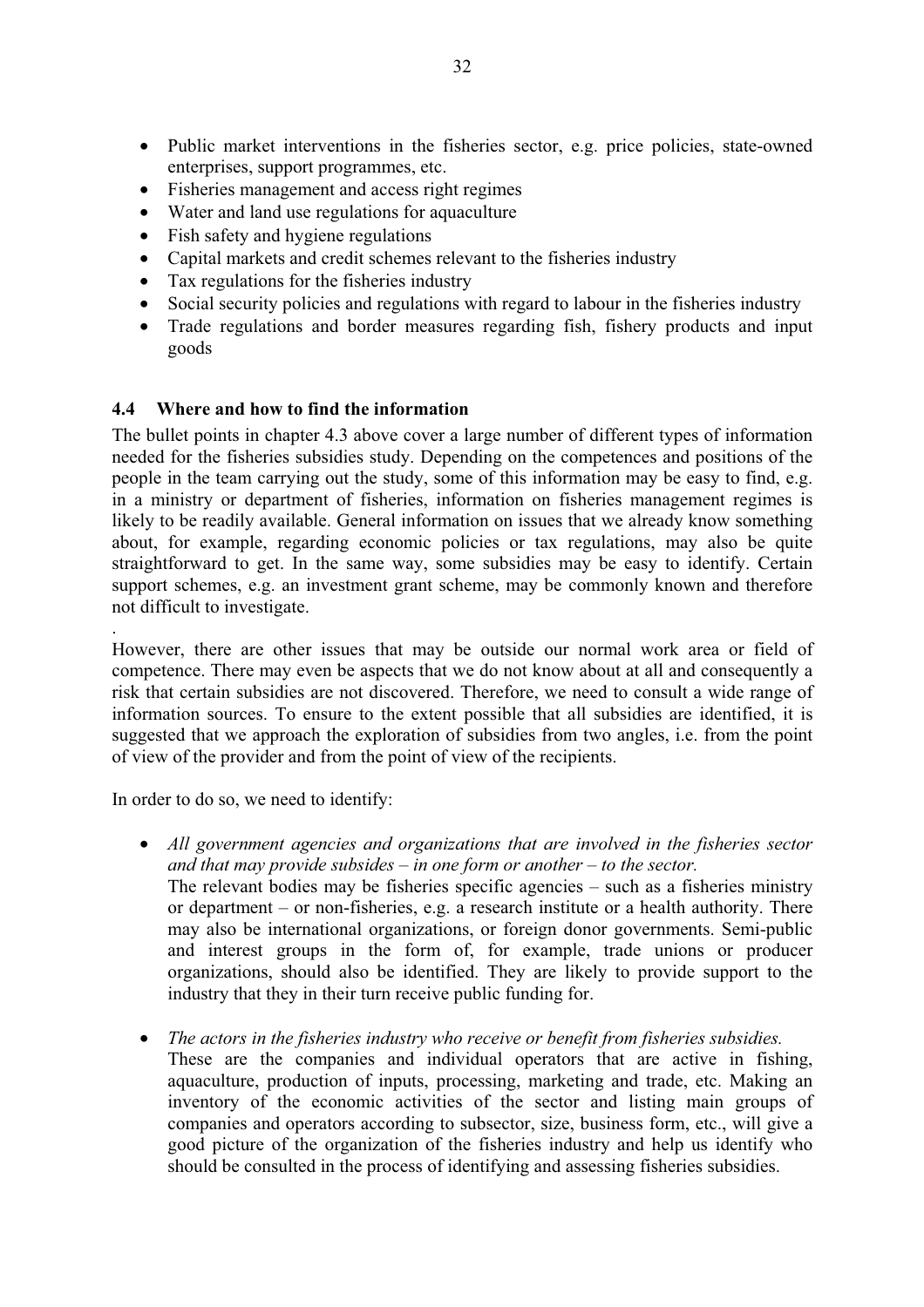- Public market interventions in the fisheries sector, e.g. price policies, state-owned enterprises, support programmes, etc.
- Fisheries management and access right regimes
- Water and land use regulations for aquaculture
- Fish safety and hygiene regulations
- Capital markets and credit schemes relevant to the fisheries industry
- Tax regulations for the fisheries industry
- Social security policies and regulations with regard to labour in the fisheries industry
- Trade regulations and border measures regarding fish, fishery products and input goods

## 4.4 Where and how to find the information

The bullet points in chapter 4.3 above cover a large number of different types of information needed for the fisheries subsidies study. Depending on the competences and positions of the people in the team carrying out the study, some of this information may be easy to find, e.g. in a ministry or department of fisheries, information on fisheries management regimes is likely to be readily available. General information on issues that we already know something about, for example, regarding economic policies or tax regulations, may also be quite straightforward to get. In the same way, some subsidies may be easy to identify. Certain support schemes, e.g. an investment grant scheme, may be commonly known and therefore not difficult to investigate.

.

However, there are other issues that may be outside our normal work area or field of competence. There may even be aspects that we do not know about at all and consequently a risk that certain subsidies are not discovered. Therefore, we need to consult a wide range of information sources. To ensure to the extent possible that all subsidies are identified, it is suggested that we approach the exploration of subsidies from two angles, i.e. from the point of view of the provider and from the point of view of the recipients.

In order to do so, we need to identify:

- *All government agencies and organizations that are involved in the fisheries sector and that may provide subsides – in one form or another – to the sector.*
  The relevant bodies may be fisheries specific agencies – such as a fisheries ministry or department – or non-fisheries, e.g. a research institute or a health authority. There may also be international organizations, or foreign donor governments. Semi-public and interest groups in the form of, for example, trade unions or producer organizations, should also be identified. They are likely to provide support to the industry that they in their turn receive public funding for.

- *The actors in the fisheries industry who receive or benefit from fisheries subsidies.*
  These are the companies and individual operators that are active in fishing, aquaculture, production of inputs, processing, marketing and trade, etc. Making an inventory of the economic activities of the sector and listing main groups of companies and operators according to subsector, size, business form, etc., will give a good picture of the organization of the fisheries industry and help us identify who should be consulted in the process of identifying and assessing fisheries subsidies.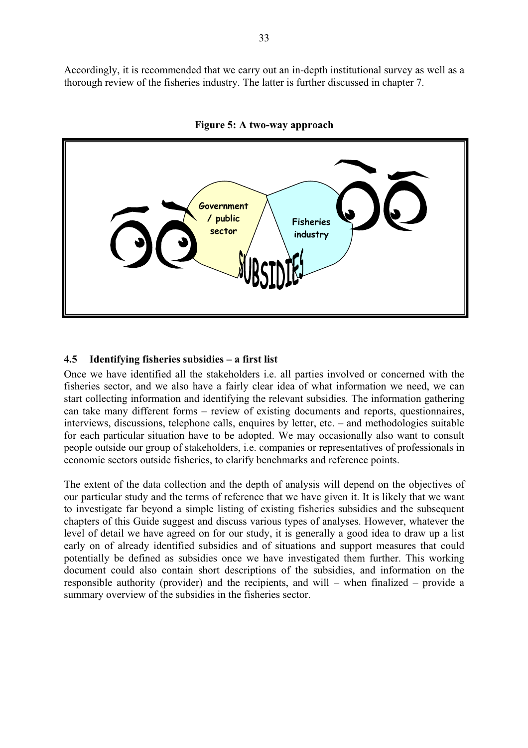Accordingly, it is recommended that we carry out an in-depth institutional survey as well as a thorough review of the fisheries industry. The latter is further discussed in chapter 7.

**Figure 5: A two-way approach**

### 4.5 Identifying fisheries subsidies – a first list

Once we have identified all the stakeholders i.e. all parties involved or concerned with the fisheries sector, and we also have a fairly clear idea of what information we need, we can start collecting information and identifying the relevant subsidies. The information gathering can take many different forms – review of existing documents and reports, questionnaires, interviews, discussions, telephone calls, enquires by letter, etc. – and methodologies suitable for each particular situation have to be adopted. We may occasionally also want to consult people outside our group of stakeholders, i.e. companies or representatives of professionals in economic sectors outside fisheries, to clarify benchmarks and reference points.

The extent of the data collection and the depth of analysis will depend on the objectives of our particular study and the terms of reference that we have given it. It is likely that we want to investigate far beyond a simple listing of existing fisheries subsidies and the subsequent chapters of this Guide suggest and discuss various types of analyses. However, whatever the level of detail we have agreed on for our study, it is generally a good idea to draw up a list early on of already identified subsidies and of situations and support measures that could potentially be defined as subsidies once we have investigated them further. This working document could also contain short descriptions of the subsidies, and information on the responsible authority (provider) and the recipients, and will – when finalized – provide a summary overview of the subsidies in the fisheries sector.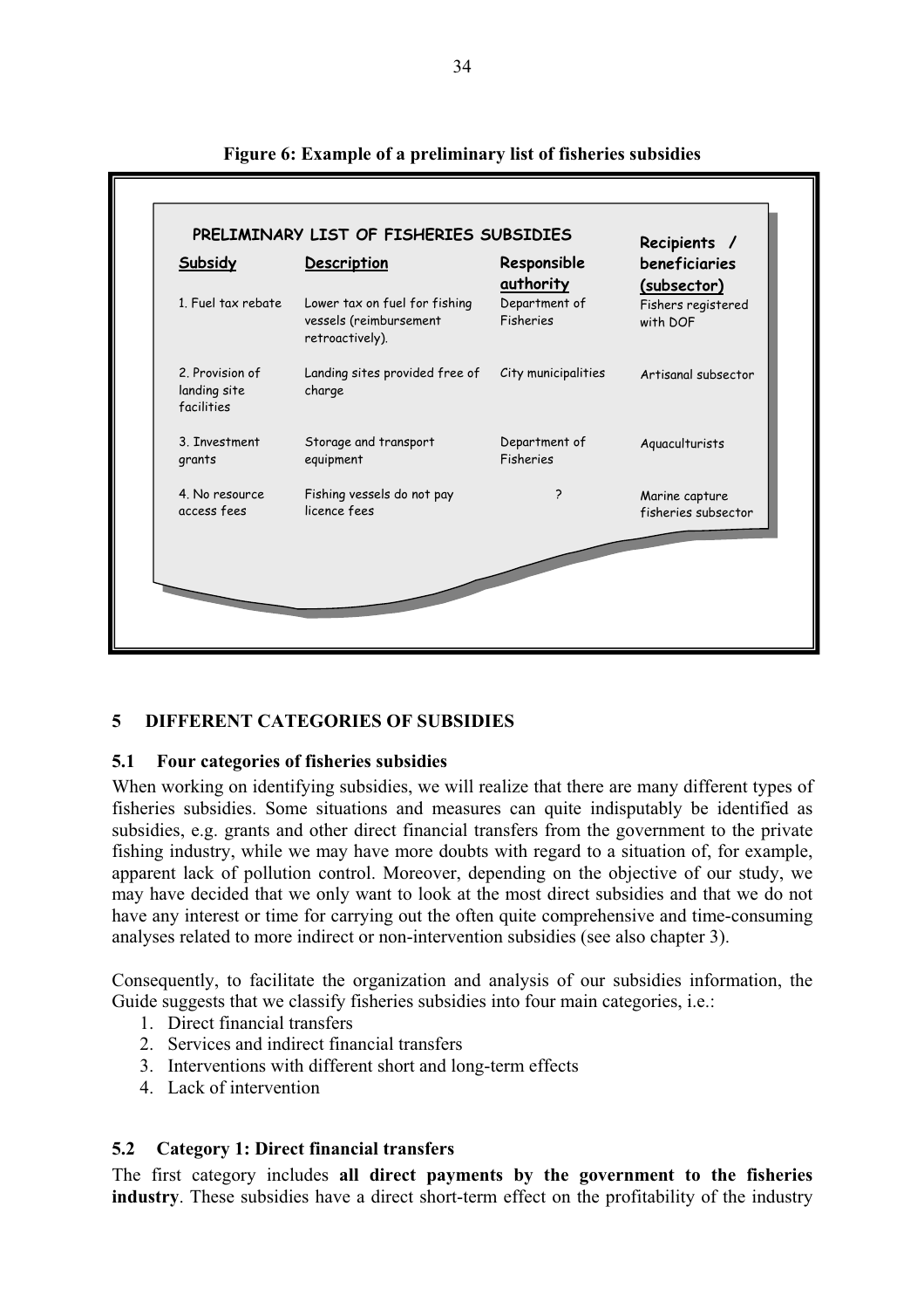**Figure 6: Example of a preliminary list of fisheries subsidies**

PRELIMINARY LIST OF FISHERIES SUBSIDIES

| Subsidy | Description | Responsible authority | Recipients / beneficiaries (subsector) |
|---|---|---|---|
| 1. Fuel tax rebate | Lower tax on fuel for fishing vessels (reimbursement retroactively). | Department of Fisheries | Fishers registered with DOF |
| 2. Provision of landing site facilities | Landing sites provided free of charge | City municipalities | Artisanal subsector |
| 3. Investment grants | Storage and transport equipment | Department of Fisheries | Aquaculturists |
| 4. No resource access fees | Fishing vessels do not pay licence fees | ? | Marine capture fisheries subsector |

# 5 DIFFERENT CATEGORIES OF SUBSIDIES

## 5.1 Four categories of fisheries subsidies

When working on identifying subsidies, we will realize that there are many different types of fisheries subsidies. Some situations and measures can quite indisputably be identified as subsidies, e.g. grants and other direct financial transfers from the government to the private fishing industry, while we may have more doubts with regard to a situation of, for example, apparent lack of pollution control. Moreover, depending on the objective of our study, we may have decided that we only want to look at the most direct subsidies and that we do not have any interest or time for carrying out the often quite comprehensive and time-consuming analyses related to more indirect or non-intervention subsidies (see also chapter 3).

Consequently, to facilitate the organization and analysis of our subsidies information, the Guide suggests that we classify fisheries subsidies into four main categories, i.e.:

1. Direct financial transfers
2. Services and indirect financial transfers
3. Interventions with different short and long-term effects
4. Lack of intervention

## 5.2 Category 1: Direct financial transfers

The first category includes **all direct payments by the government to the fisheries industry**. These subsidies have a direct short-term effect on the profitability of the industry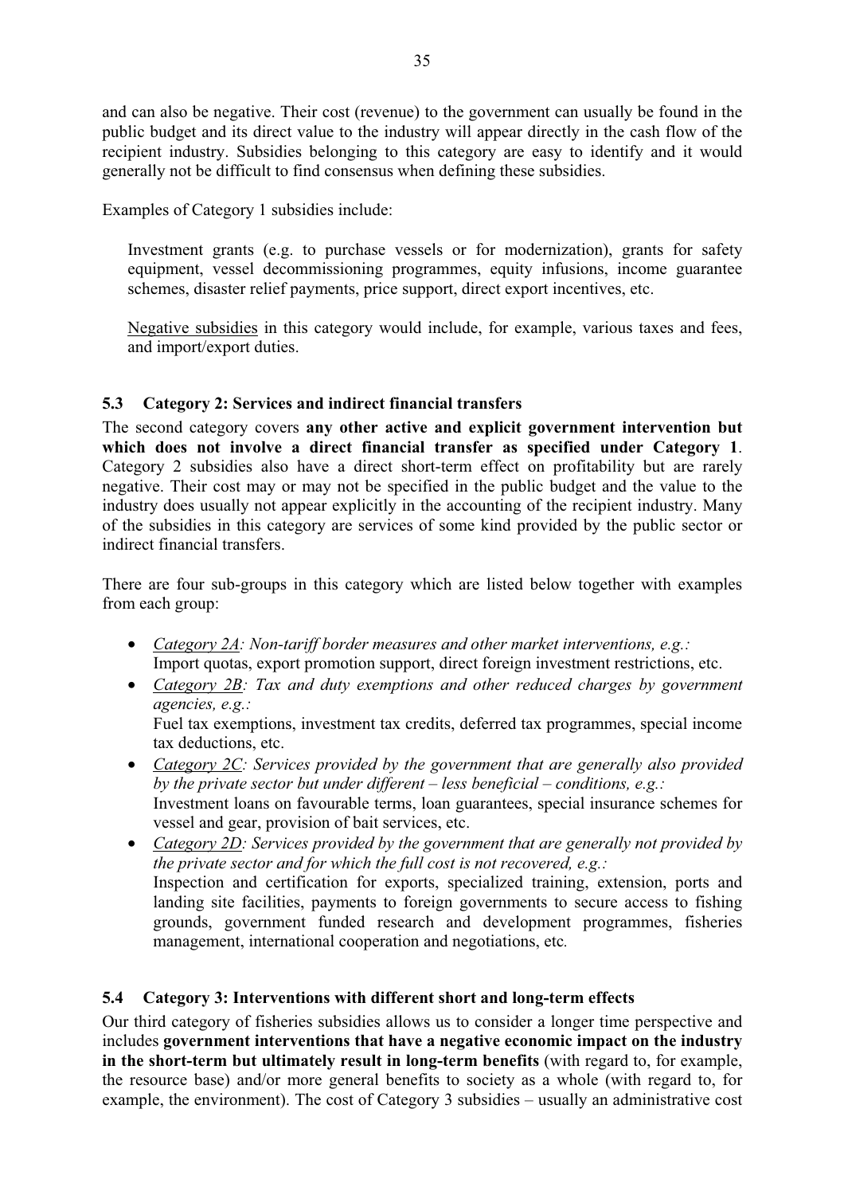and can also be negative. Their cost (revenue) to the government can usually be found in the public budget and its direct value to the industry will appear directly in the cash flow of the recipient industry. Subsidies belonging to this category are easy to identify and it would generally not be difficult to find consensus when defining these subsidies.

Examples of Category 1 subsidies include:

> Investment grants (e.g. to purchase vessels or for modernization), grants for safety equipment, vessel decommissioning programmes, equity infusions, income guarantee schemes, disaster relief payments, price support, direct export incentives, etc.
>
> <u>Negative subsidies</u> in this category would include, for example, various taxes and fees, and import/export duties.

### 5.3 Category 2: Services and indirect financial transfers

The second category covers **any other active and explicit government intervention but which does not involve a direct financial transfer as specified under Category 1**. Category 2 subsidies also have a direct short-term effect on profitability but are rarely negative. Their cost may or may not be specified in the public budget and the value to the industry does usually not appear explicitly in the accounting of the recipient industry. Many of the subsidies in this category are services of some kind provided by the public sector or indirect financial transfers.

There are four sub-groups in this category which are listed below together with examples from each group:

- *<u>Category 2A</u>: Non-tariff border measures and other market interventions, e.g.:*
  Import quotas, export promotion support, direct foreign investment restrictions, etc.
- *<u>Category 2B</u>: Tax and duty exemptions and other reduced charges by government agencies, e.g.:*
  Fuel tax exemptions, investment tax credits, deferred tax programmes, special income tax deductions, etc.
- *<u>Category 2C</u>: Services provided by the government that are generally also provided by the private sector but under different – less beneficial – conditions, e.g.:*
  Investment loans on favourable terms, loan guarantees, special insurance schemes for vessel and gear, provision of bait services, etc.
- *<u>Category 2D</u>: Services provided by the government that are generally not provided by the private sector and for which the full cost is not recovered, e.g.:*
  Inspection and certification for exports, specialized training, extension, ports and landing site facilities, payments to foreign governments to secure access to fishing grounds, government funded research and development programmes, fisheries management, international cooperation and negotiations, etc.

### 5.4 Category 3: Interventions with different short and long-term effects

Our third category of fisheries subsidies allows us to consider a longer time perspective and includes **government interventions that have a negative economic impact on the industry in the short-term but ultimately result in long-term benefits** (with regard to, for example, the resource base) and/or more general benefits to society as a whole (with regard to, for example, the environment). The cost of Category 3 subsidies – usually an administrative cost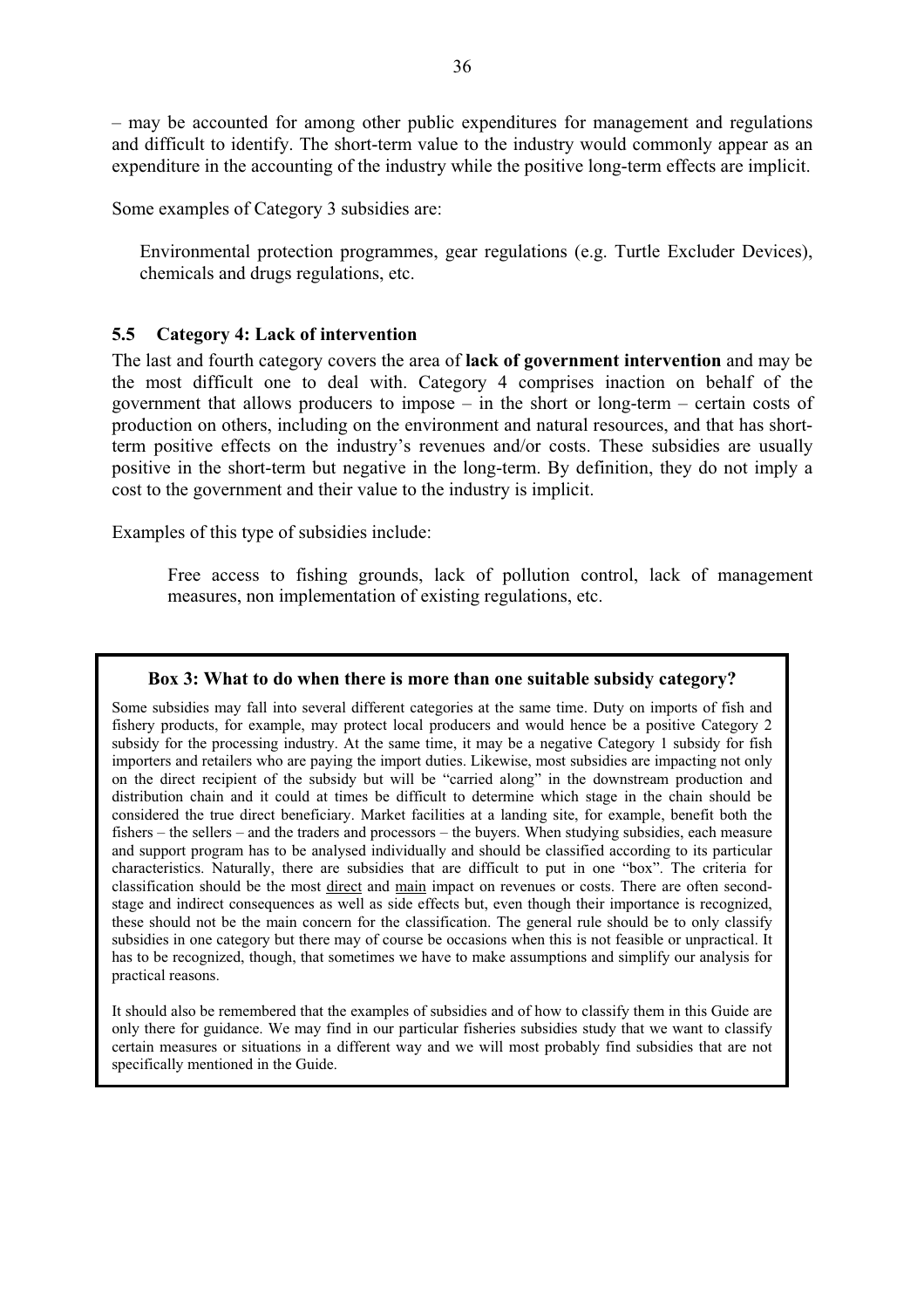– may be accounted for among other public expenditures for management and regulations and difficult to identify. The short-term value to the industry would commonly appear as an expenditure in the accounting of the industry while the positive long-term effects are implicit.

Some examples of Category 3 subsidies are:

> Environmental protection programmes, gear regulations (e.g. Turtle Excluder Devices), chemicals and drugs regulations, etc.

## 5.5 Category 4: Lack of intervention

The last and fourth category covers the area of **lack of government intervention** and may be the most difficult one to deal with. Category 4 comprises inaction on behalf of the government that allows producers to impose – in the short or long-term – certain costs of production on others, including on the environment and natural resources, and that has short-term positive effects on the industry's revenues and/or costs. These subsidies are usually positive in the short-term but negative in the long-term. By definition, they do not imply a cost to the government and their value to the industry is implicit.

Examples of this type of subsidies include:

> Free access to fishing grounds, lack of pollution control, lack of management measures, non implementation of existing regulations, etc.

---

**Box 3: What to do when there is more than one suitable subsidy category?**

Some subsidies may fall into several different categories at the same time. Duty on imports of fish and fishery products, for example, may protect local producers and would hence be a positive Category 2 subsidy for the processing industry. At the same time, it may be a negative Category 1 subsidy for fish importers and retailers who are paying the import duties. Likewise, most subsidies are impacting not only on the direct recipient of the subsidy but will be "carried along" in the downstream production and distribution chain and it could at times be difficult to determine which stage in the chain should be considered the true direct beneficiary. Market facilities at a landing site, for example, benefit both the fishers – the sellers – and the traders and processors – the buyers. When studying subsidies, each measure and support program has to be analysed individually and should be classified according to its particular characteristics. Naturally, there are subsidies that are difficult to put in one "box". The criteria for classification should be the most <u>direct</u> and <u>main</u> impact on revenues or costs. There are often second-stage and indirect consequences as well as side effects but, even though their importance is recognized, these should not be the main concern for the classification. The general rule should be to only classify subsidies in one category but there may of course be occasions when this is not feasible or unpractical. It has to be recognized, though, that sometimes we have to make assumptions and simplify our analysis for practical reasons.

It should also be remembered that the examples of subsidies and of how to classify them in this Guide are only there for guidance. We may find in our particular fisheries subsidies study that we want to classify certain measures or situations in a different way and we will most probably find subsidies that are not specifically mentioned in the Guide.

---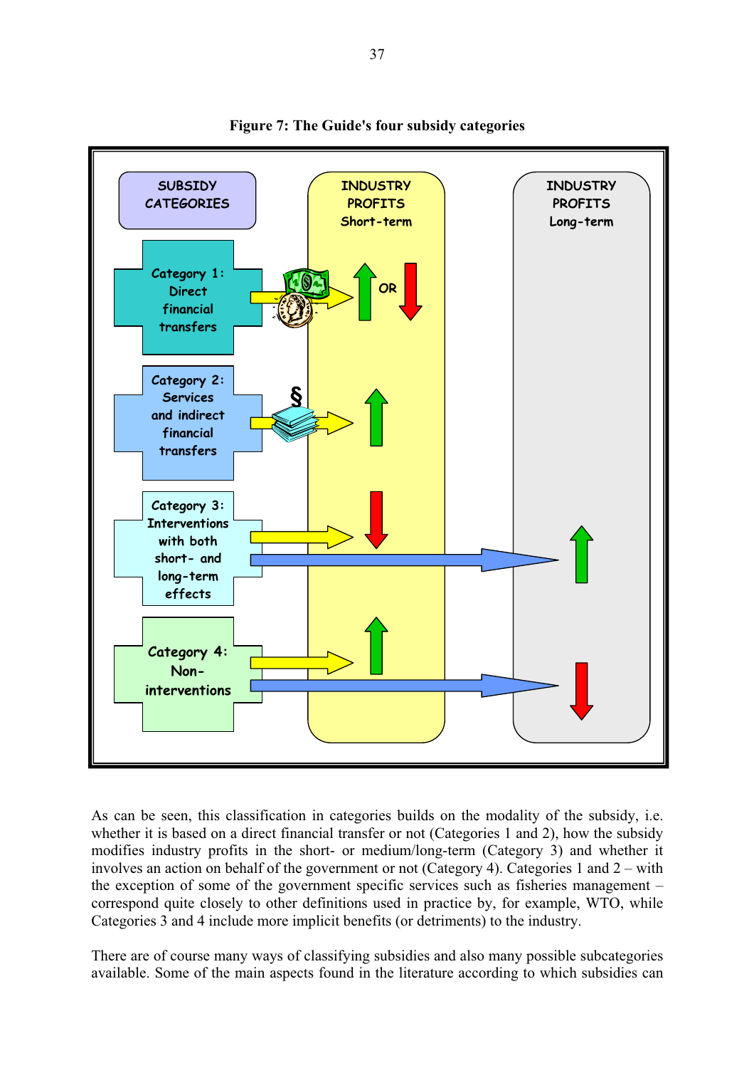**Figure 7: The Guide's four subsidy categories**

As can be seen, this classification in categories builds on the modality of the subsidy, i.e. whether it is based on a direct financial transfer or not (Categories 1 and 2), how the subsidy modifies industry profits in the short- or medium/long-term (Category 3) and whether it involves an action on behalf of the government or not (Category 4). Categories 1 and 2 – with the exception of some of the government specific services such as fisheries management – correspond quite closely to other definitions used in practice by, for example, WTO, while Categories 3 and 4 include more implicit benefits (or detriments) to the industry.

There are of course many ways of classifying subsidies and also many possible subcategories available. Some of the main aspects found in the literature according to which subsidies can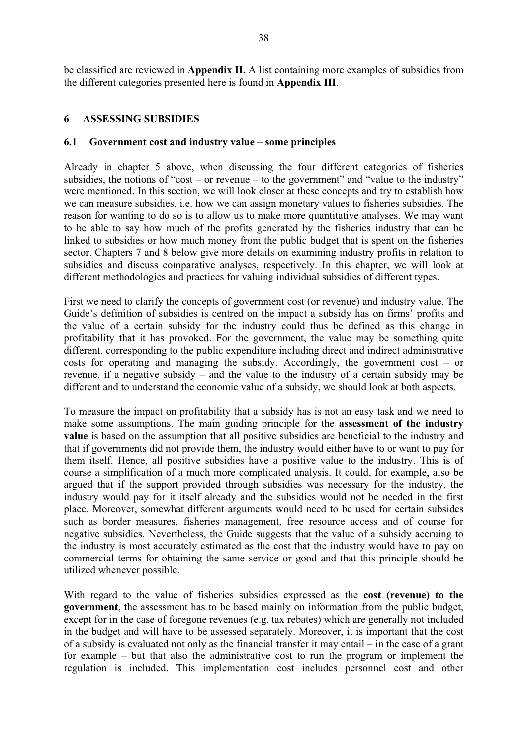be classified are reviewed in **Appendix II.** A list containing more examples of subsidies from the different categories presented here is found in **Appendix III**.

# 6 ASSESSING SUBSIDIES

## 6.1 Government cost and industry value – some principles

Already in chapter 5 above, when discussing the four different categories of fisheries subsidies, the notions of "cost – or revenue – to the government" and "value to the industry" were mentioned. In this section, we will look closer at these concepts and try to establish how we can measure subsidies, i.e. how we can assign monetary values to fisheries subsidies. The reason for wanting to do so is to allow us to make more quantitative analyses. We may want to be able to say how much of the profits generated by the fisheries industry that can be linked to subsidies or how much money from the public budget that is spent on the fisheries sector. Chapters 7 and 8 below give more details on examining industry profits in relation to subsidies and discuss comparative analyses, respectively. In this chapter, we will look at different methodologies and practices for valuing individual subsidies of different types.

First we need to clarify the concepts of government cost (or revenue) and industry value. The Guide's definition of subsidies is centred on the impact a subsidy has on firms' profits and the value of a certain subsidy for the industry could thus be defined as this change in profitability that it has provoked. For the government, the value may be something quite different, corresponding to the public expenditure including direct and indirect administrative costs for operating and managing the subsidy. Accordingly, the government cost – or revenue, if a negative subsidy – and the value to the industry of a certain subsidy may be different and to understand the economic value of a subsidy, we should look at both aspects.

To measure the impact on profitability that a subsidy has is not an easy task and we need to make some assumptions. The main guiding principle for the **assessment of the industry value** is based on the assumption that all positive subsidies are beneficial to the industry and that if governments did not provide them, the industry would either have to or want to pay for them itself. Hence, all positive subsidies have a positive value to the industry. This is of course a simplification of a much more complicated analysis. It could, for example, also be argued that if the support provided through subsidies was necessary for the industry, the industry would pay for it itself already and the subsidies would not be needed in the first place. Moreover, somewhat different arguments would need to be used for certain subsides such as border measures, fisheries management, free resource access and of course for negative subsidies. Nevertheless, the Guide suggests that the value of a subsidy accruing to the industry is most accurately estimated as the cost that the industry would have to pay on commercial terms for obtaining the same service or good and that this principle should be utilized whenever possible.

With regard to the value of fisheries subsidies expressed as the **cost (revenue) to the government**, the assessment has to be based mainly on information from the public budget, except for in the case of foregone revenues (e.g. tax rebates) which are generally not included in the budget and will have to be assessed separately. Moreover, it is important that the cost of a subsidy is evaluated not only as the financial transfer it may entail – in the case of a grant for example – but that also the administrative cost to run the program or implement the regulation is included. This implementation cost includes personnel cost and other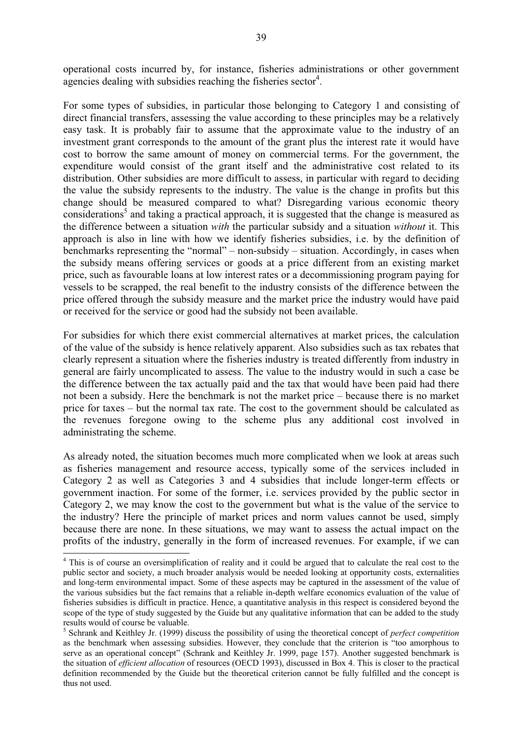operational costs incurred by, for instance, fisheries administrations or other government agencies dealing with subsidies reaching the fisheries sector[4].

For some types of subsidies, in particular those belonging to Category 1 and consisting of direct financial transfers, assessing the value according to these principles may be a relatively easy task. It is probably fair to assume that the approximate value to the industry of an investment grant corresponds to the amount of the grant plus the interest rate it would have cost to borrow the same amount of money on commercial terms. For the government, the expenditure would consist of the grant itself and the administrative cost related to its distribution. Other subsidies are more difficult to assess, in particular with regard to deciding the value the subsidy represents to the industry. The value is the change in profits but this change should be measured compared to what? Disregarding various economic theory considerations[5] and taking a practical approach, it is suggested that the change is measured as the difference between a situation *with* the particular subsidy and a situation *without* it. This approach is also in line with how we identify fisheries subsidies, i.e. by the definition of benchmarks representing the "normal" – non-subsidy – situation. Accordingly, in cases when the subsidy means offering services or goods at a price different from an existing market price, such as favourable loans at low interest rates or a decommissioning program paying for vessels to be scrapped, the real benefit to the industry consists of the difference between the price offered through the subsidy measure and the market price the industry would have paid or received for the service or good had the subsidy not been available.

For subsidies for which there exist commercial alternatives at market prices, the calculation of the value of the subsidy is hence relatively apparent. Also subsidies such as tax rebates that clearly represent a situation where the fisheries industry is treated differently from industry in general are fairly uncomplicated to assess. The value to the industry would in such a case be the difference between the tax actually paid and the tax that would have been paid had there not been a subsidy. Here the benchmark is not the market price – because there is no market price for taxes – but the normal tax rate. The cost to the government should be calculated as the revenues foregone owing to the scheme plus any additional cost involved in administrating the scheme.

As already noted, the situation becomes much more complicated when we look at areas such as fisheries management and resource access, typically some of the services included in Category 2 as well as Categories 3 and 4 subsidies that include longer-term effects or government inaction. For some of the former, i.e. services provided by the public sector in Category 2, we may know the cost to the government but what is the value of the service to the industry? Here the principle of market prices and norm values cannot be used, simply because there are none. In these situations, we may want to assess the actual impact on the profits of the industry, generally in the form of increased revenues. For example, if we can

---

[4] This is of course an oversimplification of reality and it could be argued that to calculate the real cost to the public sector and society, a much broader analysis would be needed looking at opportunity costs, externalities and long-term environmental impact. Some of these aspects may be captured in the assessment of the value of the various subsidies but the fact remains that a reliable in-depth welfare economics evaluation of the value of fisheries subsidies is difficult in practice. Hence, a quantitative analysis in this respect is considered beyond the scope of the type of study suggested by the Guide but any qualitative information that can be added to the study results would of course be valuable.

[5] Schrank and Keithley Jr. (1999) discuss the possibility of using the theoretical concept of *perfect competition* as the benchmark when assessing subsidies. However, they conclude that the criterion is "too amorphous to serve as an operational concept" (Schrank and Keithley Jr. 1999, page 157). Another suggested benchmark is the situation of *efficient allocation* of resources (OECD 1993), discussed in Box 4. This is closer to the practical definition recommended by the Guide but the theoretical criterion cannot be fully fulfilled and the concept is thus not used.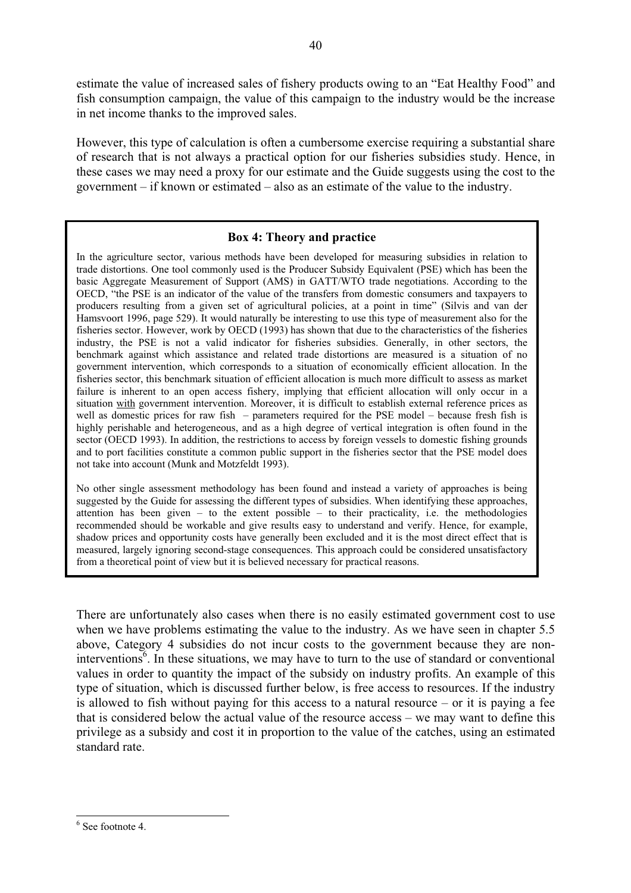estimate the value of increased sales of fishery products owing to an "Eat Healthy Food" and fish consumption campaign, the value of this campaign to the industry would be the increase in net income thanks to the improved sales.

However, this type of calculation is often a cumbersome exercise requiring a substantial share of research that is not always a practical option for our fisheries subsidies study. Hence, in these cases we may need a proxy for our estimate and the Guide suggests using the cost to the government – if known or estimated – also as an estimate of the value to the industry.

> **Box 4: Theory and practice**
>
> In the agriculture sector, various methods have been developed for measuring subsidies in relation to trade distortions. One tool commonly used is the Producer Subsidy Equivalent (PSE) which has been the basic Aggregate Measurement of Support (AMS) in GATT/WTO trade negotiations. According to the OECD, "the PSE is an indicator of the value of the transfers from domestic consumers and taxpayers to producers resulting from a given set of agricultural policies, at a point in time" (Silvis and van der Hamsvoort 1996, page 529). It would naturally be interesting to use this type of measurement also for the fisheries sector. However, work by OECD (1993) has shown that due to the characteristics of the fisheries industry, the PSE is not a valid indicator for fisheries subsidies. Generally, in other sectors, the benchmark against which assistance and related trade distortions are measured is a situation of no government intervention, which corresponds to a situation of economically efficient allocation. In the fisheries sector, this benchmark situation of efficient allocation is much more difficult to assess as market failure is inherent to an open access fishery, implying that efficient allocation will only occur in a situation <u>with</u> government intervention. Moreover, it is difficult to establish external reference prices as well as domestic prices for raw fish – parameters required for the PSE model – because fresh fish is highly perishable and heterogeneous, and as a high degree of vertical integration is often found in the sector (OECD 1993). In addition, the restrictions to access by foreign vessels to domestic fishing grounds and to port facilities constitute a common public support in the fisheries sector that the PSE model does not take into account (Munk and Motzfeldt 1993).
>
> No other single assessment methodology has been found and instead a variety of approaches is being suggested by the Guide for assessing the different types of subsidies. When identifying these approaches, attention has been given – to the extent possible – to their practicality, i.e. the methodologies recommended should be workable and give results easy to understand and verify. Hence, for example, shadow prices and opportunity costs have generally been excluded and it is the most direct effect that is measured, largely ignoring second-stage consequences. This approach could be considered unsatisfactory from a theoretical point of view but it is believed necessary for practical reasons.

There are unfortunately also cases when there is no easily estimated government cost to use when we have problems estimating the value to the industry. As we have seen in chapter 5.5 above, Category 4 subsidies do not incur costs to the government because they are non-interventions[6]. In these situations, we may have to turn to the use of standard or conventional values in order to quantity the impact of the subsidy on industry profits. An example of this type of situation, which is discussed further below, is free access to resources. If the industry is allowed to fish without paying for this access to a natural resource – or it is paying a fee that is considered below the actual value of the resource access – we may want to define this privilege as a subsidy and cost it in proportion to the value of the catches, using an estimated standard rate.

---

[6] See footnote 4.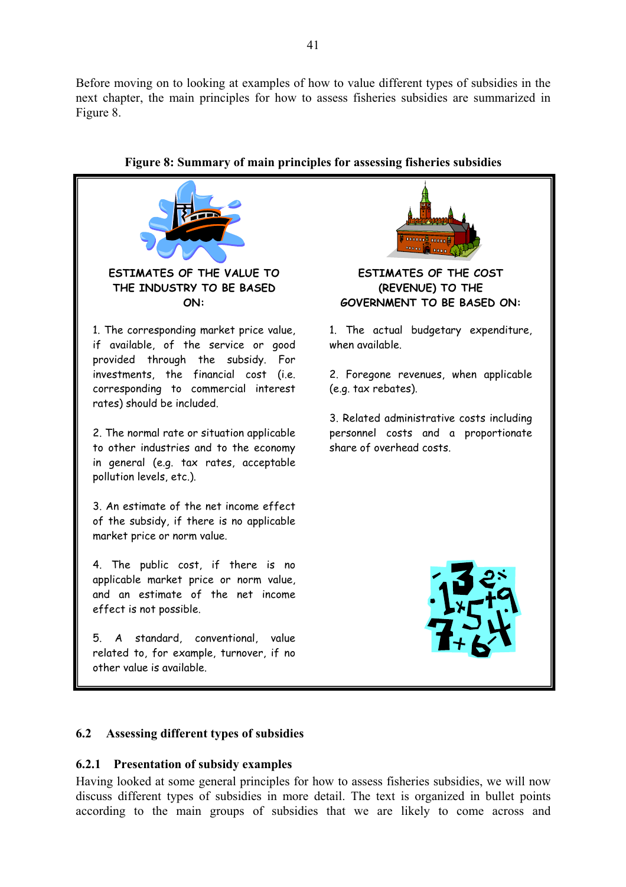Before moving on to looking at examples of how to value different types of subsidies in the next chapter, the main principles for how to assess fisheries subsidies are summarized in Figure 8.

**Figure 8: Summary of main principles for assessing fisheries subsidies**

**ESTIMATES OF THE VALUE TO THE INDUSTRY TO BE BASED ON:**

1. The corresponding market price value, if available, of the service or good provided through the subsidy. For investments, the financial cost (i.e. corresponding to commercial interest rates) should be included.

2. The normal rate or situation applicable to other industries and to the economy in general (e.g. tax rates, acceptable pollution levels, etc.).

3. An estimate of the net income effect of the subsidy, if there is no applicable market price or norm value.

4. The public cost, if there is no applicable market price or norm value, and an estimate of the net income effect is not possible.

5. A standard, conventional, value related to, for example, turnover, if no other value is available.

**ESTIMATES OF THE COST (REVENUE) TO THE GOVERNMENT TO BE BASED ON:**

1. The actual budgetary expenditure, when available.

2. Foregone revenues, when applicable (e.g. tax rebates).

3. Related administrative costs including personnel costs and a proportionate share of overhead costs.

## 6.2 Assessing different types of subsidies

### 6.2.1 Presentation of subsidy examples

Having looked at some general principles for how to assess fisheries subsidies, we will now discuss different types of subsidies in more detail. The text is organized in bullet points according to the main groups of subsidies that we are likely to come across and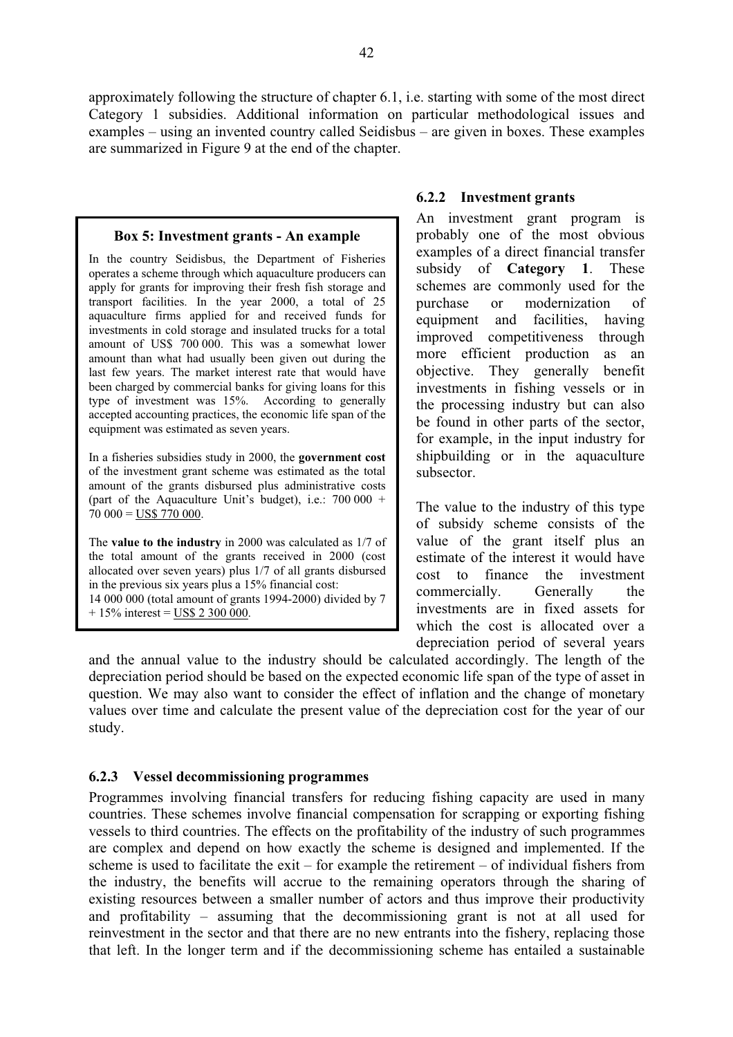approximately following the structure of chapter 6.1, i.e. starting with some of the most direct Category 1 subsidies. Additional information on particular methodological issues and examples – using an invented country called Seidisbus – are given in boxes. These examples are summarized in Figure 9 at the end of the chapter.

### 6.2.2 Investment grants

An investment grant program is probably one of the most obvious examples of a direct financial transfer subsidy of **Category 1**. These schemes are commonly used for the purchase or modernization of equipment and facilities, having improved competitiveness through more efficient production as an objective. They generally benefit investments in fishing vessels or in the processing industry but can also be found in other parts of the sector, for example, in the input industry for shipbuilding or in the aquaculture subsector.

The value to the industry of this type of subsidy scheme consists of the value of the grant itself plus an estimate of the interest it would have cost to finance the investment commercially. Generally the investments are in fixed assets for which the cost is allocated over a depreciation period of several years and the annual value to the industry should be calculated accordingly. The length of the depreciation period should be based on the expected economic life span of the type of asset in question. We may also want to consider the effect of inflation and the change of monetary values over time and calculate the present value of the depreciation cost for the year of our study.

> **Box 5: Investment grants - An example**
>
> In the country Seidisbus, the Department of Fisheries operates a scheme through which aquaculture producers can apply for grants for improving their fresh fish storage and transport facilities. In the year 2000, a total of 25 aquaculture firms applied for and received funds for investments in cold storage and insulated trucks for a total amount of US$ 700 000. This was a somewhat lower amount than what had usually been given out during the last few years. The market interest rate that would have been charged by commercial banks for giving loans for this type of investment was 15%. According to generally accepted accounting practices, the economic life span of the equipment was estimated as seven years.
>
> In a fisheries subsidies study in 2000, the **government cost** of the investment grant scheme was estimated as the total amount of the grants disbursed plus administrative costs (part of the Aquaculture Unit's budget), i.e.: 700 000 + 70 000 = US$ 770 000.
>
> The **value to the industry** in 2000 was calculated as 1/7 of the total amount of the grants received in 2000 (cost allocated over seven years) plus 1/7 of all grants disbursed in the previous six years plus a 15% financial cost:
> 14 000 000 (total amount of grants 1994-2000) divided by 7 + 15% interest = US$ 2 300 000.

### 6.2.3 Vessel decommissioning programmes

Programmes involving financial transfers for reducing fishing capacity are used in many countries. These schemes involve financial compensation for scrapping or exporting fishing vessels to third countries. The effects on the profitability of the industry of such programmes are complex and depend on how exactly the scheme is designed and implemented. If the scheme is used to facilitate the exit – for example the retirement – of individual fishers from the industry, the benefits will accrue to the remaining operators through the sharing of existing resources between a smaller number of actors and thus improve their productivity and profitability – assuming that the decommissioning grant is not at all used for reinvestment in the sector and that there are no new entrants into the fishery, replacing those that left. In the longer term and if the decommissioning scheme has entailed a sustainable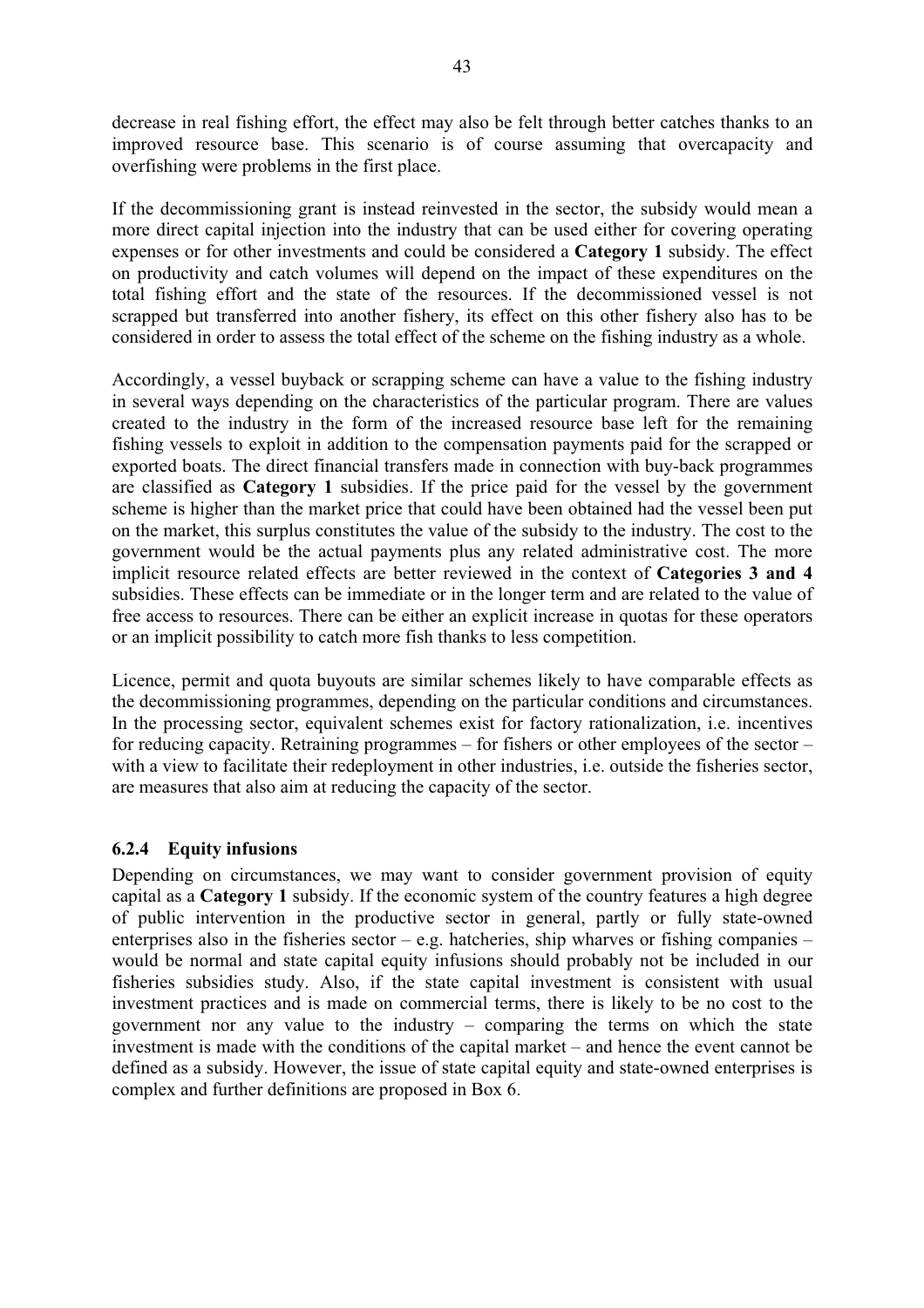decrease in real fishing effort, the effect may also be felt through better catches thanks to an improved resource base. This scenario is of course assuming that overcapacity and overfishing were problems in the first place.

If the decommissioning grant is instead reinvested in the sector, the subsidy would mean a more direct capital injection into the industry that can be used either for covering operating expenses or for other investments and could be considered a **Category 1** subsidy. The effect on productivity and catch volumes will depend on the impact of these expenditures on the total fishing effort and the state of the resources. If the decommissioned vessel is not scrapped but transferred into another fishery, its effect on this other fishery also has to be considered in order to assess the total effect of the scheme on the fishing industry as a whole.

Accordingly, a vessel buyback or scrapping scheme can have a value to the fishing industry in several ways depending on the characteristics of the particular program. There are values created to the industry in the form of the increased resource base left for the remaining fishing vessels to exploit in addition to the compensation payments paid for the scrapped or exported boats. The direct financial transfers made in connection with buy-back programmes are classified as **Category 1** subsidies. If the price paid for the vessel by the government scheme is higher than the market price that could have been obtained had the vessel been put on the market, this surplus constitutes the value of the subsidy to the industry. The cost to the government would be the actual payments plus any related administrative cost. The more implicit resource related effects are better reviewed in the context of **Categories 3 and 4** subsidies. These effects can be immediate or in the longer term and are related to the value of free access to resources. There can be either an explicit increase in quotas for these operators or an implicit possibility to catch more fish thanks to less competition.

Licence, permit and quota buyouts are similar schemes likely to have comparable effects as the decommissioning programmes, depending on the particular conditions and circumstances. In the processing sector, equivalent schemes exist for factory rationalization, i.e. incentives for reducing capacity. Retraining programmes – for fishers or other employees of the sector – with a view to facilitate their redeployment in other industries, i.e. outside the fisheries sector, are measures that also aim at reducing the capacity of the sector.

### 6.2.4 Equity infusions

Depending on circumstances, we may want to consider government provision of equity capital as a **Category 1** subsidy. If the economic system of the country features a high degree of public intervention in the productive sector in general, partly or fully state-owned enterprises also in the fisheries sector – e.g. hatcheries, ship wharves or fishing companies – would be normal and state capital equity infusions should probably not be included in our fisheries subsidies study. Also, if the state capital investment is consistent with usual investment practices and is made on commercial terms, there is likely to be no cost to the government nor any value to the industry – comparing the terms on which the state investment is made with the conditions of the capital market – and hence the event cannot be defined as a subsidy. However, the issue of state capital equity and state-owned enterprises is complex and further definitions are proposed in Box 6.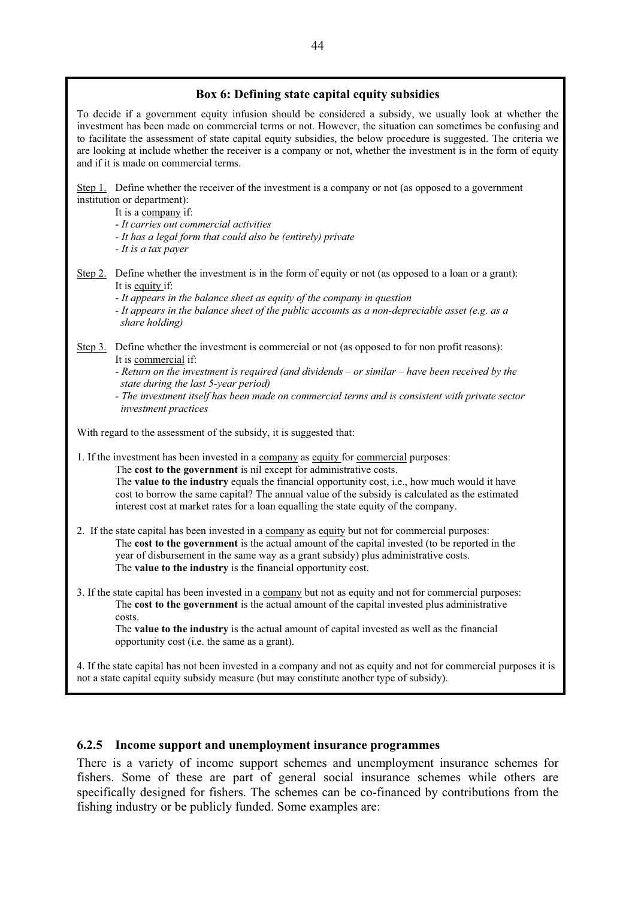**Box 6: Defining state capital equity subsidies**

To decide if a government equity infusion should be considered a subsidy, we usually look at whether the investment has been made on commercial terms or not. However, the situation can sometimes be confusing and to facilitate the assessment of state capital equity subsidies, the below procedure is suggested. The criteria we are looking at include whether the receiver is a company or not, whether the investment is in the form of equity and if it is made on commercial terms.

Step 1. Define whether the receiver of the investment is a company or not (as opposed to a government institution or department):

It is a company if:

- *It carries out commercial activities*
- *It has a legal form that could also be (entirely) private*
- *It is a tax payer*

Step 2. Define whether the investment is in the form of equity or not (as opposed to a loan or a grant):

It is equity if:

- *It appears in the balance sheet as equity of the company in question*
- *It appears in the balance sheet of the public accounts as a non-depreciable asset (e.g. as a share holding)*

Step 3. Define whether the investment is commercial or not (as opposed to for non profit reasons):

It is commercial if:

- *Return on the investment is required (and dividends – or similar – have been received by the state during the last 5-year period)*
- *The investment itself has been made on commercial terms and is consistent with private sector investment practices*

With regard to the assessment of the subsidy, it is suggested that:

1. If the investment has been invested in a company as equity for commercial purposes:
   The **cost to the government** is nil except for administrative costs.
   The **value to the industry** equals the financial opportunity cost, i.e., how much would it have cost to borrow the same capital? The annual value of the subsidy is calculated as the estimated interest cost at market rates for a loan equalling the state equity of the company.

2. If the state capital has been invested in a company as equity but not for commercial purposes:
   The **cost to the government** is the actual amount of the capital invested (to be reported in the year of disbursement in the same way as a grant subsidy) plus administrative costs.
   The **value to the industry** is the financial opportunity cost.

3. If the state capital has been invested in a company but not as equity and not for commercial purposes:
   The **cost to the government** is the actual amount of the capital invested plus administrative costs.
   The **value to the industry** is the actual amount of capital invested as well as the financial opportunity cost (i.e. the same as a grant).

4. If the state capital has not been invested in a company and not as equity and not for commercial purposes it is not a state capital equity subsidy measure (but may constitute another type of subsidy).

### 6.2.5 Income support and unemployment insurance programmes

There is a variety of income support schemes and unemployment insurance schemes for fishers. Some of these are part of general social insurance schemes while others are specifically designed for fishers. The schemes can be co-financed by contributions from the fishing industry or be publicly funded. Some examples are: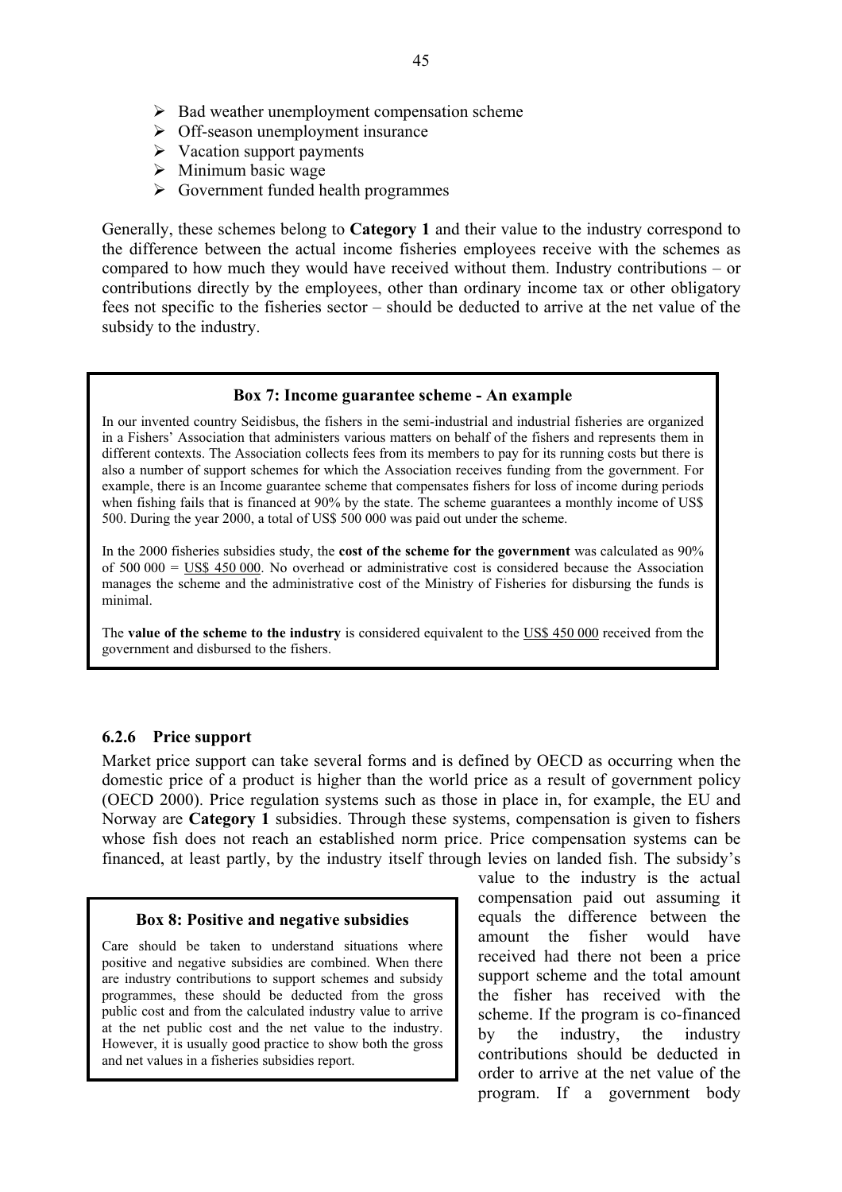- Bad weather unemployment compensation scheme
- Off-season unemployment insurance
- Vacation support payments
- Minimum basic wage
- Government funded health programmes

Generally, these schemes belong to **Category 1** and their value to the industry correspond to the difference between the actual income fisheries employees receive with the schemes as compared to how much they would have received without them. Industry contributions – or contributions directly by the employees, other than ordinary income tax or other obligatory fees not specific to the fisheries sector – should be deducted to arrive at the net value of the subsidy to the industry.

> **Box 7: Income guarantee scheme - An example**
>
> In our invented country Seidisbus, the fishers in the semi-industrial and industrial fisheries are organized in a Fishers' Association that administers various matters on behalf of the fishers and represents them in different contexts. The Association collects fees from its members to pay for its running costs but there is also a number of support schemes for which the Association receives funding from the government. For example, there is an Income guarantee scheme that compensates fishers for loss of income during periods when fishing fails that is financed at 90% by the state. The scheme guarantees a monthly income of US$ 500. During the year 2000, a total of US$ 500 000 was paid out under the scheme.
>
> In the 2000 fisheries subsidies study, the **cost of the scheme for the government** was calculated as 90% of 500 000 = <u>US$ 450 000</u>. No overhead or administrative cost is considered because the Association manages the scheme and the administrative cost of the Ministry of Fisheries for disbursing the funds is minimal.
>
> The **value of the scheme to the industry** is considered equivalent to the <u>US$ 450 000</u> received from the government and disbursed to the fishers.

### 6.2.6 Price support

Market price support can take several forms and is defined by OECD as occurring when the domestic price of a product is higher than the world price as a result of government policy (OECD 2000). Price regulation systems such as those in place in, for example, the EU and Norway are **Category 1** subsidies. Through these systems, compensation is given to fishers whose fish does not reach an established norm price. Price compensation systems can be financed, at least partly, by the industry itself through levies on landed fish. The subsidy's value to the industry is the actual compensation paid out assuming it equals the difference between the amount the fisher would have received had there not been a price support scheme and the total amount the fisher has received with the scheme. If the program is co-financed by the industry, the industry contributions should be deducted in order to arrive at the net value of the program. If a government body

> **Box 8: Positive and negative subsidies**
>
> Care should be taken to understand situations where positive and negative subsidies are combined. When there are industry contributions to support schemes and subsidy programmes, these should be deducted from the gross public cost and from the calculated industry value to arrive at the net public cost and the net value to the industry. However, it is usually good practice to show both the gross and net values in a fisheries subsidies report.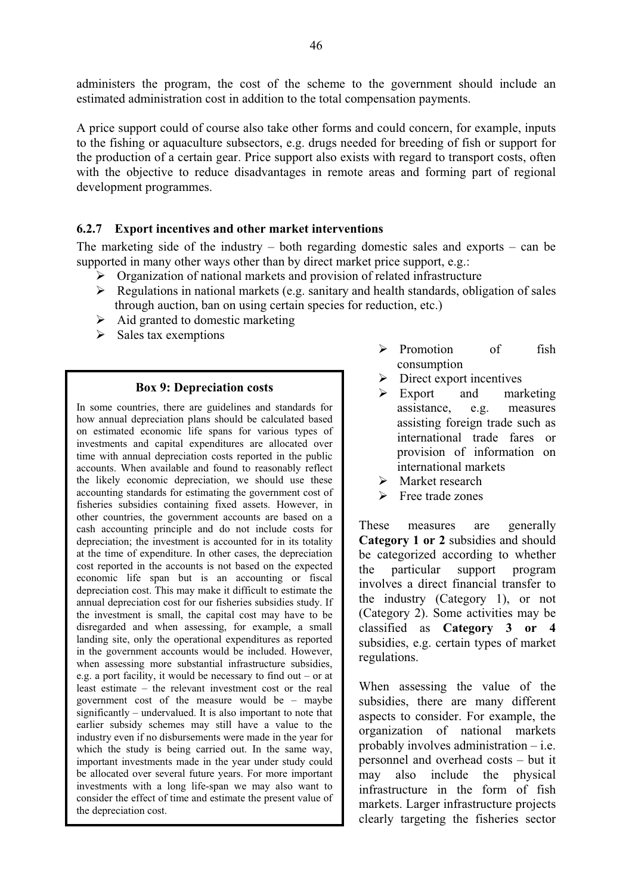administers the program, the cost of the scheme to the government should include an estimated administration cost in addition to the total compensation payments.

A price support could of course also take other forms and could concern, for example, inputs to the fishing or aquaculture subsectors, e.g. drugs needed for breeding of fish or support for the production of a certain gear. Price support also exists with regard to transport costs, often with the objective to reduce disadvantages in remote areas and forming part of regional development programmes.

### 6.2.7 Export incentives and other market interventions

The marketing side of the industry – both regarding domestic sales and exports – can be supported in many other ways other than by direct market price support, e.g.:

- Organization of national markets and provision of related infrastructure
- Regulations in national markets (e.g. sanitary and health standards, obligation of sales through auction, ban on using certain species for reduction, etc.)
- Aid granted to domestic marketing
- Sales tax exemptions
- Promotion of fish consumption
- Direct export incentives
- Export and marketing assistance, e.g. measures assisting foreign trade such as international trade fares or provision of information on international markets
- Market research
- Free trade zones

These measures are generally **Category 1 or 2** subsidies and should be categorized according to whether the particular support program involves a direct financial transfer to the industry (Category 1), or not (Category 2). Some activities may be classified as **Category 3 or 4** subsidies, e.g. certain types of market regulations.

When assessing the value of the subsidies, there are many different aspects to consider. For example, the organization of national markets probably involves administration – i.e. personnel and overhead costs – but it may also include the physical infrastructure in the form of fish markets. Larger infrastructure projects clearly targeting the fisheries sector

> **Box 9: Depreciation costs**
>
> In some countries, there are guidelines and standards for how annual depreciation plans should be calculated based on estimated economic life spans for various types of investments and capital expenditures are allocated over time with annual depreciation costs reported in the public accounts. When available and found to reasonably reflect the likely economic depreciation, we should use these accounting standards for estimating the government cost of fisheries subsidies containing fixed assets. However, in other countries, the government accounts are based on a cash accounting principle and do not include costs for depreciation; the investment is accounted for in its totality at the time of expenditure. In other cases, the depreciation cost reported in the accounts is not based on the expected economic life span but is an accounting or fiscal depreciation cost. This may make it difficult to estimate the annual depreciation cost for our fisheries subsidies study. If the investment is small, the capital cost may have to be disregarded and when assessing, for example, a small landing site, only the operational expenditures as reported in the government accounts would be included. However, when assessing more substantial infrastructure subsidies, e.g. a port facility, it would be necessary to find out – or at least estimate – the relevant investment cost or the real government cost of the measure would be – maybe significantly – undervalued. It is also important to note that earlier subsidy schemes may still have a value to the industry even if no disbursements were made in the year for which the study is being carried out. In the same way, important investments made in the year under study could be allocated over several future years. For more important investments with a long life-span we may also want to consider the effect of time and estimate the present value of the depreciation cost.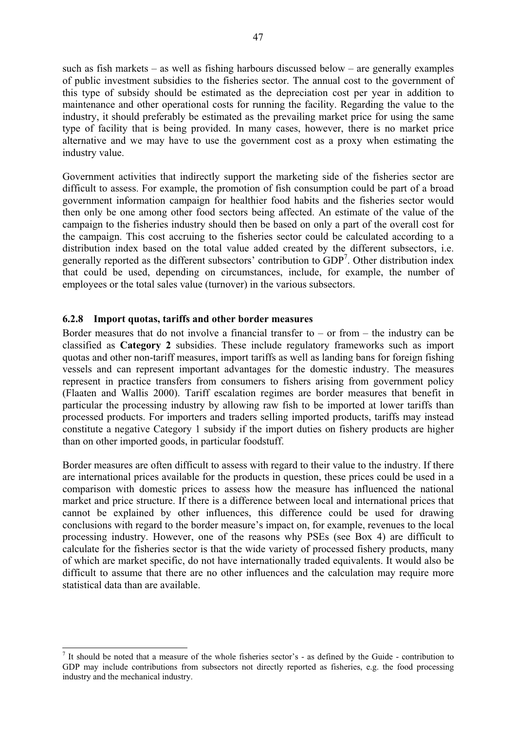such as fish markets – as well as fishing harbours discussed below – are generally examples of public investment subsidies to the fisheries sector. The annual cost to the government of this type of subsidy should be estimated as the depreciation cost per year in addition to maintenance and other operational costs for running the facility. Regarding the value to the industry, it should preferably be estimated as the prevailing market price for using the same type of facility that is being provided. In many cases, however, there is no market price alternative and we may have to use the government cost as a proxy when estimating the industry value.

Government activities that indirectly support the marketing side of the fisheries sector are difficult to assess. For example, the promotion of fish consumption could be part of a broad government information campaign for healthier food habits and the fisheries sector would then only be one among other food sectors being affected. An estimate of the value of the campaign to the fisheries industry should then be based on only a part of the overall cost for the campaign. This cost accruing to the fisheries sector could be calculated according to a distribution index based on the total value added created by the different subsectors, i.e. generally reported as the different subsectors' contribution to GDP[7]. Other distribution index that could be used, depending on circumstances, include, for example, the number of employees or the total sales value (turnover) in the various subsectors.

### 6.2.8 Import quotas, tariffs and other border measures

Border measures that do not involve a financial transfer to – or from – the industry can be classified as **Category 2** subsidies. These include regulatory frameworks such as import quotas and other non-tariff measures, import tariffs as well as landing bans for foreign fishing vessels and can represent important advantages for the domestic industry. The measures represent in practice transfers from consumers to fishers arising from government policy (Flaaten and Wallis 2000). Tariff escalation regimes are border measures that benefit in particular the processing industry by allowing raw fish to be imported at lower tariffs than processed products. For importers and traders selling imported products, tariffs may instead constitute a negative Category 1 subsidy if the import duties on fishery products are higher than on other imported goods, in particular foodstuff.

Border measures are often difficult to assess with regard to their value to the industry. If there are international prices available for the products in question, these prices could be used in a comparison with domestic prices to assess how the measure has influenced the national market and price structure. If there is a difference between local and international prices that cannot be explained by other influences, this difference could be used for drawing conclusions with regard to the border measure's impact on, for example, revenues to the local processing industry. However, one of the reasons why PSEs (see Box 4) are difficult to calculate for the fisheries sector is that the wide variety of processed fishery products, many of which are market specific, do not have internationally traded equivalents. It would also be difficult to assume that there are no other influences and the calculation may require more statistical data than are available.

[7] It should be noted that a measure of the whole fisheries sector's - as defined by the Guide - contribution to GDP may include contributions from subsectors not directly reported as fisheries, e.g. the food processing industry and the mechanical industry.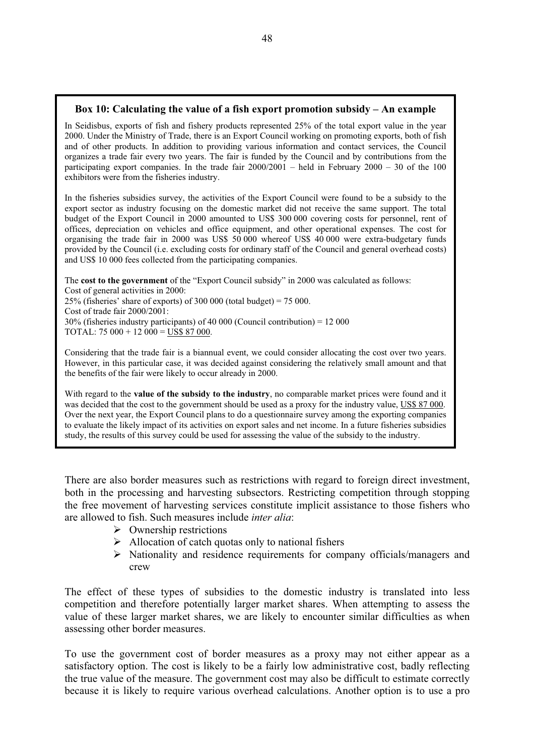**Box 10: Calculating the value of a fish export promotion subsidy – An example**

In Seidisbus, exports of fish and fishery products represented 25% of the total export value in the year 2000. Under the Ministry of Trade, there is an Export Council working on promoting exports, both of fish and of other products. In addition to providing various information and contact services, the Council organizes a trade fair every two years. The fair is funded by the Council and by contributions from the participating export companies. In the trade fair 2000/2001 – held in February 2000 – 30 of the 100 exhibitors were from the fisheries industry.

In the fisheries subsidies survey, the activities of the Export Council were found to be a subsidy to the export sector as industry focusing on the domestic market did not receive the same support. The total budget of the Export Council in 2000 amounted to US$ 300 000 covering costs for personnel, rent of offices, depreciation on vehicles and office equipment, and other operational expenses. The cost for organising the trade fair in 2000 was US$ 50 000 whereof US$ 40 000 were extra-budgetary funds provided by the Council (i.e. excluding costs for ordinary staff of the Council and general overhead costs) and US$ 10 000 fees collected from the participating companies.

The **cost to the government** of the "Export Council subsidy" in 2000 was calculated as follows:
Cost of general activities in 2000:
25% (fisheries' share of exports) of 300 000 (total budget) = 75 000.
Cost of trade fair 2000/2001:
30% (fisheries industry participants) of 40 000 (Council contribution) = 12 000
TOTAL: 75 000 + 12 000 = US$ 87 000.

Considering that the trade fair is a biannual event, we could consider allocating the cost over two years. However, in this particular case, it was decided against considering the relatively small amount and that the benefits of the fair were likely to occur already in 2000.

With regard to the **value of the subsidy to the industry**, no comparable market prices were found and it was decided that the cost to the government should be used as a proxy for the industry value, US$ 87 000. Over the next year, the Export Council plans to do a questionnaire survey among the exporting companies to evaluate the likely impact of its activities on export sales and net income. In a future fisheries subsidies study, the results of this survey could be used for assessing the value of the subsidy to the industry.

There are also border measures such as restrictions with regard to foreign direct investment, both in the processing and harvesting subsectors. Restricting competition through stopping the free movement of harvesting services constitute implicit assistance to those fishers who are allowed to fish. Such measures include *inter alia*:

- Ownership restrictions
- Allocation of catch quotas only to national fishers
- Nationality and residence requirements for company officials/managers and crew

The effect of these types of subsidies to the domestic industry is translated into less competition and therefore potentially larger market shares. When attempting to assess the value of these larger market shares, we are likely to encounter similar difficulties as when assessing other border measures.

To use the government cost of border measures as a proxy may not either appear as a satisfactory option. The cost is likely to be a fairly low administrative cost, badly reflecting the true value of the measure. The government cost may also be difficult to estimate correctly because it is likely to require various overhead calculations. Another option is to use a pro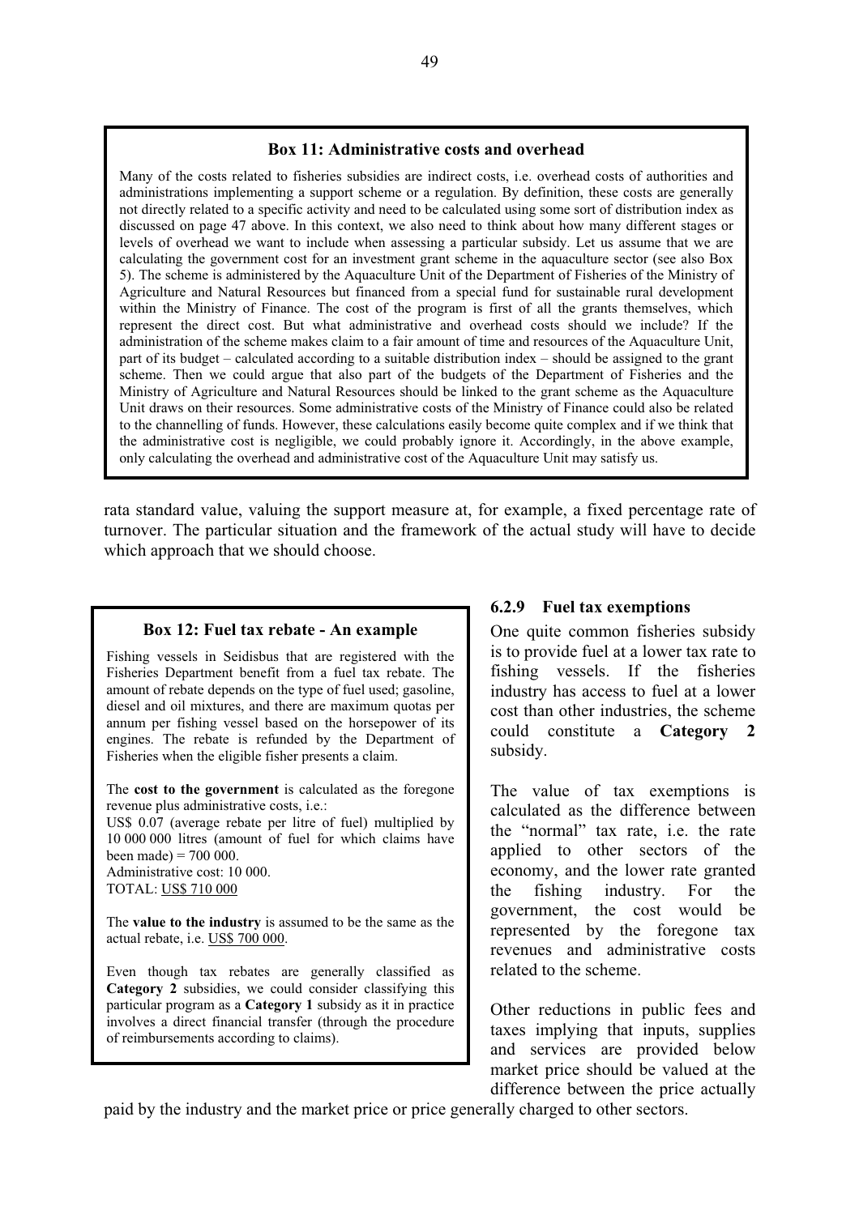**Box 11: Administrative costs and overhead**

Many of the costs related to fisheries subsidies are indirect costs, i.e. overhead costs of authorities and administrations implementing a support scheme or a regulation. By definition, these costs are generally not directly related to a specific activity and need to be calculated using some sort of distribution index as discussed on page 47 above. In this context, we also need to think about how many different stages or levels of overhead we want to include when assessing a particular subsidy. Let us assume that we are calculating the government cost for an investment grant scheme in the aquaculture sector (see also Box 5). The scheme is administered by the Aquaculture Unit of the Department of Fisheries of the Ministry of Agriculture and Natural Resources but financed from a special fund for sustainable rural development within the Ministry of Finance. The cost of the program is first of all the grants themselves, which represent the direct cost. But what administrative and overhead costs should we include? If the administration of the scheme makes claim to a fair amount of time and resources of the Aquaculture Unit, part of its budget – calculated according to a suitable distribution index – should be assigned to the grant scheme. Then we could argue that also part of the budgets of the Department of Fisheries and the Ministry of Agriculture and Natural Resources should be linked to the grant scheme as the Aquaculture Unit draws on their resources. Some administrative costs of the Ministry of Finance could also be related to the channelling of funds. However, these calculations easily become quite complex and if we think that the administrative cost is negligible, we could probably ignore it. Accordingly, in the above example, only calculating the overhead and administrative cost of the Aquaculture Unit may satisfy us.

rata standard value, valuing the support measure at, for example, a fixed percentage rate of turnover. The particular situation and the framework of the actual study will have to decide which approach that we should choose.

**Box 12: Fuel tax rebate - An example**

Fishing vessels in Seidisbus that are registered with the Fisheries Department benefit from a fuel tax rebate. The amount of rebate depends on the type of fuel used; gasoline, diesel and oil mixtures, and there are maximum quotas per annum per fishing vessel based on the horsepower of its engines. The rebate is refunded by the Department of Fisheries when the eligible fisher presents a claim.

The **cost to the government** is calculated as the foregone revenue plus administrative costs, i.e.:
US$ 0.07 (average rebate per litre of fuel) multiplied by 10 000 000 litres (amount of fuel for which claims have been made) = 700 000.
Administrative cost: 10 000.
TOTAL: US$ 710 000

The **value to the industry** is assumed to be the same as the actual rebate, i.e. US$ 700 000.

Even though tax rebates are generally classified as **Category 2** subsidies, we could consider classifying this particular program as a **Category 1** subsidy as it in practice involves a direct financial transfer (through the procedure of reimbursements according to claims).

### 6.2.9 Fuel tax exemptions

One quite common fisheries subsidy is to provide fuel at a lower tax rate to fishing vessels. If the fisheries industry has access to fuel at a lower cost than other industries, the scheme could constitute a **Category 2** subsidy.

The value of tax exemptions is calculated as the difference between the "normal" tax rate, i.e. the rate applied to other sectors of the economy, and the lower rate granted the fishing industry. For the government, the cost would be represented by the foregone tax revenues and administrative costs related to the scheme.

Other reductions in public fees and taxes implying that inputs, supplies and services are provided below market price should be valued at the difference between the price actually paid by the industry and the market price or price generally charged to other sectors.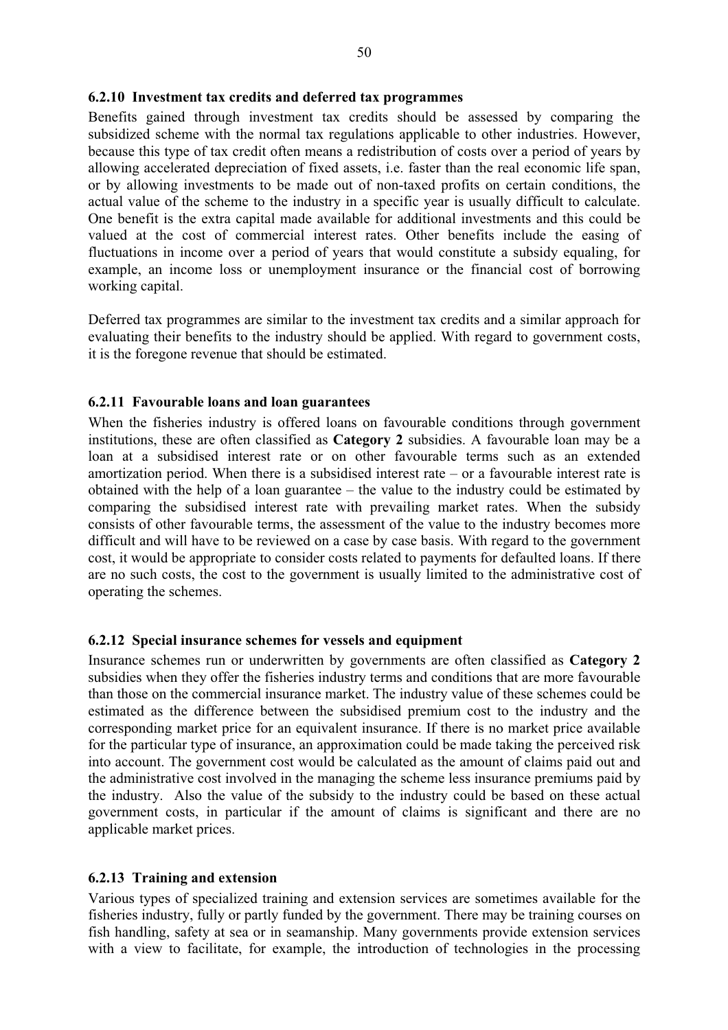### 6.2.10 Investment tax credits and deferred tax programmes

Benefits gained through investment tax credits should be assessed by comparing the subsidized scheme with the normal tax regulations applicable to other industries. However, because this type of tax credit often means a redistribution of costs over a period of years by allowing accelerated depreciation of fixed assets, i.e. faster than the real economic life span, or by allowing investments to be made out of non-taxed profits on certain conditions, the actual value of the scheme to the industry in a specific year is usually difficult to calculate. One benefit is the extra capital made available for additional investments and this could be valued at the cost of commercial interest rates. Other benefits include the easing of fluctuations in income over a period of years that would constitute a subsidy equaling, for example, an income loss or unemployment insurance or the financial cost of borrowing working capital.

Deferred tax programmes are similar to the investment tax credits and a similar approach for evaluating their benefits to the industry should be applied. With regard to government costs, it is the foregone revenue that should be estimated.

### 6.2.11 Favourable loans and loan guarantees

When the fisheries industry is offered loans on favourable conditions through government institutions, these are often classified as **Category 2** subsidies. A favourable loan may be a loan at a subsidised interest rate or on other favourable terms such as an extended amortization period. When there is a subsidised interest rate – or a favourable interest rate is obtained with the help of a loan guarantee – the value to the industry could be estimated by comparing the subsidised interest rate with prevailing market rates. When the subsidy consists of other favourable terms, the assessment of the value to the industry becomes more difficult and will have to be reviewed on a case by case basis. With regard to the government cost, it would be appropriate to consider costs related to payments for defaulted loans. If there are no such costs, the cost to the government is usually limited to the administrative cost of operating the schemes.

### 6.2.12 Special insurance schemes for vessels and equipment

Insurance schemes run or underwritten by governments are often classified as **Category 2** subsidies when they offer the fisheries industry terms and conditions that are more favourable than those on the commercial insurance market. The industry value of these schemes could be estimated as the difference between the subsidised premium cost to the industry and the corresponding market price for an equivalent insurance. If there is no market price available for the particular type of insurance, an approximation could be made taking the perceived risk into account. The government cost would be calculated as the amount of claims paid out and the administrative cost involved in the managing the scheme less insurance premiums paid by the industry. Also the value of the subsidy to the industry could be based on these actual government costs, in particular if the amount of claims is significant and there are no applicable market prices.

### 6.2.13 Training and extension

Various types of specialized training and extension services are sometimes available for the fisheries industry, fully or partly funded by the government. There may be training courses on fish handling, safety at sea or in seamanship. Many governments provide extension services with a view to facilitate, for example, the introduction of technologies in the processing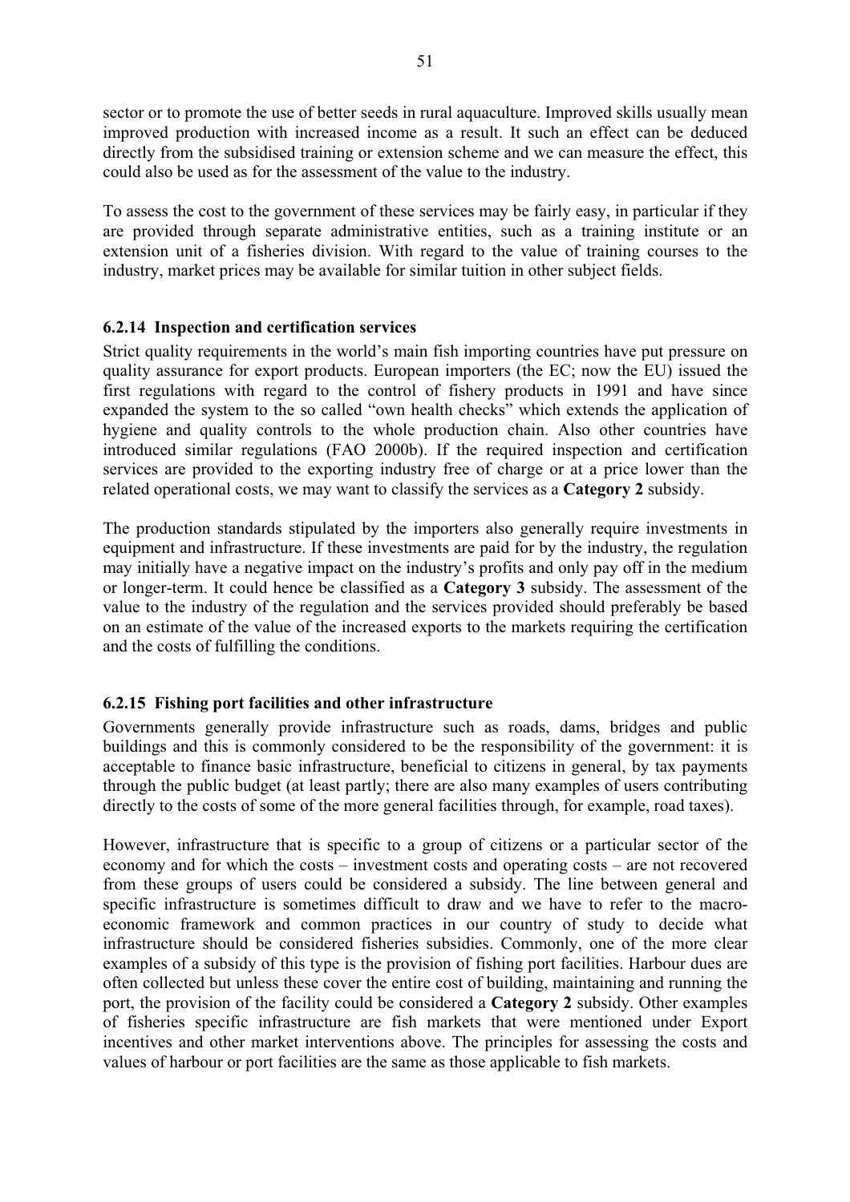sector or to promote the use of better seeds in rural aquaculture. Improved skills usually mean improved production with increased income as a result. It such an effect can be deduced directly from the subsidised training or extension scheme and we can measure the effect, this could also be used as for the assessment of the value to the industry.

To assess the cost to the government of these services may be fairly easy, in particular if they are provided through separate administrative entities, such as a training institute or an extension unit of a fisheries division. With regard to the value of training courses to the industry, market prices may be available for similar tuition in other subject fields.

### 6.2.14 Inspection and certification services

Strict quality requirements in the world's main fish importing countries have put pressure on quality assurance for export products. European importers (the EC; now the EU) issued the first regulations with regard to the control of fishery products in 1991 and have since expanded the system to the so called "own health checks" which extends the application of hygiene and quality controls to the whole production chain. Also other countries have introduced similar regulations (FAO 2000b). If the required inspection and certification services are provided to the exporting industry free of charge or at a price lower than the related operational costs, we may want to classify the services as a **Category 2** subsidy.

The production standards stipulated by the importers also generally require investments in equipment and infrastructure. If these investments are paid for by the industry, the regulation may initially have a negative impact on the industry's profits and only pay off in the medium or longer-term. It could hence be classified as a **Category 3** subsidy. The assessment of the value to the industry of the regulation and the services provided should preferably be based on an estimate of the value of the increased exports to the markets requiring the certification and the costs of fulfilling the conditions.

### 6.2.15 Fishing port facilities and other infrastructure

Governments generally provide infrastructure such as roads, dams, bridges and public buildings and this is commonly considered to be the responsibility of the government: it is acceptable to finance basic infrastructure, beneficial to citizens in general, by tax payments through the public budget (at least partly; there are also many examples of users contributing directly to the costs of some of the more general facilities through, for example, road taxes).

However, infrastructure that is specific to a group of citizens or a particular sector of the economy and for which the costs – investment costs and operating costs – are not recovered from these groups of users could be considered a subsidy. The line between general and specific infrastructure is sometimes difficult to draw and we have to refer to the macro-economic framework and common practices in our country of study to decide what infrastructure should be considered fisheries subsidies. Commonly, one of the more clear examples of a subsidy of this type is the provision of fishing port facilities. Harbour dues are often collected but unless these cover the entire cost of building, maintaining and running the port, the provision of the facility could be considered a **Category 2** subsidy. Other examples of fisheries specific infrastructure are fish markets that were mentioned under Export incentives and other market interventions above. The principles for assessing the costs and values of harbour or port facilities are the same as those applicable to fish markets.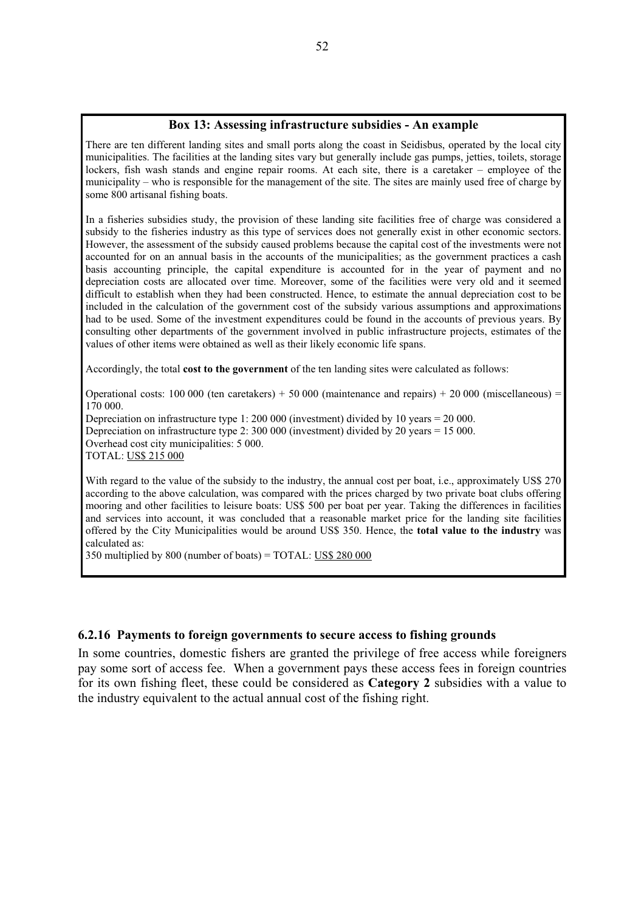**Box 13: Assessing infrastructure subsidies - An example**

There are ten different landing sites and small ports along the coast in Seidisbus, operated by the local city municipalities. The facilities at the landing sites vary but generally include gas pumps, jetties, toilets, storage lockers, fish wash stands and engine repair rooms. At each site, there is a caretaker – employee of the municipality – who is responsible for the management of the site. The sites are mainly used free of charge by some 800 artisanal fishing boats.

In a fisheries subsidies study, the provision of these landing site facilities free of charge was considered a subsidy to the fisheries industry as this type of services does not generally exist in other economic sectors. However, the assessment of the subsidy caused problems because the capital cost of the investments were not accounted for on an annual basis in the accounts of the municipalities; as the government practices a cash basis accounting principle, the capital expenditure is accounted for in the year of payment and no depreciation costs are allocated over time. Moreover, some of the facilities were very old and it seemed difficult to establish when they had been constructed. Hence, to estimate the annual depreciation cost to be included in the calculation of the government cost of the subsidy various assumptions and approximations had to be used. Some of the investment expenditures could be found in the accounts of previous years. By consulting other departments of the government involved in public infrastructure projects, estimates of the values of other items were obtained as well as their likely economic life spans.

Accordingly, the total **cost to the government** of the ten landing sites were calculated as follows:

Operational costs: 100 000 (ten caretakers) + 50 000 (maintenance and repairs) + 20 000 (miscellaneous) = 170 000.
Depreciation on infrastructure type 1: 200 000 (investment) divided by 10 years = 20 000.
Depreciation on infrastructure type 2: 300 000 (investment) divided by 20 years = 15 000.
Overhead cost city municipalities: 5 000.
TOTAL: <u>US$ 215 000</u>

With regard to the value of the subsidy to the industry, the annual cost per boat, i.e., approximately US$ 270 according to the above calculation, was compared with the prices charged by two private boat clubs offering mooring and other facilities to leisure boats: US$ 500 per boat per year. Taking the differences in facilities and services into account, it was concluded that a reasonable market price for the landing site facilities offered by the City Municipalities would be around US$ 350. Hence, the **total value to the industry** was calculated as:
350 multiplied by 800 (number of boats) = TOTAL: <u>US$ 280 000</u>

### 6.2.16 Payments to foreign governments to secure access to fishing grounds

In some countries, domestic fishers are granted the privilege of free access while foreigners pay some sort of access fee. When a government pays these access fees in foreign countries for its own fishing fleet, these could be considered as **Category 2** subsidies with a value to the industry equivalent to the actual annual cost of the fishing right.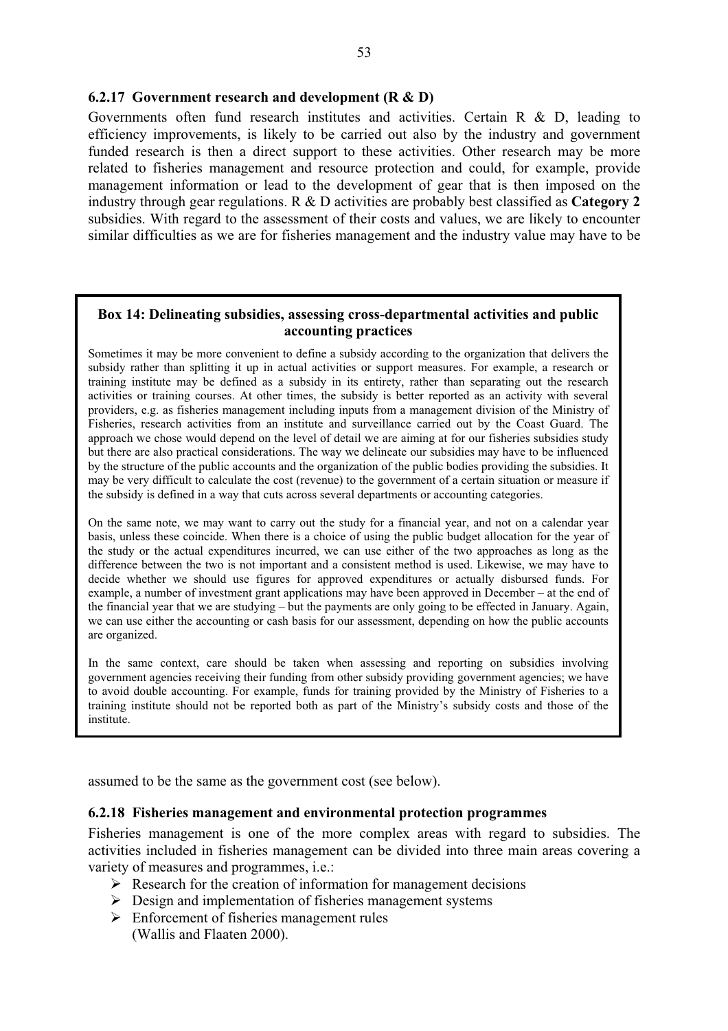### 6.2.17 Government research and development (R & D)

Governments often fund research institutes and activities. Certain R & D, leading to efficiency improvements, is likely to be carried out also by the industry and government funded research is then a direct support to these activities. Other research may be more related to fisheries management and resource protection and could, for example, provide management information or lead to the development of gear that is then imposed on the industry through gear regulations. R & D activities are probably best classified as **Category 2** subsidies. With regard to the assessment of their costs and values, we are likely to encounter similar difficulties as we are for fisheries management and the industry value may have to be assumed to be the same as the government cost (see below).

> **Box 14: Delineating subsidies, assessing cross-departmental activities and public accounting practices**
>
> Sometimes it may be more convenient to define a subsidy according to the organization that delivers the subsidy rather than splitting it up in actual activities or support measures. For example, a research or training institute may be defined as a subsidy in its entirety, rather than separating out the research activities or training courses. At other times, the subsidy is better reported as an activity with several providers, e.g. as fisheries management including inputs from a management division of the Ministry of Fisheries, research activities from an institute and surveillance carried out by the Coast Guard. The approach we chose would depend on the level of detail we are aiming at for our fisheries subsidies study but there are also practical considerations. The way we delineate our subsidies may have to be influenced by the structure of the public accounts and the organization of the public bodies providing the subsidies. It may be very difficult to calculate the cost (revenue) to the government of a certain situation or measure if the subsidy is defined in a way that cuts across several departments or accounting categories.
>
> On the same note, we may want to carry out the study for a financial year, and not on a calendar year basis, unless these coincide. When there is a choice of using the public budget allocation for the year of the study or the actual expenditures incurred, we can use either of the two approaches as long as the difference between the two is not important and a consistent method is used. Likewise, we may have to decide whether we should use figures for approved expenditures or actually disbursed funds. For example, a number of investment grant applications may have been approved in December – at the end of the financial year that we are studying – but the payments are only going to be effected in January. Again, we can use either the accounting or cash basis for our assessment, depending on how the public accounts are organized.
>
> In the same context, care should be taken when assessing and reporting on subsidies involving government agencies receiving their funding from other subsidy providing government agencies; we have to avoid double accounting. For example, funds for training provided by the Ministry of Fisheries to a training institute should not be reported both as part of the Ministry's subsidy costs and those of the institute.

### 6.2.18 Fisheries management and environmental protection programmes

Fisheries management is one of the more complex areas with regard to subsidies. The activities included in fisheries management can be divided into three main areas covering a variety of measures and programmes, i.e.:

- Research for the creation of information for management decisions
- Design and implementation of fisheries management systems
- Enforcement of fisheries management rules
  (Wallis and Flaaten 2000).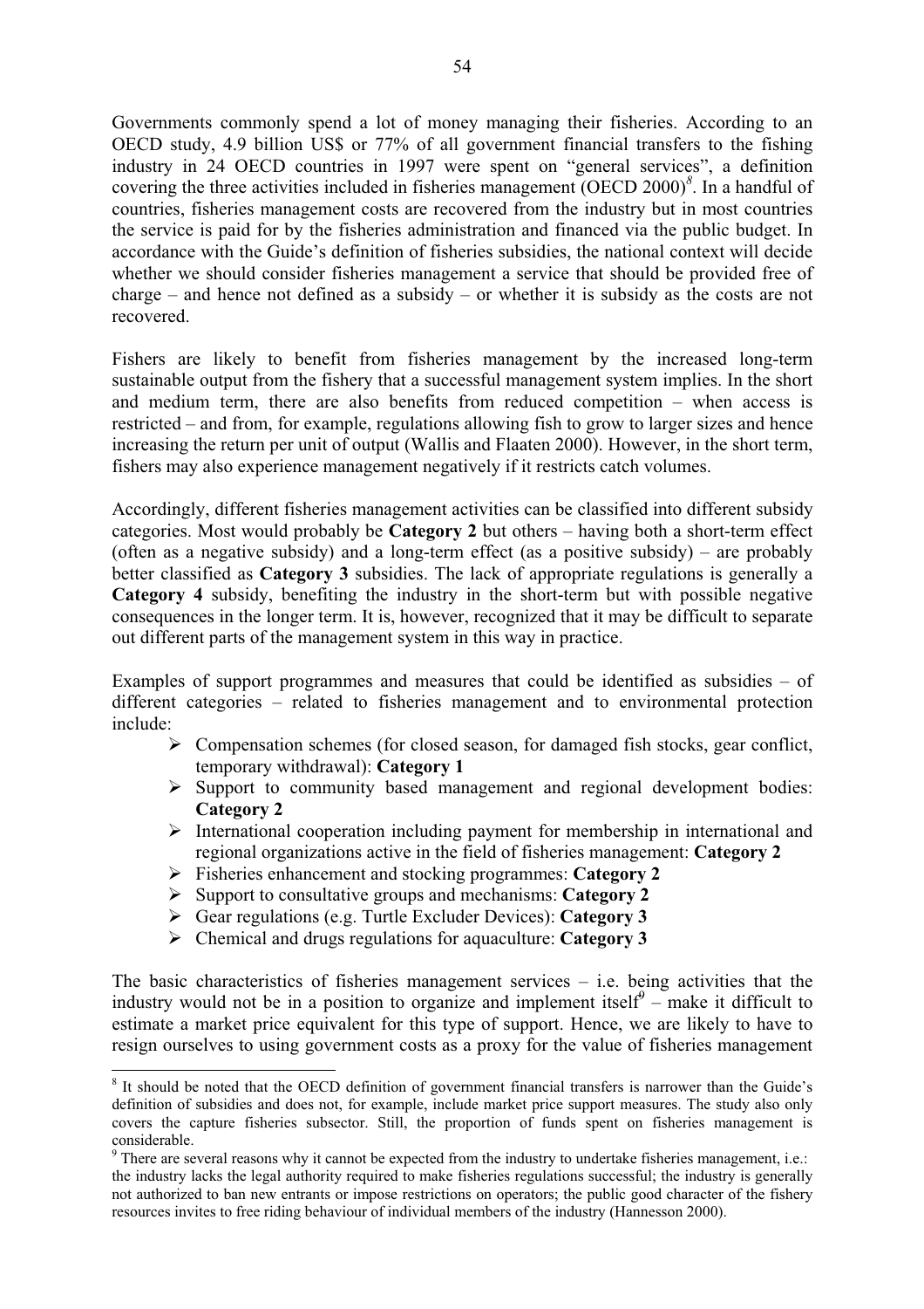Governments commonly spend a lot of money managing their fisheries. According to an OECD study, 4.9 billion US$ or 77% of all government financial transfers to the fishing industry in 24 OECD countries in 1997 were spent on "general services", a definition covering the three activities included in fisheries management (OECD 2000)[8]. In a handful of countries, fisheries management costs are recovered from the industry but in most countries the service is paid for by the fisheries administration and financed via the public budget. In accordance with the Guide's definition of fisheries subsidies, the national context will decide whether we should consider fisheries management a service that should be provided free of charge – and hence not defined as a subsidy – or whether it is subsidy as the costs are not recovered.

Fishers are likely to benefit from fisheries management by the increased long-term sustainable output from the fishery that a successful management system implies. In the short and medium term, there are also benefits from reduced competition – when access is restricted – and from, for example, regulations allowing fish to grow to larger sizes and hence increasing the return per unit of output (Wallis and Flaaten 2000). However, in the short term, fishers may also experience management negatively if it restricts catch volumes.

Accordingly, different fisheries management activities can be classified into different subsidy categories. Most would probably be **Category 2** but others – having both a short-term effect (often as a negative subsidy) and a long-term effect (as a positive subsidy) – are probably better classified as **Category 3** subsidies. The lack of appropriate regulations is generally a **Category 4** subsidy, benefiting the industry in the short-term but with possible negative consequences in the longer term. It is, however, recognized that it may be difficult to separate out different parts of the management system in this way in practice.

Examples of support programmes and measures that could be identified as subsidies – of different categories – related to fisheries management and to environmental protection include:

- Compensation schemes (for closed season, for damaged fish stocks, gear conflict, temporary withdrawal): **Category 1**
- Support to community based management and regional development bodies: **Category 2**
- International cooperation including payment for membership in international and regional organizations active in the field of fisheries management: **Category 2**
- Fisheries enhancement and stocking programmes: **Category 2**
- Support to consultative groups and mechanisms: **Category 2**
- Gear regulations (e.g. Turtle Excluder Devices): **Category 3**
- Chemical and drugs regulations for aquaculture: **Category 3**

The basic characteristics of fisheries management services – i.e. being activities that the industry would not be in a position to organize and implement itself[9] – make it difficult to estimate a market price equivalent for this type of support. Hence, we are likely to have to resign ourselves to using government costs as a proxy for the value of fisheries management

---

[8] It should be noted that the OECD definition of government financial transfers is narrower than the Guide's definition of subsidies and does not, for example, include market price support measures. The study also only covers the capture fisheries subsector. Still, the proportion of funds spent on fisheries management is considerable.

[9] There are several reasons why it cannot be expected from the industry to undertake fisheries management, i.e.: the industry lacks the legal authority required to make fisheries regulations successful; the industry is generally not authorized to ban new entrants or impose restrictions on operators; the public good character of the fishery resources invites to free riding behaviour of individual members of the industry (Hannesson 2000).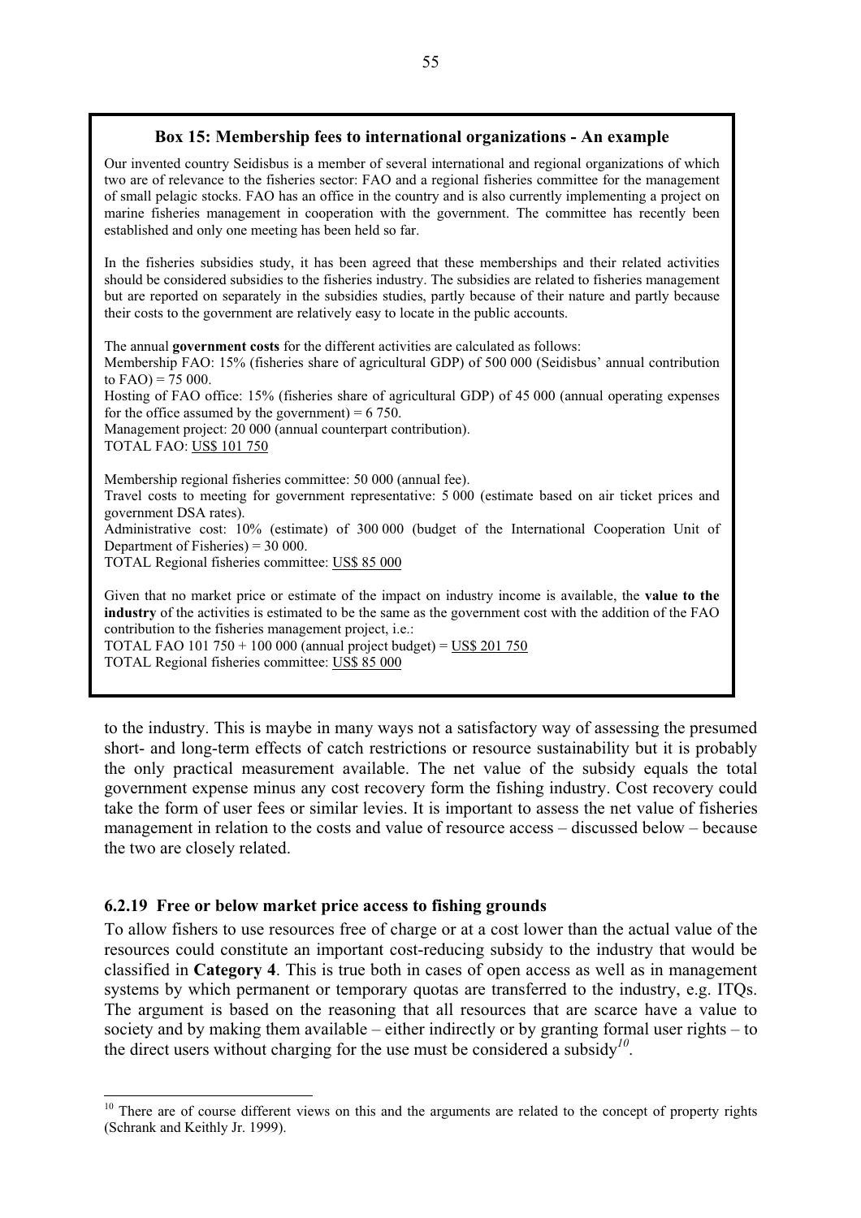**Box 15: Membership fees to international organizations - An example**

Our invented country Seidisbus is a member of several international and regional organizations of which two are of relevance to the fisheries sector: FAO and a regional fisheries committee for the management of small pelagic stocks. FAO has an office in the country and is also currently implementing a project on marine fisheries management in cooperation with the government. The committee has recently been established and only one meeting has been held so far.

In the fisheries subsidies study, it has been agreed that these memberships and their related activities should be considered subsidies to the fisheries industry. The subsidies are related to fisheries management but are reported on separately in the subsidies studies, partly because of their nature and partly because their costs to the government are relatively easy to locate in the public accounts.

The annual **government costs** for the different activities are calculated as follows:
Membership FAO: 15% (fisheries share of agricultural GDP) of 500 000 (Seidisbus' annual contribution to FAO) = 75 000.
Hosting of FAO office: 15% (fisheries share of agricultural GDP) of 45 000 (annual operating expenses for the office assumed by the government) = 6 750.
Management project: 20 000 (annual counterpart contribution).
TOTAL FAO: US$ 101 750

Membership regional fisheries committee: 50 000 (annual fee).
Travel costs to meeting for government representative: 5 000 (estimate based on air ticket prices and government DSA rates).
Administrative cost: 10% (estimate) of 300 000 (budget of the International Cooperation Unit of Department of Fisheries) = 30 000.
TOTAL Regional fisheries committee: US$ 85 000

Given that no market price or estimate of the impact on industry income is available, the **value to the industry** of the activities is estimated to be the same as the government cost with the addition of the FAO contribution to the fisheries management project, i.e.:
TOTAL FAO 101 750 + 100 000 (annual project budget) = US$ 201 750
TOTAL Regional fisheries committee: US$ 85 000

to the industry. This is maybe in many ways not a satisfactory way of assessing the presumed short- and long-term effects of catch restrictions or resource sustainability but it is probably the only practical measurement available. The net value of the subsidy equals the total government expense minus any cost recovery form the fishing industry. Cost recovery could take the form of user fees or similar levies. It is important to assess the net value of fisheries management in relation to the costs and value of resource access – discussed below – because the two are closely related.

### 6.2.19 Free or below market price access to fishing grounds

To allow fishers to use resources free of charge or at a cost lower than the actual value of the resources could constitute an important cost-reducing subsidy to the industry that would be classified in **Category 4**. This is true both in cases of open access as well as in management systems by which permanent or temporary quotas are transferred to the industry, e.g. ITQs. The argument is based on the reasoning that all resources that are scarce have a value to society and by making them available – either indirectly or by granting formal user rights – to the direct users without charging for the use must be considered a subsidy[10].

[10] There are of course different views on this and the arguments are related to the concept of property rights (Schrank and Keithly Jr. 1999).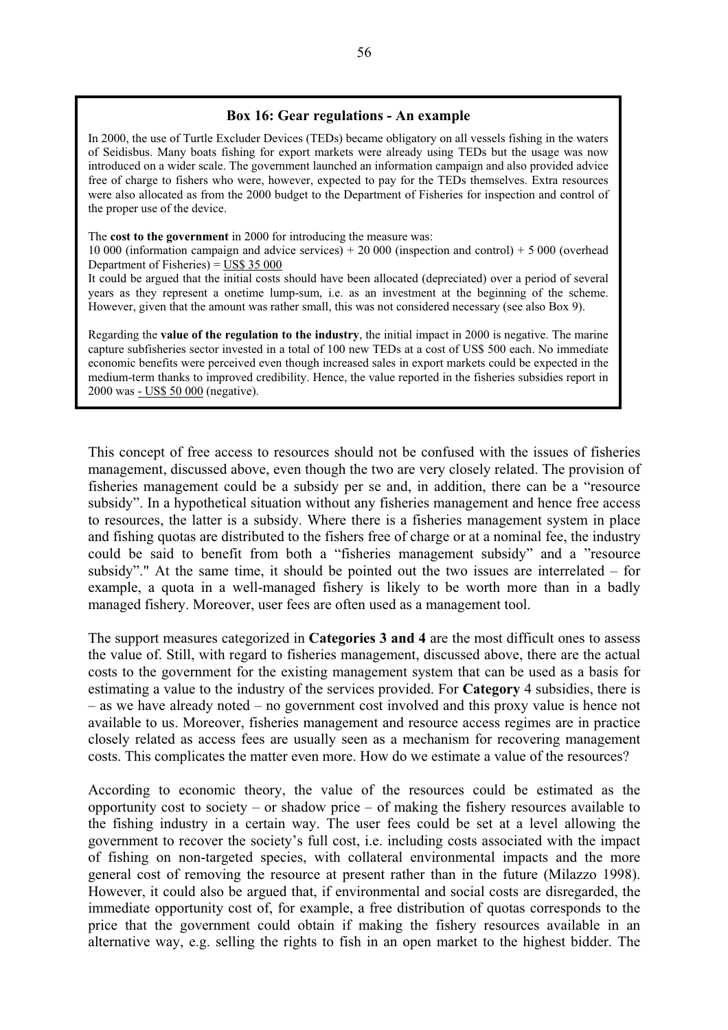**Box 16: Gear regulations - An example**

In 2000, the use of Turtle Excluder Devices (TEDs) became obligatory on all vessels fishing in the waters of Seidisbus. Many boats fishing for export markets were already using TEDs but the usage was now introduced on a wider scale. The government launched an information campaign and also provided advice free of charge to fishers who were, however, expected to pay for the TEDs themselves. Extra resources were also allocated as from the 2000 budget to the Department of Fisheries for inspection and control of the proper use of the device.

The **cost to the government** in 2000 for introducing the measure was:
10 000 (information campaign and advice services) + 20 000 (inspection and control) + 5 000 (overhead Department of Fisheries) = US$ 35 000
It could be argued that the initial costs should have been allocated (depreciated) over a period of several years as they represent a onetime lump-sum, i.e. as an investment at the beginning of the scheme. However, given that the amount was rather small, this was not considered necessary (see also Box 9).

Regarding the **value of the regulation to the industry**, the initial impact in 2000 is negative. The marine capture subfisheries sector invested in a total of 100 new TEDs at a cost of US$ 500 each. No immediate economic benefits were perceived even though increased sales in export markets could be expected in the medium-term thanks to improved credibility. Hence, the value reported in the fisheries subsidies report in 2000 was - US$ 50 000 (negative).

This concept of free access to resources should not be confused with the issues of fisheries management, discussed above, even though the two are very closely related. The provision of fisheries management could be a subsidy per se and, in addition, there can be a "resource subsidy". In a hypothetical situation without any fisheries management and hence free access to resources, the latter is a subsidy. Where there is a fisheries management system in place and fishing quotas are distributed to the fishers free of charge or at a nominal fee, the industry could be said to benefit from both a "fisheries management subsidy" and a "resource subsidy"." At the same time, it should be pointed out the two issues are interrelated – for example, a quota in a well-managed fishery is likely to be worth more than in a badly managed fishery. Moreover, user fees are often used as a management tool.

The support measures categorized in **Categories 3 and 4** are the most difficult ones to assess the value of. Still, with regard to fisheries management, discussed above, there are the actual costs to the government for the existing management system that can be used as a basis for estimating a value to the industry of the services provided. For **Category** 4 subsidies, there is – as we have already noted – no government cost involved and this proxy value is hence not available to us. Moreover, fisheries management and resource access regimes are in practice closely related as access fees are usually seen as a mechanism for recovering management costs. This complicates the matter even more. How do we estimate a value of the resources?

According to economic theory, the value of the resources could be estimated as the opportunity cost to society – or shadow price – of making the fishery resources available to the fishing industry in a certain way. The user fees could be set at a level allowing the government to recover the society's full cost, i.e. including costs associated with the impact of fishing on non-targeted species, with collateral environmental impacts and the more general cost of removing the resource at present rather than in the future (Milazzo 1998). However, it could also be argued that, if environmental and social costs are disregarded, the immediate opportunity cost of, for example, a free distribution of quotas corresponds to the price that the government could obtain if making the fishery resources available in an alternative way, e.g. selling the rights to fish in an open market to the highest bidder. The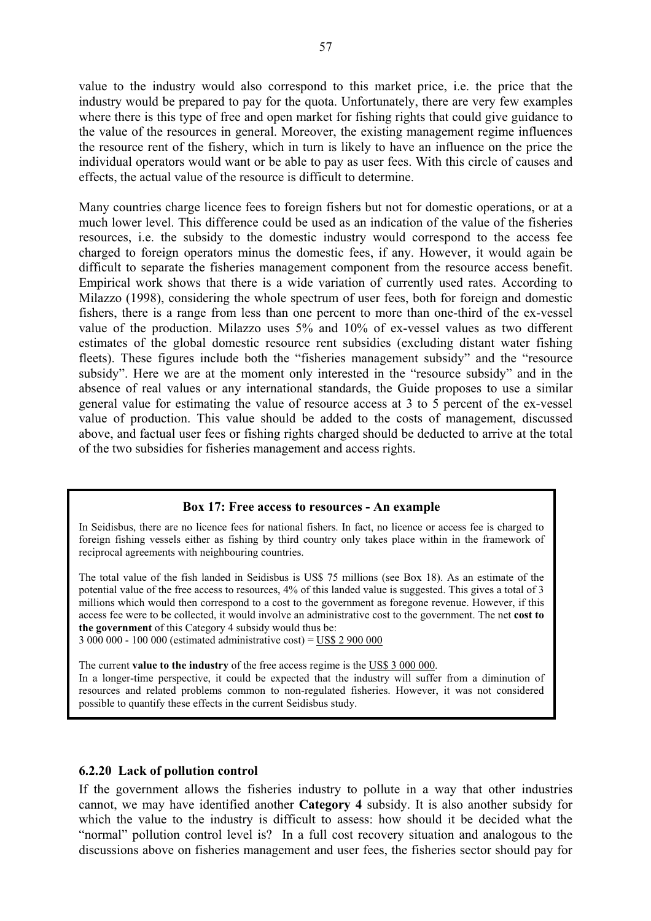value to the industry would also correspond to this market price, i.e. the price that the industry would be prepared to pay for the quota. Unfortunately, there are very few examples where there is this type of free and open market for fishing rights that could give guidance to the value of the resources in general. Moreover, the existing management regime influences the resource rent of the fishery, which in turn is likely to have an influence on the price the individual operators would want or be able to pay as user fees. With this circle of causes and effects, the actual value of the resource is difficult to determine.

Many countries charge licence fees to foreign fishers but not for domestic operations, or at a much lower level. This difference could be used as an indication of the value of the fisheries resources, i.e. the subsidy to the domestic industry would correspond to the access fee charged to foreign operators minus the domestic fees, if any. However, it would again be difficult to separate the fisheries management component from the resource access benefit. Empirical work shows that there is a wide variation of currently used rates. According to Milazzo (1998), considering the whole spectrum of user fees, both for foreign and domestic fishers, there is a range from less than one percent to more than one-third of the ex-vessel value of the production. Milazzo uses 5% and 10% of ex-vessel values as two different estimates of the global domestic resource rent subsidies (excluding distant water fishing fleets). These figures include both the "fisheries management subsidy" and the "resource subsidy". Here we are at the moment only interested in the "resource subsidy" and in the absence of real values or any international standards, the Guide proposes to use a similar general value for estimating the value of resource access at 3 to 5 percent of the ex-vessel value of production. This value should be added to the costs of management, discussed above, and factual user fees or fishing rights charged should be deducted to arrive at the total of the two subsidies for fisheries management and access rights.

> **Box 17: Free access to resources - An example**
>
> In Seidisbus, there are no licence fees for national fishers. In fact, no licence or access fee is charged to foreign fishing vessels either as fishing by third country only takes place within in the framework of reciprocal agreements with neighbouring countries.
>
> The total value of the fish landed in Seidisbus is US$ 75 millions (see Box 18). As an estimate of the potential value of the free access to resources, 4% of this landed value is suggested. This gives a total of 3 millions which would then correspond to a cost to the government as foregone revenue. However, if this access fee were to be collected, it would involve an administrative cost to the government. The net **cost to the government** of this Category 4 subsidy would thus be:
> 3 000 000 - 100 000 (estimated administrative cost) = US$ 2 900 000
>
> The current **value to the industry** of the free access regime is the US$ 3 000 000.
> In a longer-time perspective, it could be expected that the industry will suffer from a diminution of resources and related problems common to non-regulated fisheries. However, it was not considered possible to quantify these effects in the current Seidisbus study.

#### 6.2.20 Lack of pollution control

If the government allows the fisheries industry to pollute in a way that other industries cannot, we may have identified another **Category 4** subsidy. It is also another subsidy for which the value to the industry is difficult to assess: how should it be decided what the "normal" pollution control level is? In a full cost recovery situation and analogous to the discussions above on fisheries management and user fees, the fisheries sector should pay for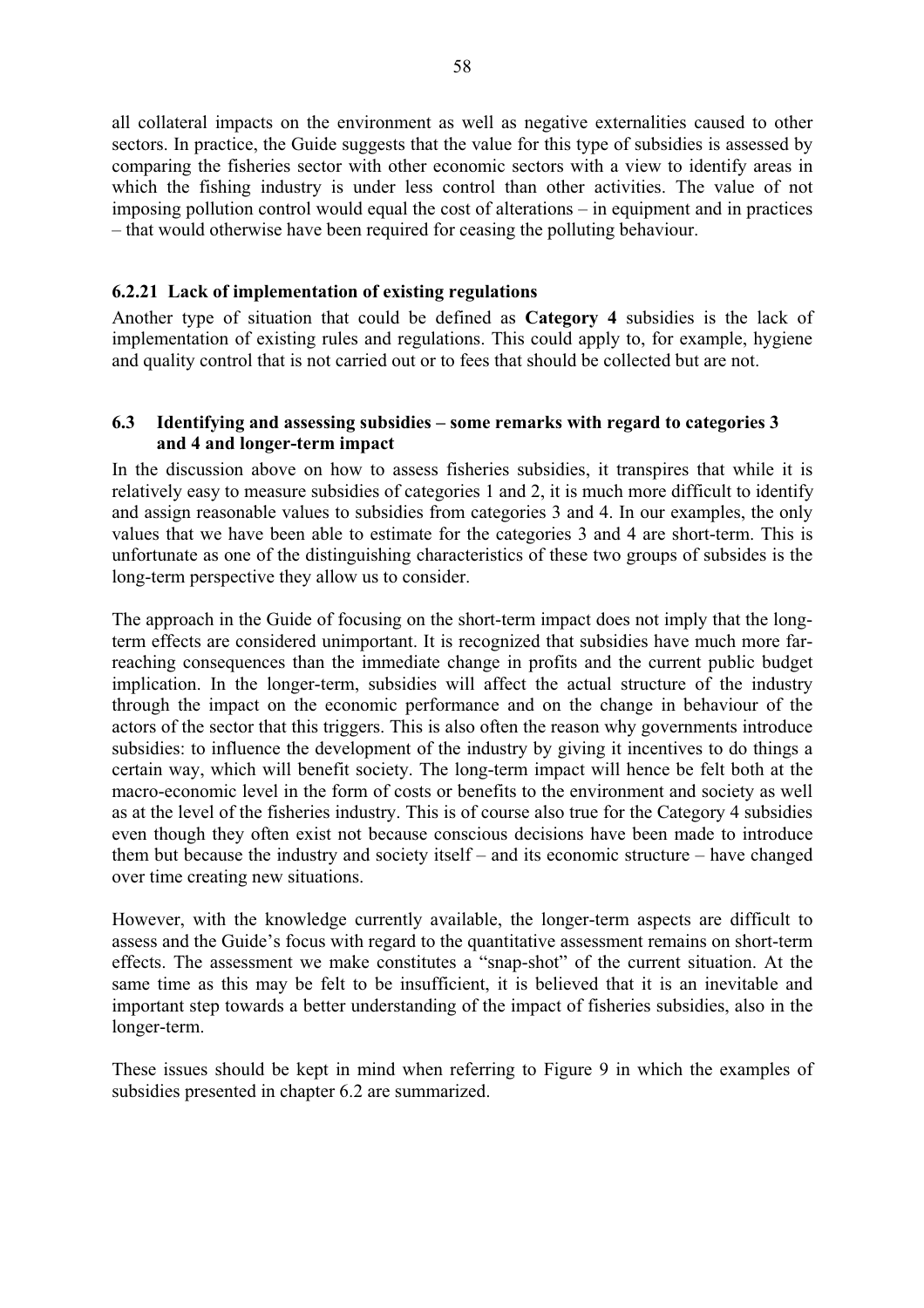all collateral impacts on the environment as well as negative externalities caused to other sectors. In practice, the Guide suggests that the value for this type of subsidies is assessed by comparing the fisheries sector with other economic sectors with a view to identify areas in which the fishing industry is under less control than other activities. The value of not imposing pollution control would equal the cost of alterations – in equipment and in practices – that would otherwise have been required for ceasing the polluting behaviour.

### 6.2.21 Lack of implementation of existing regulations

Another type of situation that could be defined as **Category 4** subsidies is the lack of implementation of existing rules and regulations. This could apply to, for example, hygiene and quality control that is not carried out or to fees that should be collected but are not.

## 6.3 Identifying and assessing subsidies – some remarks with regard to categories 3 and 4 and longer-term impact

In the discussion above on how to assess fisheries subsidies, it transpires that while it is relatively easy to measure subsidies of categories 1 and 2, it is much more difficult to identify and assign reasonable values to subsidies from categories 3 and 4. In our examples, the only values that we have been able to estimate for the categories 3 and 4 are short-term. This is unfortunate as one of the distinguishing characteristics of these two groups of subsides is the long-term perspective they allow us to consider.

The approach in the Guide of focusing on the short-term impact does not imply that the long-term effects are considered unimportant. It is recognized that subsidies have much more far-reaching consequences than the immediate change in profits and the current public budget implication. In the longer-term, subsidies will affect the actual structure of the industry through the impact on the economic performance and on the change in behaviour of the actors of the sector that this triggers. This is also often the reason why governments introduce subsidies: to influence the development of the industry by giving it incentives to do things a certain way, which will benefit society. The long-term impact will hence be felt both at the macro-economic level in the form of costs or benefits to the environment and society as well as at the level of the fisheries industry. This is of course also true for the Category 4 subsidies even though they often exist not because conscious decisions have been made to introduce them but because the industry and society itself – and its economic structure – have changed over time creating new situations.

However, with the knowledge currently available, the longer-term aspects are difficult to assess and the Guide's focus with regard to the quantitative assessment remains on short-term effects. The assessment we make constitutes a "snap-shot" of the current situation. At the same time as this may be felt to be insufficient, it is believed that it is an inevitable and important step towards a better understanding of the impact of fisheries subsidies, also in the longer-term.

These issues should be kept in mind when referring to Figure 9 in which the examples of subsidies presented in chapter 6.2 are summarized.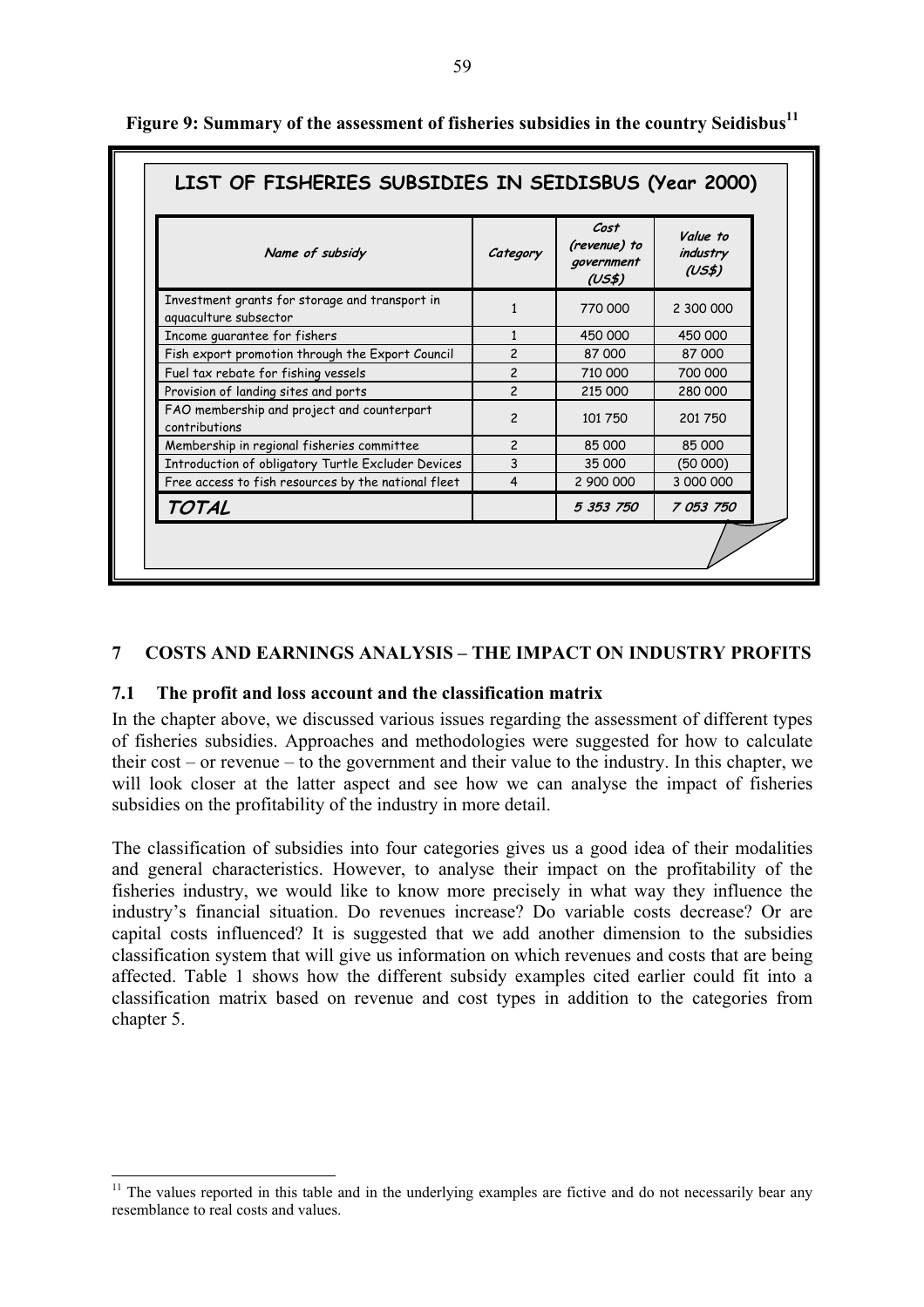**Figure 9: Summary of the assessment of fisheries subsidies in the country Seidisbus**[11]

**LIST OF FISHERIES SUBSIDIES IN SEIDISBUS (Year 2000)**

| *Name of subsidy* | *Category* | *Cost (revenue) to government (US$)* | *Value to industry (US$)* |
|---|---|---|---|
| Investment grants for storage and transport in aquaculture subsector | 1 | 770 000 | 2 300 000 |
| Income guarantee for fishers | 1 | 450 000 | 450 000 |
| Fish export promotion through the Export Council | 2 | 87 000 | 87 000 |
| Fuel tax rebate for fishing vessels | 2 | 710 000 | 700 000 |
| Provision of landing sites and ports | 2 | 215 000 | 280 000 |
| FAO membership and project and counterpart contributions | 2 | 101 750 | 201 750 |
| Membership in regional fisheries committee | 2 | 85 000 | 85 000 |
| Introduction of obligatory Turtle Excluder Devices | 3 | 35 000 | (50 000) |
| Free access to fish resources by the national fleet | 4 | 2 900 000 | 3 000 000 |
| ***TOTAL*** | | ***5 353 750*** | ***7 053 750*** |

## 7 COSTS AND EARNINGS ANALYSIS – THE IMPACT ON INDUSTRY PROFITS

### 7.1 The profit and loss account and the classification matrix

In the chapter above, we discussed various issues regarding the assessment of different types of fisheries subsidies. Approaches and methodologies were suggested for how to calculate their cost – or revenue – to the government and their value to the industry. In this chapter, we will look closer at the latter aspect and see how we can analyse the impact of fisheries subsidies on the profitability of the industry in more detail.

The classification of subsidies into four categories gives us a good idea of their modalities and general characteristics. However, to analyse their impact on the profitability of the fisheries industry, we would like to know more precisely in what way they influence the industry's financial situation. Do revenues increase? Do variable costs decrease? Or are capital costs influenced? It is suggested that we add another dimension to the subsidies classification system that will give us information on which revenues and costs that are being affected. Table 1 shows how the different subsidy examples cited earlier could fit into a classification matrix based on revenue and cost types in addition to the categories from chapter 5.

[11] The values reported in this table and in the underlying examples are fictive and do not necessarily bear any resemblance to real costs and values.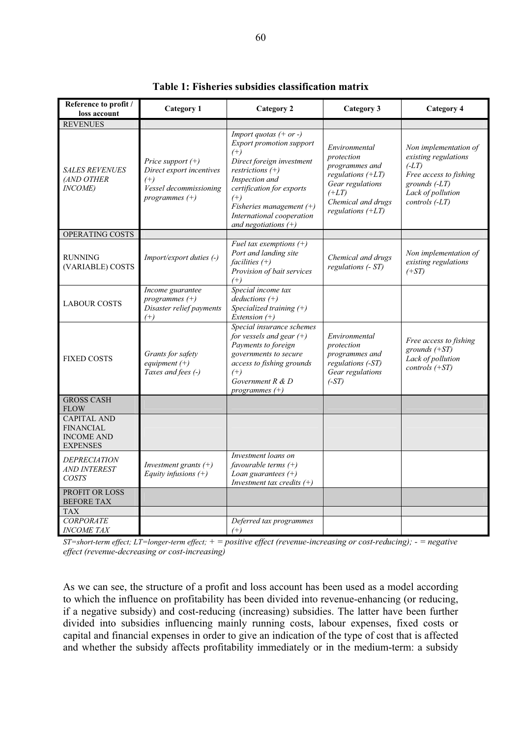**Table 1: Fisheries subsidies classification matrix**

| Reference to profit / loss account | Category 1 | Category 2 | Category 3 | Category 4 |
|---|---|---|---|---|
| REVENUES | | | | |
| *SALES REVENUES (AND OTHER INCOME)* | *Price support (+)*<br>*Direct export incentives (+)*<br>*Vessel decommissioning programmes (+)* | *Import quotas (+ or -)*<br>*Export promotion support (+)*<br>*Direct foreign investment restrictions (+)*<br>*Inspection and certification for exports (+)*<br>*Fisheries management (+)*<br>*International cooperation and negotiations (+)* | *Environmental protection programmes and regulations (+LT)*<br>*Gear regulations (+LT)*<br>*Chemical and drugs regulations (+LT)* | *Non implementation of existing regulations (-LT)*<br>*Free access to fishing grounds (-LT)*<br>*Lack of pollution controls (-LT)* |
| OPERATING COSTS | | | | |
| RUNNING (VARIABLE) COSTS | *Import/export duties (-)* | *Fuel tax exemptions (+)*<br>*Port and landing site facilities (+)*<br>*Provision of bait services (+)* | *Chemical and drugs regulations (- ST)* | *Non implementation of existing regulations (+ST)* |
| LABOUR COSTS | *Income guarantee programmes (+)*<br>*Disaster relief payments (+)* | *Special income tax deductions (+)*<br>*Specialized training (+)*<br>*Extension (+)* | | |
| FIXED COSTS | *Grants for safety equipment (+)*<br>*Taxes and fees (-)* | *Special insurance schemes for vessels and gear (+)*<br>*Payments to foreign governments to secure access to fishing grounds (+)*<br>*Government R & D programmes (+)* | *Environmental protection programmes and regulations (-ST)*<br>*Gear regulations (-ST)* | *Free access to fishing grounds (+ST)*<br>*Lack of pollution controls (+ST)* |
| GROSS CASH FLOW | | | | |
| CAPITAL AND FINANCIAL INCOME AND EXPENSES | | | | |
| *DEPRECIATION AND INTEREST COSTS* | *Investment grants (+)*<br>*Equity infusions (+)* | *Investment loans on favourable terms (+)*<br>*Loan guarantees (+)*<br>*Investment tax credits (+)* | | |
| PROFIT OR LOSS BEFORE TAX | | | | |
| TAX | | | | |
| *CORPORATE INCOME TAX* | | *Deferred tax programmes (+)* | | |

*ST=short-term effect; LT=longer-term effect; + = positive effect (revenue-increasing or cost-reducing); - = negative effect (revenue-decreasing or cost-increasing)*

As we can see, the structure of a profit and loss account has been used as a model according to which the influence on profitability has been divided into revenue-enhancing (or reducing, if a negative subsidy) and cost-reducing (increasing) subsidies. The latter have been further divided into subsidies influencing mainly running costs, labour expenses, fixed costs or capital and financial expenses in order to give an indication of the type of cost that is affected and whether the subsidy affects profitability immediately or in the medium-term: a subsidy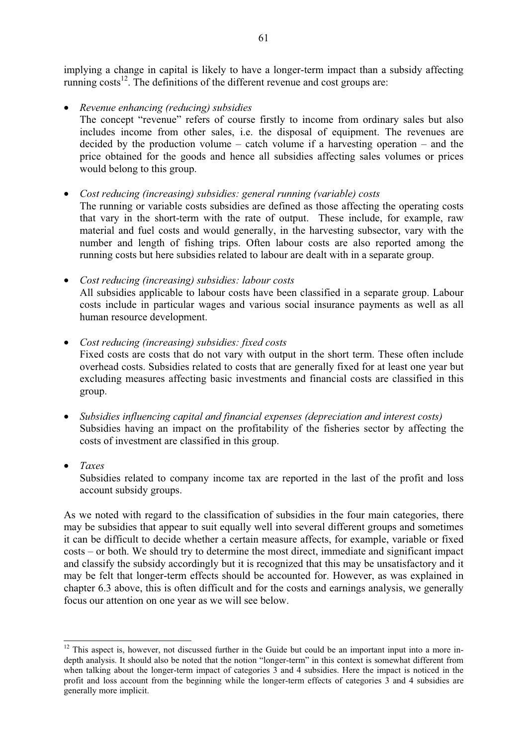implying a change in capital is likely to have a longer-term impact than a subsidy affecting running costs[12]. The definitions of the different revenue and cost groups are:

- *Revenue enhancing (reducing) subsidies*
  The concept "revenue" refers of course firstly to income from ordinary sales but also includes income from other sales, i.e. the disposal of equipment. The revenues are decided by the production volume – catch volume if a harvesting operation – and the price obtained for the goods and hence all subsidies affecting sales volumes or prices would belong to this group.

- *Cost reducing (increasing) subsidies: general running (variable) costs*
  The running or variable costs subsidies are defined as those affecting the operating costs that vary in the short-term with the rate of output. These include, for example, raw material and fuel costs and would generally, in the harvesting subsector, vary with the number and length of fishing trips. Often labour costs are also reported among the running costs but here subsidies related to labour are dealt with in a separate group.

- *Cost reducing (increasing) subsidies: labour costs*
  All subsidies applicable to labour costs have been classified in a separate group. Labour costs include in particular wages and various social insurance payments as well as all human resource development.

- *Cost reducing (increasing) subsidies: fixed costs*
  Fixed costs are costs that do not vary with output in the short term. These often include overhead costs. Subsidies related to costs that are generally fixed for at least one year but excluding measures affecting basic investments and financial costs are classified in this group.

- *Subsidies influencing capital and financial expenses (depreciation and interest costs)*
  Subsidies having an impact on the profitability of the fisheries sector by affecting the costs of investment are classified in this group.

- *Taxes*
  Subsidies related to company income tax are reported in the last of the profit and loss account subsidy groups.

As we noted with regard to the classification of subsidies in the four main categories, there may be subsidies that appear to suit equally well into several different groups and sometimes it can be difficult to decide whether a certain measure affects, for example, variable or fixed costs – or both. We should try to determine the most direct, immediate and significant impact and classify the subsidy accordingly but it is recognized that this may be unsatisfactory and it may be felt that longer-term effects should be accounted for. However, as was explained in chapter 6.3 above, this is often difficult and for the costs and earnings analysis, we generally focus our attention on one year as we will see below.

---

[12] This aspect is, however, not discussed further in the Guide but could be an important input into a more in-depth analysis. It should also be noted that the notion "longer-term" in this context is somewhat different from when talking about the longer-term impact of categories 3 and 4 subsidies. Here the impact is noticed in the profit and loss account from the beginning while the longer-term effects of categories 3 and 4 subsidies are generally more implicit.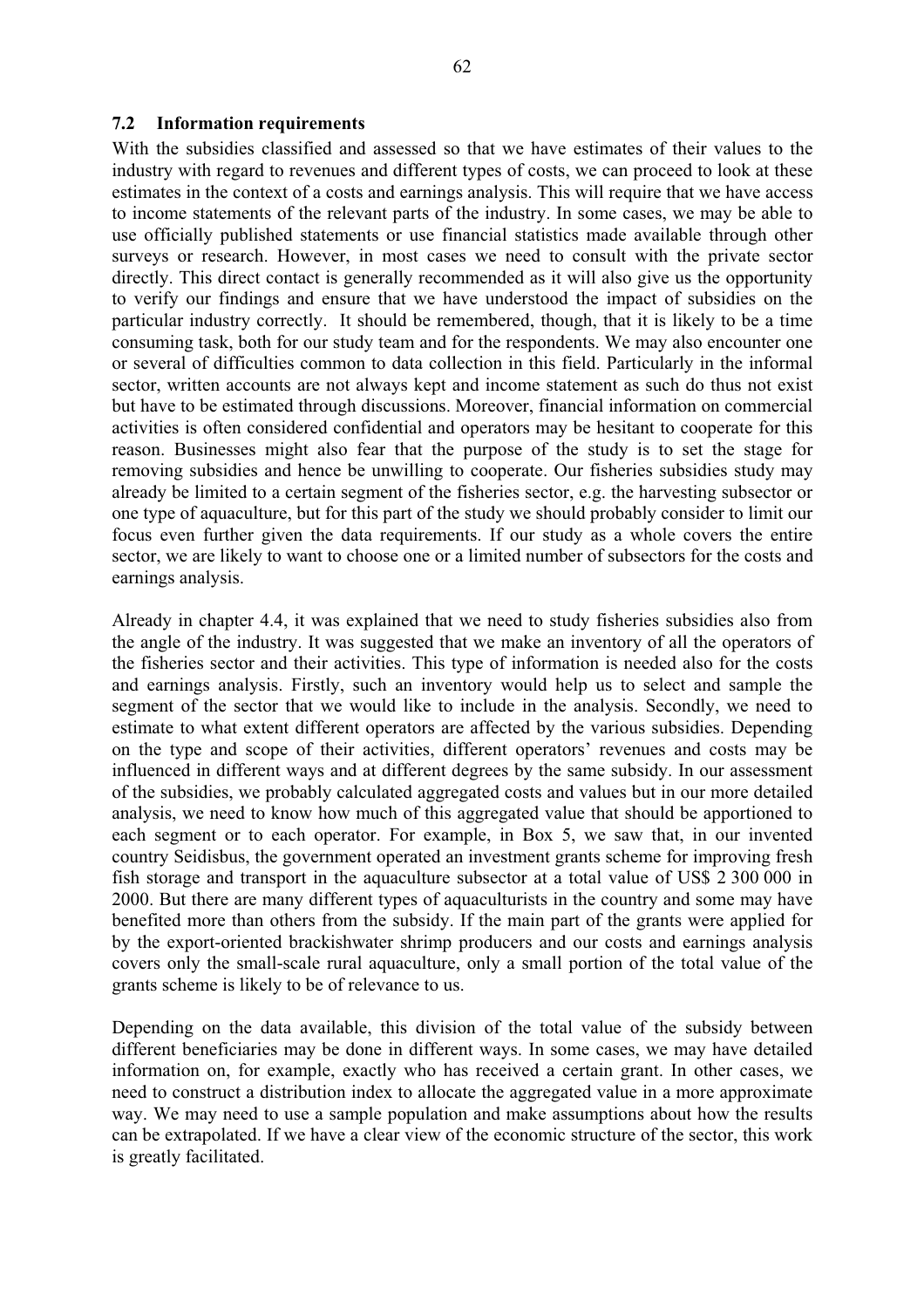### 7.2 Information requirements

With the subsidies classified and assessed so that we have estimates of their values to the industry with regard to revenues and different types of costs, we can proceed to look at these estimates in the context of a costs and earnings analysis. This will require that we have access to income statements of the relevant parts of the industry. In some cases, we may be able to use officially published statements or use financial statistics made available through other surveys or research. However, in most cases we need to consult with the private sector directly. This direct contact is generally recommended as it will also give us the opportunity to verify our findings and ensure that we have understood the impact of subsidies on the particular industry correctly. It should be remembered, though, that it is likely to be a time consuming task, both for our study team and for the respondents. We may also encounter one or several of difficulties common to data collection in this field. Particularly in the informal sector, written accounts are not always kept and income statement as such do thus not exist but have to be estimated through discussions. Moreover, financial information on commercial activities is often considered confidential and operators may be hesitant to cooperate for this reason. Businesses might also fear that the purpose of the study is to set the stage for removing subsidies and hence be unwilling to cooperate. Our fisheries subsidies study may already be limited to a certain segment of the fisheries sector, e.g. the harvesting subsector or one type of aquaculture, but for this part of the study we should probably consider to limit our focus even further given the data requirements. If our study as a whole covers the entire sector, we are likely to want to choose one or a limited number of subsectors for the costs and earnings analysis.

Already in chapter 4.4, it was explained that we need to study fisheries subsidies also from the angle of the industry. It was suggested that we make an inventory of all the operators of the fisheries sector and their activities. This type of information is needed also for the costs and earnings analysis. Firstly, such an inventory would help us to select and sample the segment of the sector that we would like to include in the analysis. Secondly, we need to estimate to what extent different operators are affected by the various subsidies. Depending on the type and scope of their activities, different operators' revenues and costs may be influenced in different ways and at different degrees by the same subsidy. In our assessment of the subsidies, we probably calculated aggregated costs and values but in our more detailed analysis, we need to know how much of this aggregated value that should be apportioned to each segment or to each operator. For example, in Box 5, we saw that, in our invented country Seidisbus, the government operated an investment grants scheme for improving fresh fish storage and transport in the aquaculture subsector at a total value of US$ 2 300 000 in 2000. But there are many different types of aquaculturists in the country and some may have benefited more than others from the subsidy. If the main part of the grants were applied for by the export-oriented brackishwater shrimp producers and our costs and earnings analysis covers only the small-scale rural aquaculture, only a small portion of the total value of the grants scheme is likely to be of relevance to us.

Depending on the data available, this division of the total value of the subsidy between different beneficiaries may be done in different ways. In some cases, we may have detailed information on, for example, exactly who has received a certain grant. In other cases, we need to construct a distribution index to allocate the aggregated value in a more approximate way. We may need to use a sample population and make assumptions about how the results can be extrapolated. If we have a clear view of the economic structure of the sector, this work is greatly facilitated.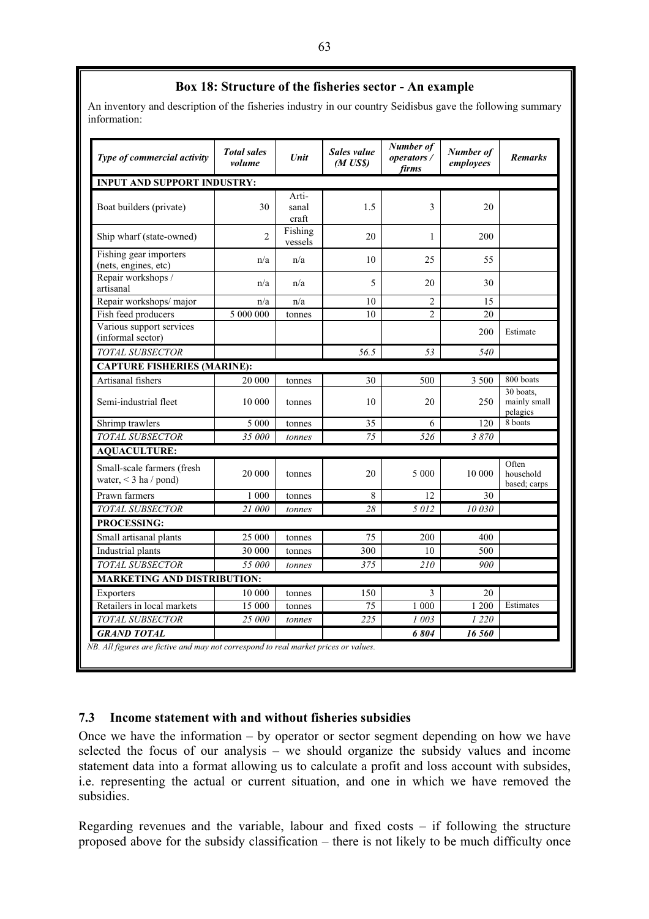**Box 18: Structure of the fisheries sector - An example**

An inventory and description of the fisheries industry in our country Seidisbus gave the following summary information:

| *Type of commercial activity* | *Total sales volume* | *Unit* | *Sales value (M US$)* | *Number of operators / firms* | *Number of employees* | *Remarks* |
|---|---|---|---|---|---|---|
| **INPUT AND SUPPORT INDUSTRY:** | | | | | | |
| Boat builders (private) | 30 | Arti-sanal craft | 1.5 | 3 | 20 | |
| Ship wharf (state-owned) | 2 | Fishing vessels | 20 | 1 | 200 | |
| Fishing gear importers (nets, engines, etc) | n/a | n/a | 10 | 25 | 55 | |
| Repair workshops / artisanal | n/a | n/a | 5 | 20 | 30 | |
| Repair workshops/ major | n/a | n/a | 10 | 2 | 15 | |
| Fish feed producers | 5 000 000 | tonnes | 10 | 2 | 20 | |
| Various support services (informal sector) | | | | | 200 | Estimate |
| *TOTAL SUBSECTOR* | | | *56.5* | *53* | *540* | |
| **CAPTURE FISHERIES (MARINE):** | | | | | | |
| Artisanal fishers | 20 000 | tonnes | 30 | 500 | 3 500 | 800 boats |
| Semi-industrial fleet | 10 000 | tonnes | 10 | 20 | 250 | 30 boats, mainly small pelagics |
| Shrimp trawlers | 5 000 | tonnes | 35 | 6 | 120 | 8 boats |
| *TOTAL SUBSECTOR* | *35 000* | *tonnes* | *75* | *526* | *3 870* | |
| **AQUACULTURE:** | | | | | | |
| Small-scale farmers (fresh water, < 3 ha / pond) | 20 000 | tonnes | 20 | 5 000 | 10 000 | Often household based; carps |
| Prawn farmers | 1 000 | tonnes | 8 | 12 | 30 | |
| *TOTAL SUBSECTOR* | *21 000* | *tonnes* | *28* | *5 012* | *10 030* | |
| **PROCESSING:** | | | | | | |
| Small artisanal plants | 25 000 | tonnes | 75 | 200 | 400 | |
| Industrial plants | 30 000 | tonnes | 300 | 10 | 500 | |
| *TOTAL SUBSECTOR* | *55 000* | *tonnes* | *375* | *210* | *900* | |
| **MARKETING AND DISTRIBUTION:** | | | | | | |
| Exporters | 10 000 | tonnes | 150 | 3 | 20 | |
| Retailers in local markets | 15 000 | tonnes | 75 | 1 000 | 1 200 | Estimates |
| *TOTAL SUBSECTOR* | *25 000* | *tonnes* | *225* | *1 003* | *1 220* | |
| ***GRAND TOTAL*** | | | | ***6 804*** | ***16 560*** | |

*NB. All figures are fictive and may not correspond to real market prices or values.*

## 7.3 Income statement with and without fisheries subsidies

Once we have the information – by operator or sector segment depending on how we have selected the focus of our analysis – we should organize the subsidy values and income statement data into a format allowing us to calculate a profit and loss account with subsides, i.e. representing the actual or current situation, and one in which we have removed the subsidies.

Regarding revenues and the variable, labour and fixed costs – if following the structure proposed above for the subsidy classification – there is not likely to be much difficulty once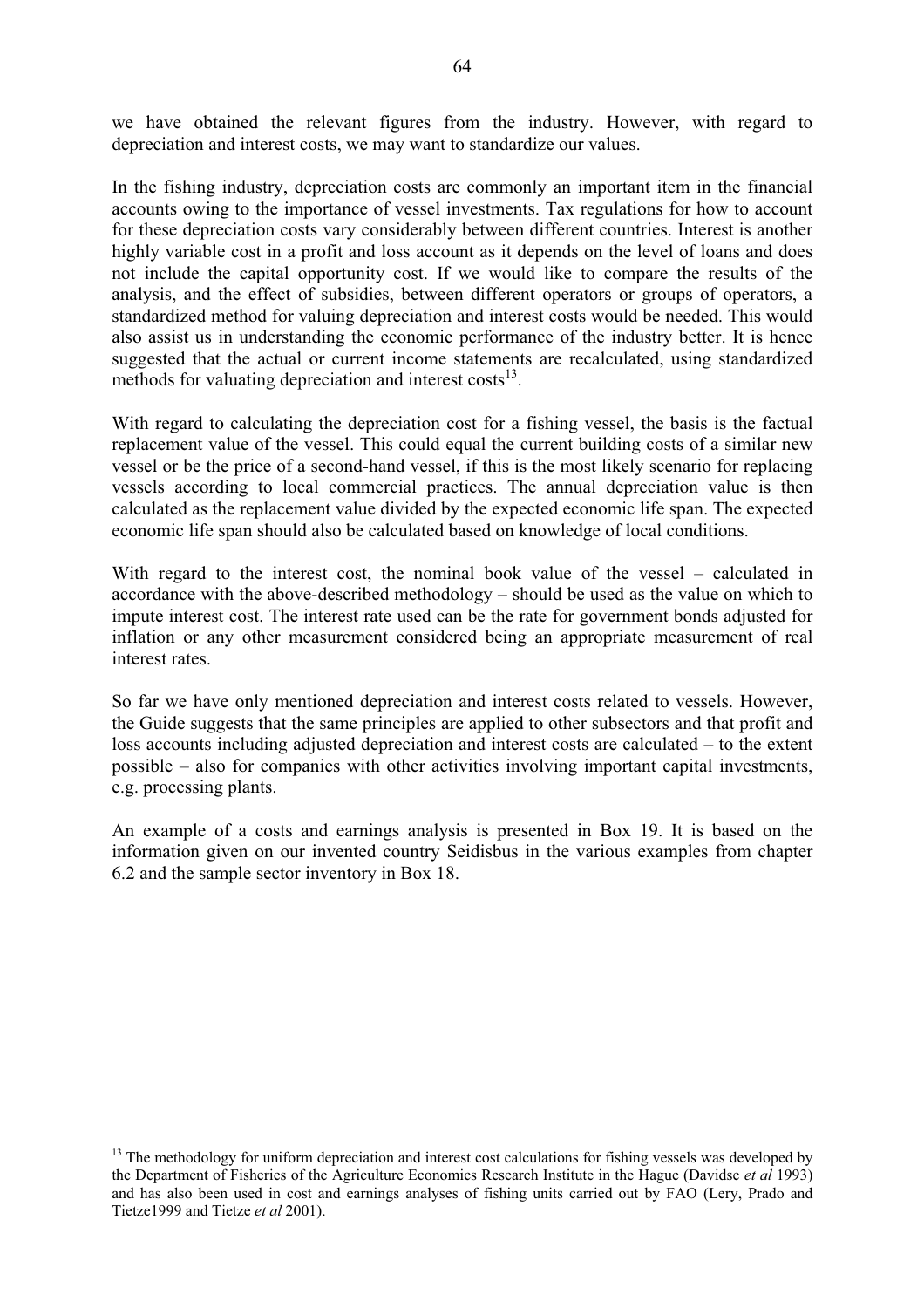we have obtained the relevant figures from the industry. However, with regard to depreciation and interest costs, we may want to standardize our values.

In the fishing industry, depreciation costs are commonly an important item in the financial accounts owing to the importance of vessel investments. Tax regulations for how to account for these depreciation costs vary considerably between different countries. Interest is another highly variable cost in a profit and loss account as it depends on the level of loans and does not include the capital opportunity cost. If we would like to compare the results of the analysis, and the effect of subsidies, between different operators or groups of operators, a standardized method for valuing depreciation and interest costs would be needed. This would also assist us in understanding the economic performance of the industry better. It is hence suggested that the actual or current income statements are recalculated, using standardized methods for valuating depreciation and interest costs[13].

With regard to calculating the depreciation cost for a fishing vessel, the basis is the factual replacement value of the vessel. This could equal the current building costs of a similar new vessel or be the price of a second-hand vessel, if this is the most likely scenario for replacing vessels according to local commercial practices. The annual depreciation value is then calculated as the replacement value divided by the expected economic life span. The expected economic life span should also be calculated based on knowledge of local conditions.

With regard to the interest cost, the nominal book value of the vessel – calculated in accordance with the above-described methodology – should be used as the value on which to impute interest cost. The interest rate used can be the rate for government bonds adjusted for inflation or any other measurement considered being an appropriate measurement of real interest rates.

So far we have only mentioned depreciation and interest costs related to vessels. However, the Guide suggests that the same principles are applied to other subsectors and that profit and loss accounts including adjusted depreciation and interest costs are calculated – to the extent possible – also for companies with other activities involving important capital investments, e.g. processing plants.

An example of a costs and earnings analysis is presented in Box 19. It is based on the information given on our invented country Seidisbus in the various examples from chapter 6.2 and the sample sector inventory in Box 18.

---

[13] The methodology for uniform depreciation and interest cost calculations for fishing vessels was developed by the Department of Fisheries of the Agriculture Economics Research Institute in the Hague (Davidse *et al* 1993) and has also been used in cost and earnings analyses of fishing units carried out by FAO (Lery, Prado and Tietze1999 and Tietze *et al* 2001).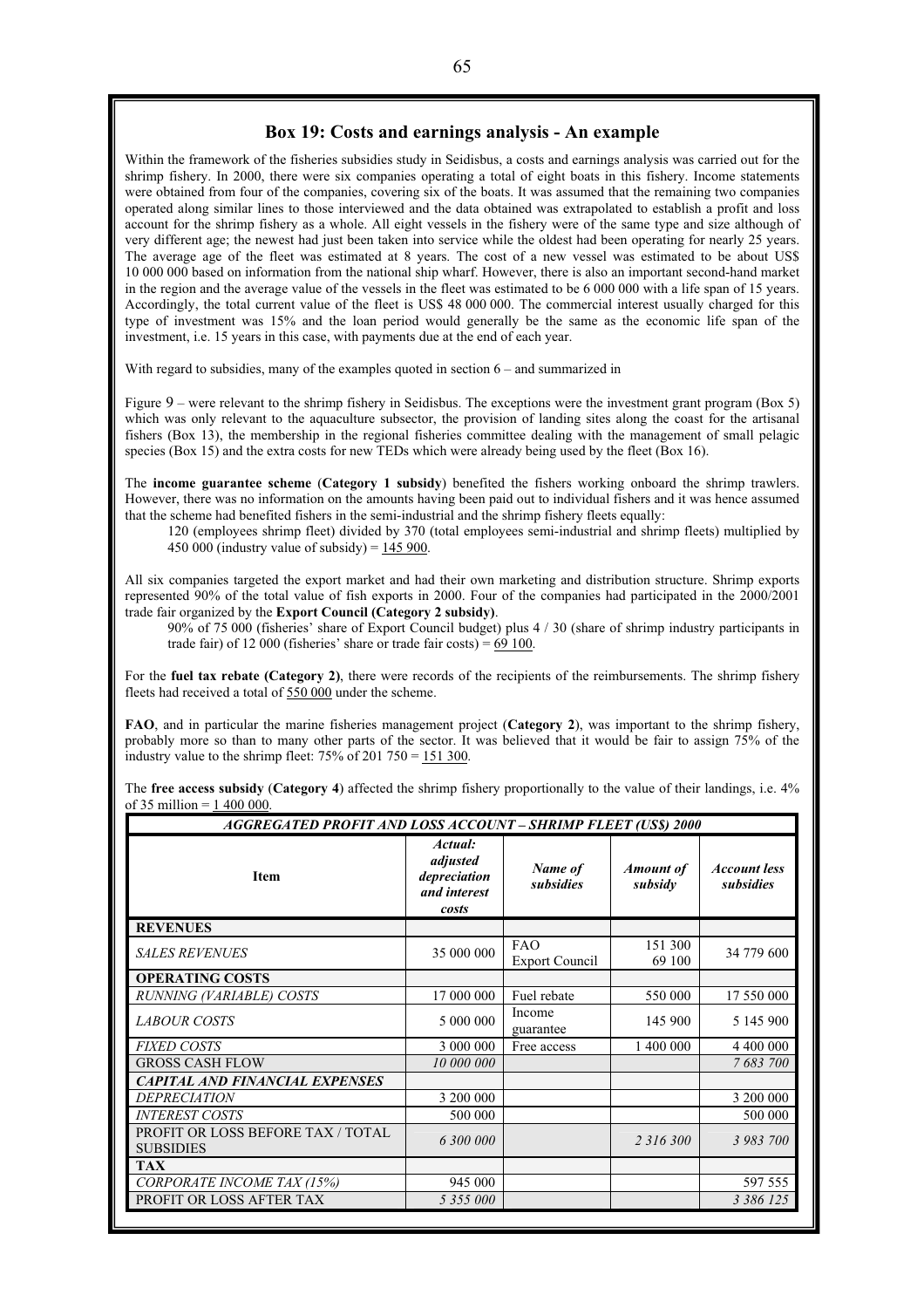## Box 19: Costs and earnings analysis - An example

Within the framework of the fisheries subsidies study in Seidisbus, a costs and earnings analysis was carried out for the shrimp fishery. In 2000, there were six companies operating a total of eight boats in this fishery. Income statements were obtained from four of the companies, covering six of the boats. It was assumed that the remaining two companies operated along similar lines to those interviewed and the data obtained was extrapolated to establish a profit and loss account for the shrimp fishery as a whole. All eight vessels in the fishery were of the same type and size although of very different age; the newest had just been taken into service while the oldest had been operating for nearly 25 years. The average age of the fleet was estimated at 8 years. The cost of a new vessel was estimated to be about US$ 10 000 000 based on information from the national ship wharf. However, there is also an important second-hand market in the region and the average value of the vessels in the fleet was estimated to be 6 000 000 with a life span of 15 years. Accordingly, the total current value of the fleet is US$ 48 000 000. The commercial interest usually charged for this type of investment was 15% and the loan period would generally be the same as the economic life span of the investment, i.e. 15 years in this case, with payments due at the end of each year.

With regard to subsidies, many of the examples quoted in section 6 – and summarized in

Figure 9 – were relevant to the shrimp fishery in Seidisbus. The exceptions were the investment grant program (Box 5) which was only relevant to the aquaculture subsector, the provision of landing sites along the coast for the artisanal fishers (Box 13), the membership in the regional fisheries committee dealing with the management of small pelagic species (Box 15) and the extra costs for new TEDs which were already being used by the fleet (Box 16).

The **income guarantee scheme** (**Category 1 subsidy**) benefited the fishers working onboard the shrimp trawlers. However, there was no information on the amounts having been paid out to individual fishers and it was hence assumed that the scheme had benefited fishers in the semi-industrial and the shrimp fishery fleets equally:

> 120 (employees shrimp fleet) divided by 370 (total employees semi-industrial and shrimp fleets) multiplied by 450 000 (industry value of subsidy) = 145 900.

All six companies targeted the export market and had their own marketing and distribution structure. Shrimp exports represented 90% of the total value of fish exports in 2000. Four of the companies had participated in the 2000/2001 trade fair organized by the **Export Council (Category 2 subsidy)**.

> 90% of 75 000 (fisheries' share of Export Council budget) plus 4 / 30 (share of shrimp industry participants in trade fair) of 12 000 (fisheries' share or trade fair costs) = 69 100.

For the **fuel tax rebate (Category 2)**, there were records of the recipients of the reimbursements. The shrimp fishery fleets had received a total of 550 000 under the scheme.

**FAO**, and in particular the marine fisheries management project (**Category 2**), was important to the shrimp fishery, probably more so than to many other parts of the sector. It was believed that it would be fair to assign 75% of the industry value to the shrimp fleet: 75% of 201 750 = 151 300.

The **free access subsidy** (**Category 4**) affected the shrimp fishery proportionally to the value of their landings, i.e. 4% of 35 million = 1 400 000.

| *AGGREGATED PROFIT AND LOSS ACCOUNT – SHRIMP FLEET (US$) 2000* | | | | |
|---|---|---|---|---|
| **Item** | *Actual: adjusted depreciation and interest costs* | *Name of subsidies* | *Amount of subsidy* | *Account less subsidies* |
| **REVENUES** | | | | |
| *SALES REVENUES* | 35 000 000 | FAO<br>Export Council | 151 300<br>69 100 | 34 779 600 |
| **OPERATING COSTS** | | | | |
| *RUNNING (VARIABLE) COSTS* | 17 000 000 | Fuel rebate | 550 000 | 17 550 000 |
| *LABOUR COSTS* | 5 000 000 | Income guarantee | 145 900 | 5 145 900 |
| *FIXED COSTS* | 3 000 000 | Free access | 1 400 000 | 4 400 000 |
| GROSS CASH FLOW | *10 000 000* | | | *7 683 700* |
| ***CAPITAL AND FINANCIAL EXPENSES*** | | | | |
| *DEPRECIATION* | 3 200 000 | | | 3 200 000 |
| *INTEREST COSTS* | 500 000 | | | 500 000 |
| PROFIT OR LOSS BEFORE TAX / TOTAL SUBSIDIES | *6 300 000* | | *2 316 300* | *3 983 700* |
| **TAX** | | | | |
| *CORPORATE INCOME TAX (15%)* | 945 000 | | | 597 555 |
| PROFIT OR LOSS AFTER TAX | *5 355 000* | | | *3 386 125* |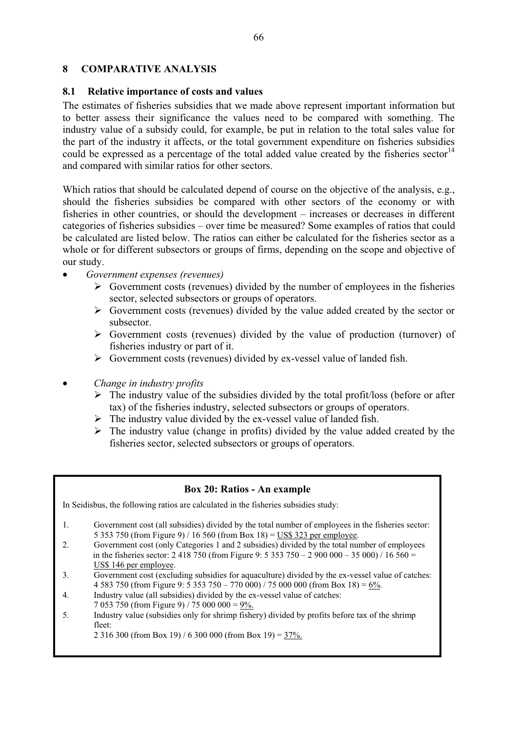# 8 COMPARATIVE ANALYSIS

## 8.1 Relative importance of costs and values

The estimates of fisheries subsidies that we made above represent important information but to better assess their significance the values need to be compared with something. The industry value of a subsidy could, for example, be put in relation to the total sales value for the part of the industry it affects, or the total government expenditure on fisheries subsidies could be expressed as a percentage of the total added value created by the fisheries sector[14] and compared with similar ratios for other sectors.

Which ratios that should be calculated depend of course on the objective of the analysis, e.g., should the fisheries subsidies be compared with other sectors of the economy or with fisheries in other countries, or should the development – increases or decreases in different categories of fisheries subsidies – over time be measured? Some examples of ratios that could be calculated are listed below. The ratios can either be calculated for the fisheries sector as a whole or for different subsectors or groups of firms, depending on the scope and objective of our study.

- *Government expenses (revenues)*
  - Government costs (revenues) divided by the number of employees in the fisheries sector, selected subsectors or groups of operators.
  - Government costs (revenues) divided by the value added created by the sector or subsector.
  - Government costs (revenues) divided by the value of production (turnover) of fisheries industry or part of it.
  - Government costs (revenues) divided by ex-vessel value of landed fish.

- *Change in industry profits*
  - The industry value of the subsidies divided by the total profit/loss (before or after tax) of the fisheries industry, selected subsectors or groups of operators.
  - The industry value divided by the ex-vessel value of landed fish.
  - The industry value (change in profits) divided by the value added created by the fisheries sector, selected subsectors or groups of operators.

**Box 20: Ratios - An example**

In Seidisbus, the following ratios are calculated in the fisheries subsidies study:

1. Government cost (all subsidies) divided by the total number of employees in the fisheries sector: 5 353 750 (from Figure 9) / 16 560 (from Box 18) = US$ 323 per employee.
2. Government cost (only Categories 1 and 2 subsidies) divided by the total number of employees in the fisheries sector: 2 418 750 (from Figure 9: 5 353 750 – 2 900 000 – 35 000) / 16 560 = US$ 146 per employee.
3. Government cost (excluding subsidies for aquaculture) divided by the ex-vessel value of catches: 4 583 750 (from Figure 9: 5 353 750 – 770 000) / 75 000 000 (from Box 18) = 6%.
4. Industry value (all subsidies) divided by the ex-vessel value of catches: 7 053 750 (from Figure 9) / 75 000 000 = 9%.
5. Industry value (subsidies only for shrimp fishery) divided by profits before tax of the shrimp fleet: 2 316 300 (from Box 19) / 6 300 000 (from Box 19) = 37%.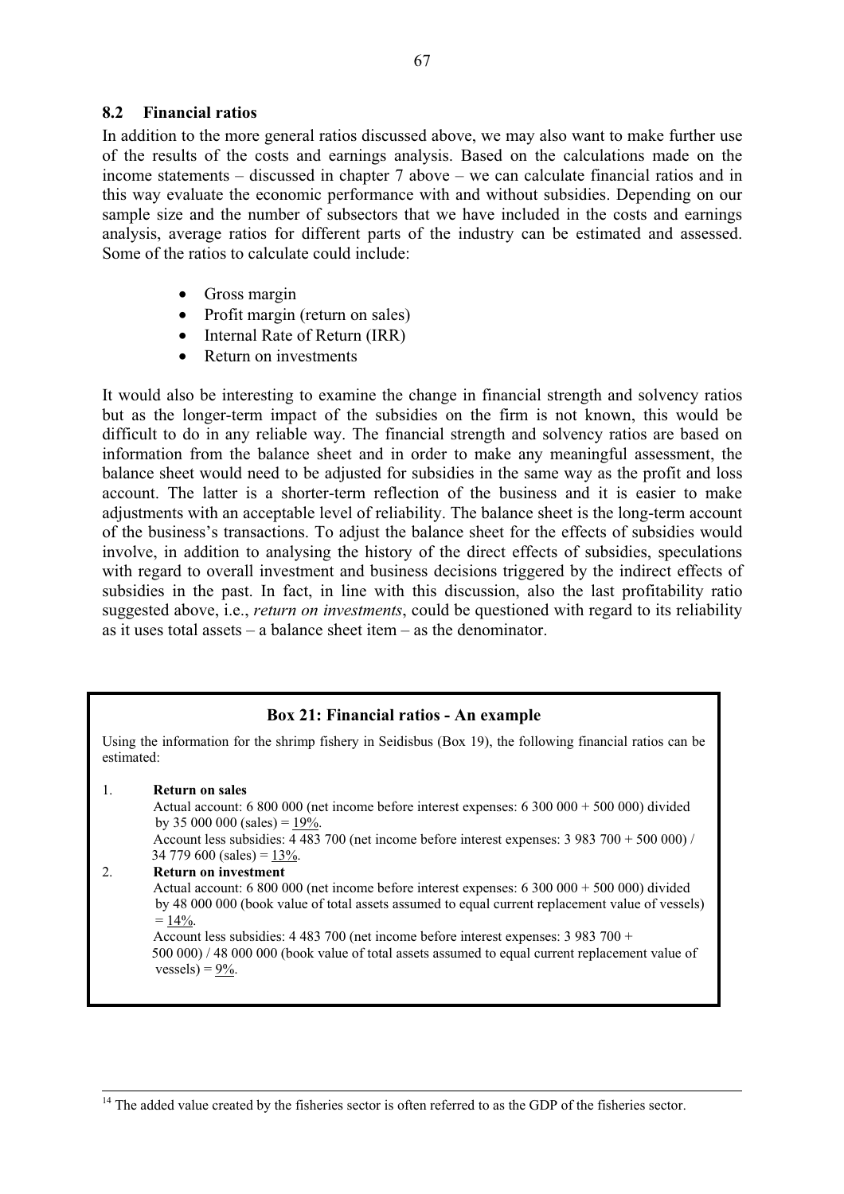## 8.2 Financial ratios

In addition to the more general ratios discussed above, we may also want to make further use of the results of the costs and earnings analysis. Based on the calculations made on the income statements – discussed in chapter 7 above – we can calculate financial ratios and in this way evaluate the economic performance with and without subsidies. Depending on our sample size and the number of subsectors that we have included in the costs and earnings analysis, average ratios for different parts of the industry can be estimated and assessed. Some of the ratios to calculate could include:

- Gross margin
- Profit margin (return on sales)
- Internal Rate of Return (IRR)
- Return on investments

It would also be interesting to examine the change in financial strength and solvency ratios but as the longer-term impact of the subsidies on the firm is not known, this would be difficult to do in any reliable way. The financial strength and solvency ratios are based on information from the balance sheet and in order to make any meaningful assessment, the balance sheet would need to be adjusted for subsidies in the same way as the profit and loss account. The latter is a shorter-term reflection of the business and it is easier to make adjustments with an acceptable level of reliability. The balance sheet is the long-term account of the business's transactions. To adjust the balance sheet for the effects of subsidies would involve, in addition to analysing the history of the direct effects of subsidies, speculations with regard to overall investment and business decisions triggered by the indirect effects of subsidies in the past. In fact, in line with this discussion, also the last profitability ratio suggested above, i.e., *return on investments*, could be questioned with regard to its reliability as it uses total assets – a balance sheet item – as the denominator.

---

**Box 21: Financial ratios - An example**

Using the information for the shrimp fishery in Seidisbus (Box 19), the following financial ratios can be estimated:

1. **Return on sales**
   Actual account: 6 800 000 (net income before interest expenses: 6 300 000 + 500 000) divided by 35 000 000 (sales) = 19%.
   Account less subsidies: 4 483 700 (net income before interest expenses: 3 983 700 + 500 000) / 34 779 600 (sales) = 13%.
2. **Return on investment**
   Actual account: 6 800 000 (net income before interest expenses: 6 300 000 + 500 000) divided by 48 000 000 (book value of total assets assumed to equal current replacement value of vessels) = 14%.
   Account less subsidies: 4 483 700 (net income before interest expenses: 3 983 700 + 500 000) / 48 000 000 (book value of total assets assumed to equal current replacement value of vessels) = 9%.

---

[14] The added value created by the fisheries sector is often referred to as the GDP of the fisheries sector.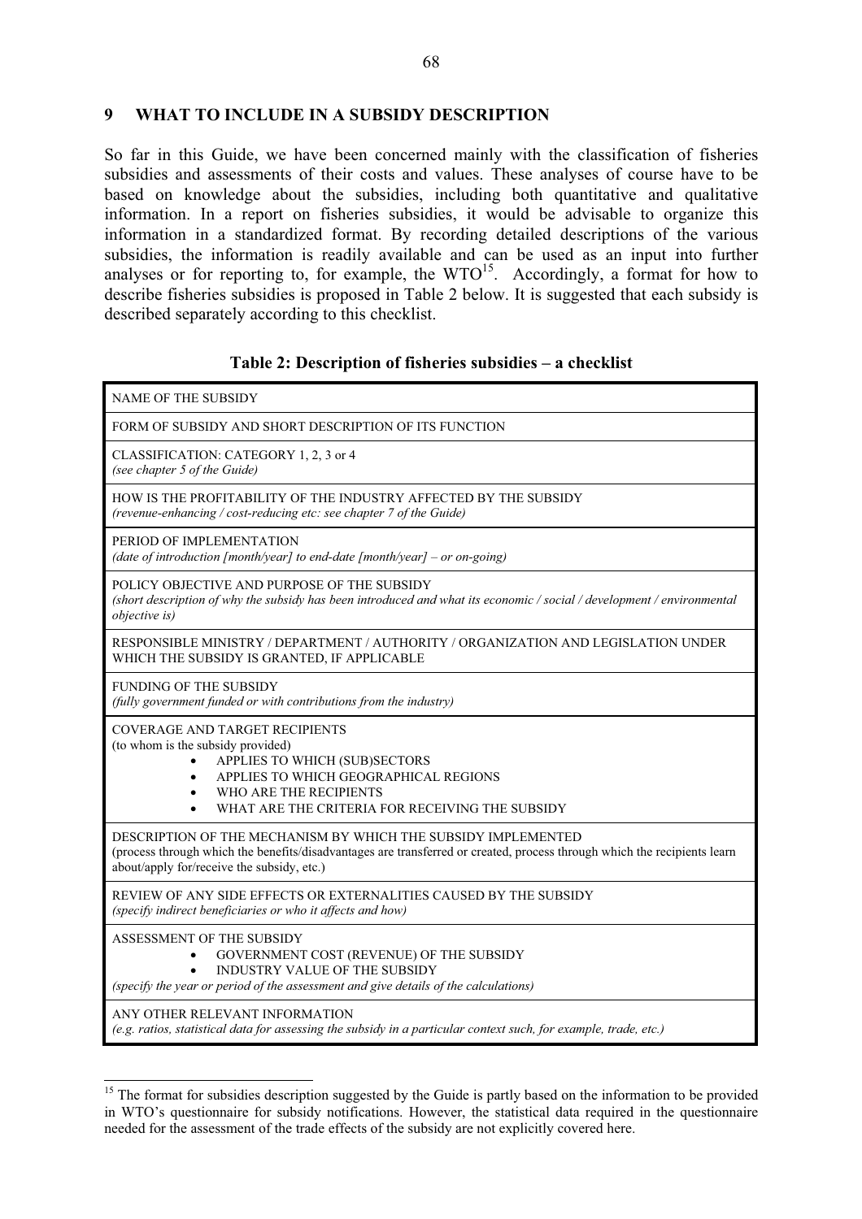## 9 WHAT TO INCLUDE IN A SUBSIDY DESCRIPTION

So far in this Guide, we have been concerned mainly with the classification of fisheries subsidies and assessments of their costs and values. These analyses of course have to be based on knowledge about the subsidies, including both quantitative and qualitative information. In a report on fisheries subsidies, it would be advisable to organize this information in a standardized format. By recording detailed descriptions of the various subsidies, the information is readily available and can be used as an input into further analyses or for reporting to, for example, the WTO[15]. Accordingly, a format for how to describe fisheries subsidies is proposed in Table 2 below. It is suggested that each subsidy is described separately according to this checklist.

**Table 2: Description of fisheries subsidies – a checklist**

| |
|---|
| NAME OF THE SUBSIDY |
| FORM OF SUBSIDY AND SHORT DESCRIPTION OF ITS FUNCTION |
| CLASSIFICATION: CATEGORY 1, 2, 3 or 4<br>*(see chapter 5 of the Guide)* |
| HOW IS THE PROFITABILITY OF THE INDUSTRY AFFECTED BY THE SUBSIDY<br>*(revenue-enhancing / cost-reducing etc: see chapter 7 of the Guide)* |
| PERIOD OF IMPLEMENTATION<br>*(date of introduction [month/year] to end-date [month/year] – or on-going)* |
| POLICY OBJECTIVE AND PURPOSE OF THE SUBSIDY<br>*(short description of why the subsidy has been introduced and what its economic / social / development / environmental objective is)* |
| RESPONSIBLE MINISTRY / DEPARTMENT / AUTHORITY / ORGANIZATION AND LEGISLATION UNDER WHICH THE SUBSIDY IS GRANTED, IF APPLICABLE |
| FUNDING OF THE SUBSIDY<br>*(fully government funded or with contributions from the industry)* |
| COVERAGE AND TARGET RECIPIENTS<br>(to whom is the subsidy provided)<br>• APPLIES TO WHICH (SUB)SECTORS<br>• APPLIES TO WHICH GEOGRAPHICAL REGIONS<br>• WHO ARE THE RECIPIENTS<br>• WHAT ARE THE CRITERIA FOR RECEIVING THE SUBSIDY |
| DESCRIPTION OF THE MECHANISM BY WHICH THE SUBSIDY IMPLEMENTED<br>(process through which the benefits/disadvantages are transferred or created, process through which the recipients learn about/apply for/receive the subsidy, etc.) |
| REVIEW OF ANY SIDE EFFECTS OR EXTERNALITIES CAUSED BY THE SUBSIDY<br>*(specify indirect beneficiaries or who it affects and how)* |
| ASSESSMENT OF THE SUBSIDY<br>• GOVERNMENT COST (REVENUE) OF THE SUBSIDY<br>• INDUSTRY VALUE OF THE SUBSIDY<br>*(specify the year or period of the assessment and give details of the calculations)* |
| ANY OTHER RELEVANT INFORMATION<br>*(e.g. ratios, statistical data for assessing the subsidy in a particular context such, for example, trade, etc.)* |

[15] The format for subsidies description suggested by the Guide is partly based on the information to be provided in WTO's questionnaire for subsidy notifications. However, the statistical data required in the questionnaire needed for the assessment of the trade effects of the subsidy are not explicitly covered here.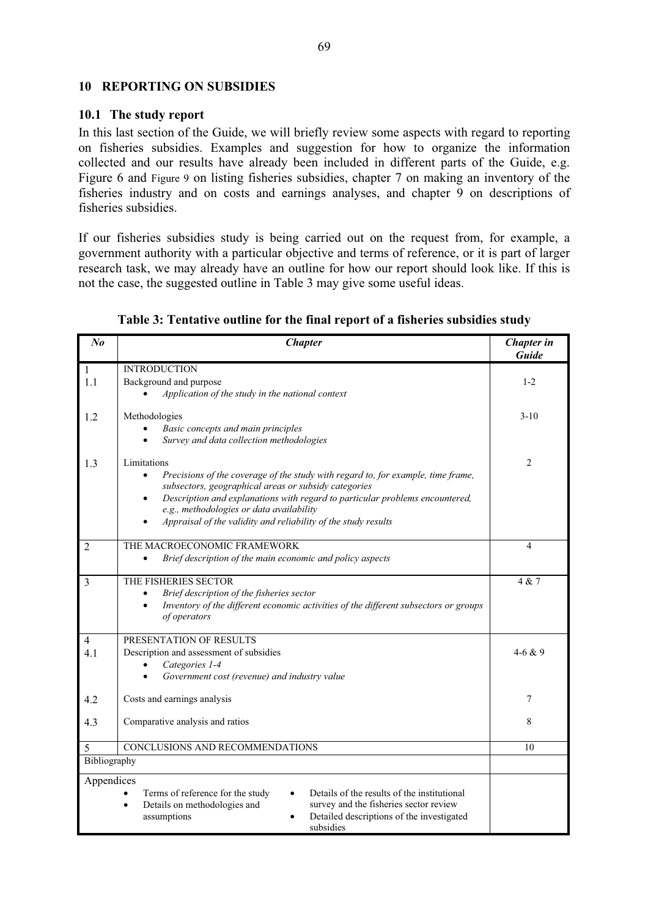## 10 REPORTING ON SUBSIDIES

### 10.1 The study report

In this last section of the Guide, we will briefly review some aspects with regard to reporting on fisheries subsidies. Examples and suggestion for how to organize the information collected and our results have already been included in different parts of the Guide, e.g. Figure 6 and Figure 9 on listing fisheries subsidies, chapter 7 on making an inventory of the fisheries industry and on costs and earnings analyses, and chapter 9 on descriptions of fisheries subsidies.

If our fisheries subsidies study is being carried out on the request from, for example, a government authority with a particular objective and terms of reference, or it is part of larger research task, we may already have an outline for how our report should look like. If this is not the case, the suggested outline in Table 3 may give some useful ideas.

**Table 3: Tentative outline for the final report of a fisheries subsidies study**

| *No* | *Chapter* | *Chapter in Guide* |
|---|---|---|
| 1 | INTRODUCTION | |
| 1.1 | Background and purpose<br>• *Application of the study in the national context* | 1-2 |
| 1.2 | Methodologies<br>• *Basic concepts and main principles*<br>• *Survey and data collection methodologies* | 3-10 |
| 1.3 | Limitations<br>• *Precisions of the coverage of the study with regard to, for example, time frame, subsectors, geographical areas or subsidy categories*<br>• *Description and explanations with regard to particular problems encountered, e.g., methodologies or data availability*<br>• *Appraisal of the validity and reliability of the study results* | 2 |
| 2 | THE MACROECONOMIC FRAMEWORK<br>• *Brief description of the main economic and policy aspects* | 4 |
| 3 | THE FISHERIES SECTOR<br>• *Brief description of the fisheries sector*<br>• *Inventory of the different economic activities of the different subsectors or groups of operators* | 4 & 7 |
| 4 | PRESENTATION OF RESULTS | |
| 4.1 | Description and assessment of subsidies<br>• *Categories 1-4*<br>• *Government cost (revenue) and industry value* | 4-6 & 9 |
| 4.2 | Costs and earnings analysis | 7 |
| 4.3 | Comparative analysis and ratios | 8 |
| 5 | CONCLUSIONS AND RECOMMENDATIONS | 10 |
| Bibliography | | |
| Appendices<br>• Terms of reference for the study<br>• Details on methodologies and assumptions<br>• Details of the results of the institutional survey and the fisheries sector review<br>• Detailed descriptions of the investigated subsidies | | |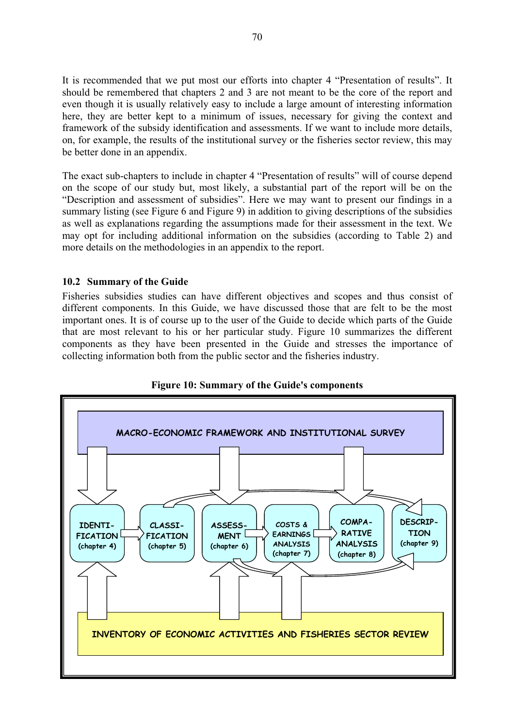It is recommended that we put most our efforts into chapter 4 "Presentation of results". It should be remembered that chapters 2 and 3 are not meant to be the core of the report and even though it is usually relatively easy to include a large amount of interesting information here, they are better kept to a minimum of issues, necessary for giving the context and framework of the subsidy identification and assessments. If we want to include more details, on, for example, the results of the institutional survey or the fisheries sector review, this may be better done in an appendix.

The exact sub-chapters to include in chapter 4 "Presentation of results" will of course depend on the scope of our study but, most likely, a substantial part of the report will be on the "Description and assessment of subsidies". Here we may want to present our findings in a summary listing (see Figure 6 and Figure 9) in addition to giving descriptions of the subsidies as well as explanations regarding the assumptions made for their assessment in the text. We may opt for including additional information on the subsidies (according to Table 2) and more details on the methodologies in an appendix to the report.

### 10.2 Summary of the Guide

Fisheries subsidies studies can have different objectives and scopes and thus consist of different components. In this Guide, we have discussed those that are felt to be the most important ones. It is of course up to the user of the Guide to decide which parts of the Guide that are most relevant to his or her particular study. Figure 10 summarizes the different components as they have been presented in the Guide and stresses the importance of collecting information both from the public sector and the fisheries industry.

**Figure 10: Summary of the Guide's components**

MACRO-ECONOMIC FRAMEWORK AND INSTITUTIONAL SURVEY

IDENTIFICATION (chapter 4) → CLASSIFICATION (chapter 5) → ASSESSMENT (chapter 6) → COSTS & EARNINGS ANALYSIS (chapter 7) → COMPARATIVE ANALYSIS (chapter 8) → DESCRIPTION (chapter 9)

INVENTORY OF ECONOMIC ACTIVITIES AND FISHERIES SECTOR REVIEW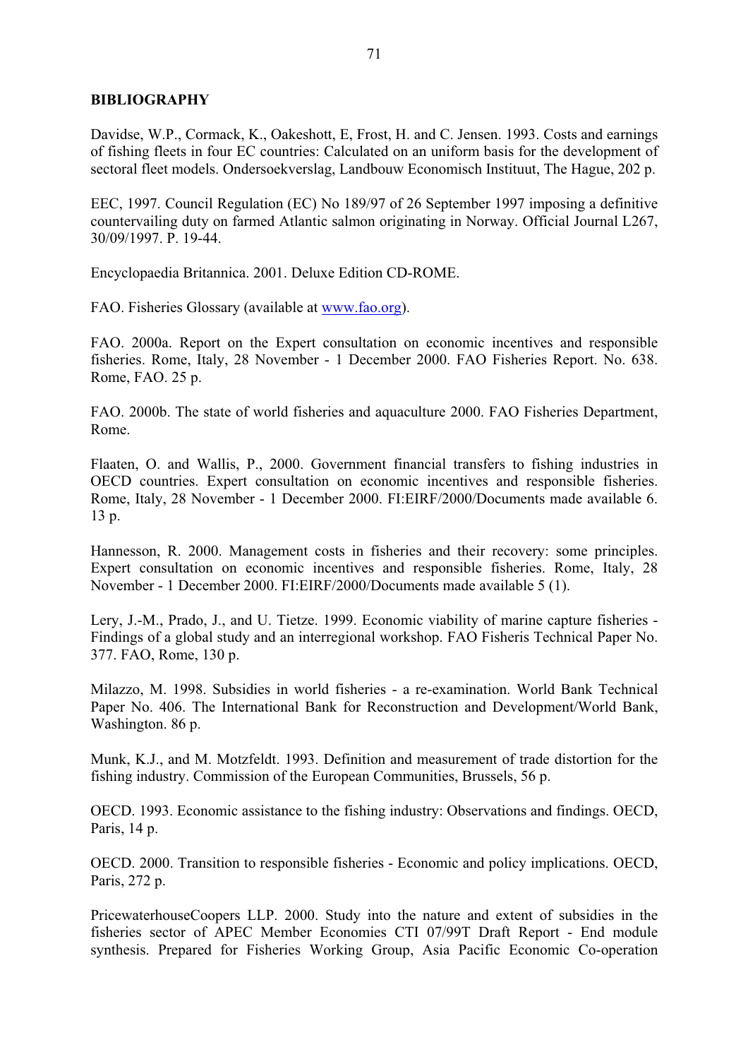**BIBLIOGRAPHY**

Davidse, W.P., Cormack, K., Oakeshott, E, Frost, H. and C. Jensen. 1993. Costs and earnings of fishing fleets in four EC countries: Calculated on an uniform basis for the development of sectoral fleet models. Ondersoekverslag, Landbouw Economisch Instituut, The Hague, 202 p.

EEC, 1997. Council Regulation (EC) No 189/97 of 26 September 1997 imposing a definitive countervailing duty on farmed Atlantic salmon originating in Norway. Official Journal L267, 30/09/1997. P. 19-44.

Encyclopaedia Britannica. 2001. Deluxe Edition CD-ROME.

FAO. Fisheries Glossary (available at www.fao.org).

FAO. 2000a. Report on the Expert consultation on economic incentives and responsible fisheries. Rome, Italy, 28 November - 1 December 2000. FAO Fisheries Report. No. 638. Rome, FAO. 25 p.

FAO. 2000b. The state of world fisheries and aquaculture 2000. FAO Fisheries Department, Rome.

Flaaten, O. and Wallis, P., 2000. Government financial transfers to fishing industries in OECD countries. Expert consultation on economic incentives and responsible fisheries. Rome, Italy, 28 November - 1 December 2000. FI:EIRF/2000/Documents made available 6. 13 p.

Hannesson, R. 2000. Management costs in fisheries and their recovery: some principles. Expert consultation on economic incentives and responsible fisheries. Rome, Italy, 28 November - 1 December 2000. FI:EIRF/2000/Documents made available 5 (1).

Lery, J.-M., Prado, J., and U. Tietze. 1999. Economic viability of marine capture fisheries - Findings of a global study and an interregional workshop. FAO Fisheris Technical Paper No. 377. FAO, Rome, 130 p.

Milazzo, M. 1998. Subsidies in world fisheries - a re-examination. World Bank Technical Paper No. 406. The International Bank for Reconstruction and Development/World Bank, Washington. 86 p.

Munk, K.J., and M. Motzfeldt. 1993. Definition and measurement of trade distortion for the fishing industry. Commission of the European Communities, Brussels, 56 p.

OECD. 1993. Economic assistance to the fishing industry: Observations and findings. OECD, Paris, 14 p.

OECD. 2000. Transition to responsible fisheries - Economic and policy implications. OECD, Paris, 272 p.

PricewaterhouseCoopers LLP. 2000. Study into the nature and extent of subsidies in the fisheries sector of APEC Member Economies CTI 07/99T Draft Report - End module synthesis. Prepared for Fisheries Working Group, Asia Pacific Economic Co-operation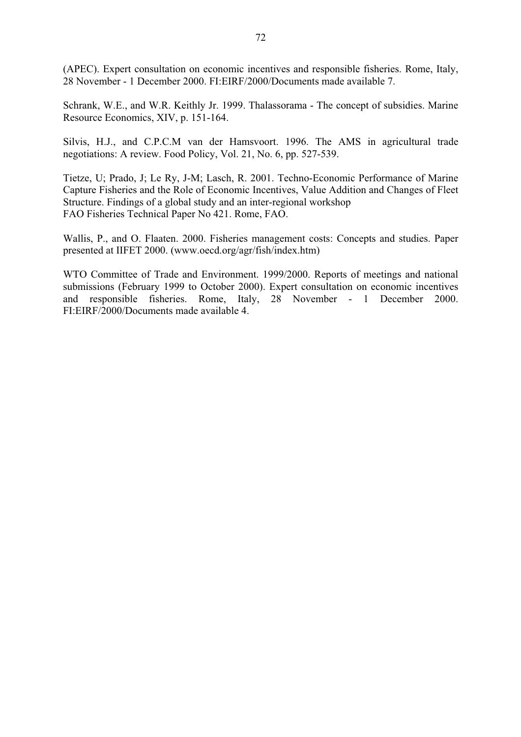(APEC). Expert consultation on economic incentives and responsible fisheries. Rome, Italy, 28 November - 1 December 2000. FI:EIRF/2000/Documents made available 7.

Schrank, W.E., and W.R. Keithly Jr. 1999. Thalassorama - The concept of subsidies. Marine Resource Economics, XIV, p. 151-164.

Silvis, H.J., and C.P.C.M van der Hamsvoort. 1996. The AMS in agricultural trade negotiations: A review. Food Policy, Vol. 21, No. 6, pp. 527-539.

Tietze, U; Prado, J; Le Ry, J-M; Lasch, R. 2001. Techno-Economic Performance of Marine Capture Fisheries and the Role of Economic Incentives, Value Addition and Changes of Fleet Structure. Findings of a global study and an inter-regional workshop
FAO Fisheries Technical Paper No 421. Rome, FAO.

Wallis, P., and O. Flaaten. 2000. Fisheries management costs: Concepts and studies. Paper presented at IIFET 2000. (www.oecd.org/agr/fish/index.htm)

WTO Committee of Trade and Environment. 1999/2000. Reports of meetings and national submissions (February 1999 to October 2000). Expert consultation on economic incentives and responsible fisheries. Rome, Italy, 28 November - 1 December 2000. FI:EIRF/2000/Documents made available 4.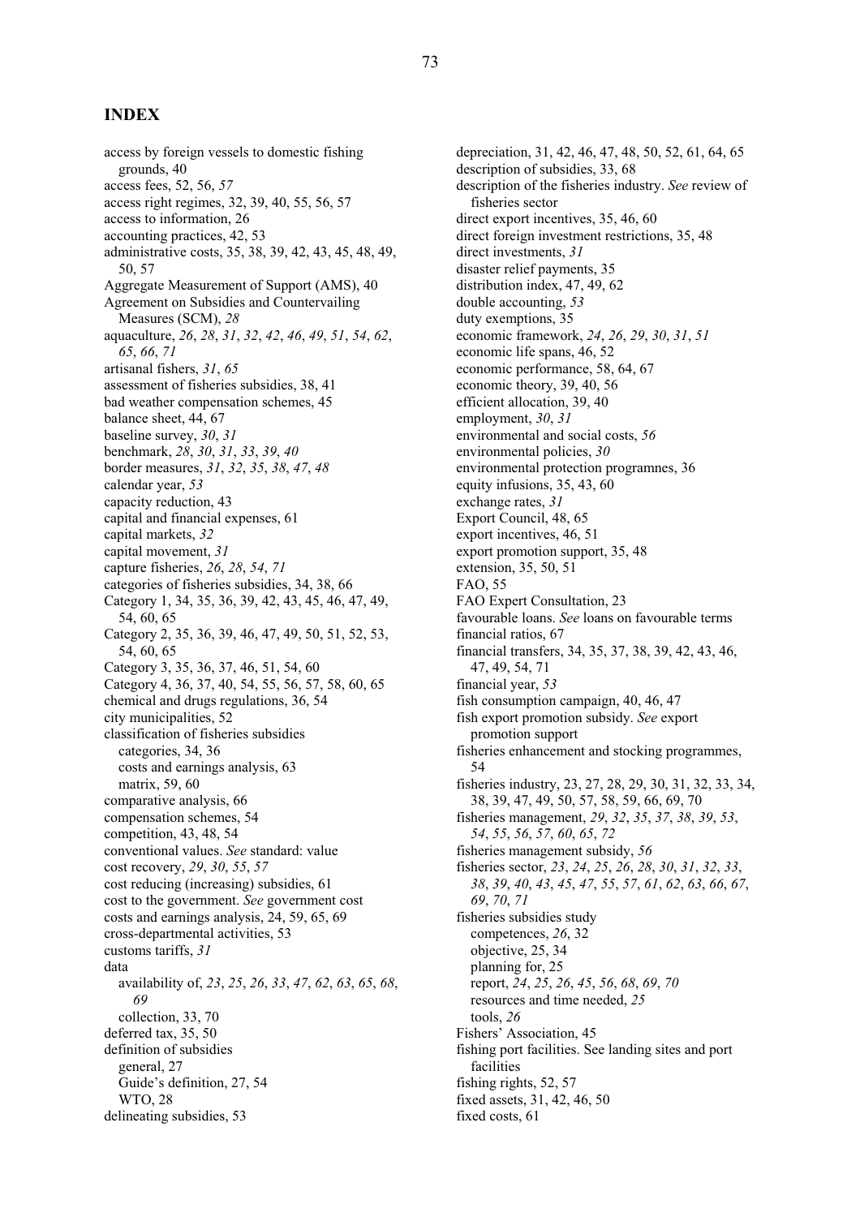## INDEX

access by foreign vessels to domestic fishing grounds, 40
access fees, 52, 56, *57*
access right regimes, 32, 39, 40, 55, 56, 57
access to information, 26
accounting practices, 42, 53
administrative costs, 35, 38, 39, 42, 43, 45, 48, 49, 50, 57
Aggregate Measurement of Support (AMS), 40
Agreement on Subsidies and Countervailing Measures (SCM), *28*
aquaculture, *26*, *28*, *31*, *32*, *42*, *46*, *49*, *51*, *54*, *62*, *65*, *66*, *71*
artisanal fishers, *31*, *65*
assessment of fisheries subsidies, 38, 41
bad weather compensation schemes, 45
balance sheet, 44, 67
baseline survey, *30*, *31*
benchmark, *28*, *30*, *31*, *33*, *39*, *40*
border measures, *31*, *32*, *35*, *38*, *47*, *48*
calendar year, *53*
capacity reduction, 43
capital and financial expenses, 61
capital markets, *32*
capital movement, *31*
capture fisheries, *26*, *28*, *54*, *71*
categories of fisheries subsidies, 34, 38, 66
Category 1, 34, 35, 36, 39, 42, 43, 45, 46, 47, 49, 54, 60, 65
Category 2, 35, 36, 39, 46, 47, 49, 50, 51, 52, 53, 54, 60, 65
Category 3, 35, 36, 37, 46, 51, 54, 60
Category 4, 36, 37, 40, 54, 55, 56, 57, 58, 60, 65
chemical and drugs regulations, 36, 54
city municipalities, 52
classification of fisheries subsidies
  categories, 34, 36
  costs and earnings analysis, 63
  matrix, 59, 60
comparative analysis, 66
compensation schemes, 54
competition, 43, 48, 54
conventional values. *See* standard: value
cost recovery, *29*, *30*, *55*, *57*
cost reducing (increasing) subsidies, 61
cost to the government. *See* government cost
costs and earnings analysis, 24, 59, 65, 69
cross-departmental activities, 53
customs tariffs, *31*
data
  availability of, *23*, *25*, *26*, *33*, *47*, *62*, *63*, *65*, *68*, *69*
  collection, 33, 70
deferred tax, 35, 50
definition of subsidies
  general, 27
  Guide's definition, 27, 54
  WTO, 28
delineating subsidies, 53
depreciation, 31, 42, 46, 47, 48, 50, 52, 61, 64, 65
description of subsidies, 33, 68
description of the fisheries industry. *See* review of fisheries sector
direct export incentives, 35, 46, 60
direct foreign investment restrictions, 35, 48
direct investments, *31*
disaster relief payments, 35
distribution index, 47, 49, 62
double accounting, *53*
duty exemptions, 35
economic framework, *24*, *26*, *29*, *30*, *31*, *51*
economic life spans, 46, 52
economic performance, 58, 64, 67
economic theory, 39, 40, 56
efficient allocation, 39, 40
employment, *30*, *31*
environmental and social costs, *56*
environmental policies, *30*
environmental protection programnes, 36
equity infusions, 35, 43, 60
exchange rates, *31*
Export Council, 48, 65
export incentives, 46, 51
export promotion support, 35, 48
extension, 35, 50, 51
FAO, 55
FAO Expert Consultation, 23
favourable loans. *See* loans on favourable terms
financial ratios, 67
financial transfers, 34, 35, 37, 38, 39, 42, 43, 46, 47, 49, 54, 71
financial year, *53*
fish consumption campaign, 40, 46, 47
fish export promotion subsidy. *See* export promotion support
fisheries enhancement and stocking programmes, 54
fisheries industry, 23, 27, 28, 29, 30, 31, 32, 33, 34, 38, 39, 47, 49, 50, 57, 58, 59, 66, 69, 70
fisheries management, *29*, *32*, *35*, *37*, *38*, *39*, *53*, *54*, *55*, *56*, *57*, *60*, *65*, *72*
fisheries management subsidy, *56*
fisheries sector, *23*, *24*, *25*, *26*, *28*, *30*, *31*, *32*, *33*, *38*, *39*, *40*, *43*, *45*, *47*, *55*, *57*, *61*, *62*, *63*, *66*, *67*, *69*, *70*, *71*
fisheries subsidies study
  competences, *26*, 32
  objective, 25, 34
  planning for, 25
  report, *24*, *25*, *26*, *45*, *56*, *68*, *69*, *70*
  resources and time needed, *25*
  tools, *26*
Fishers' Association, 45
fishing port facilities. See landing sites and port facilities
fishing rights, 52, 57
fixed assets, 31, 42, 46, 50
fixed costs, 61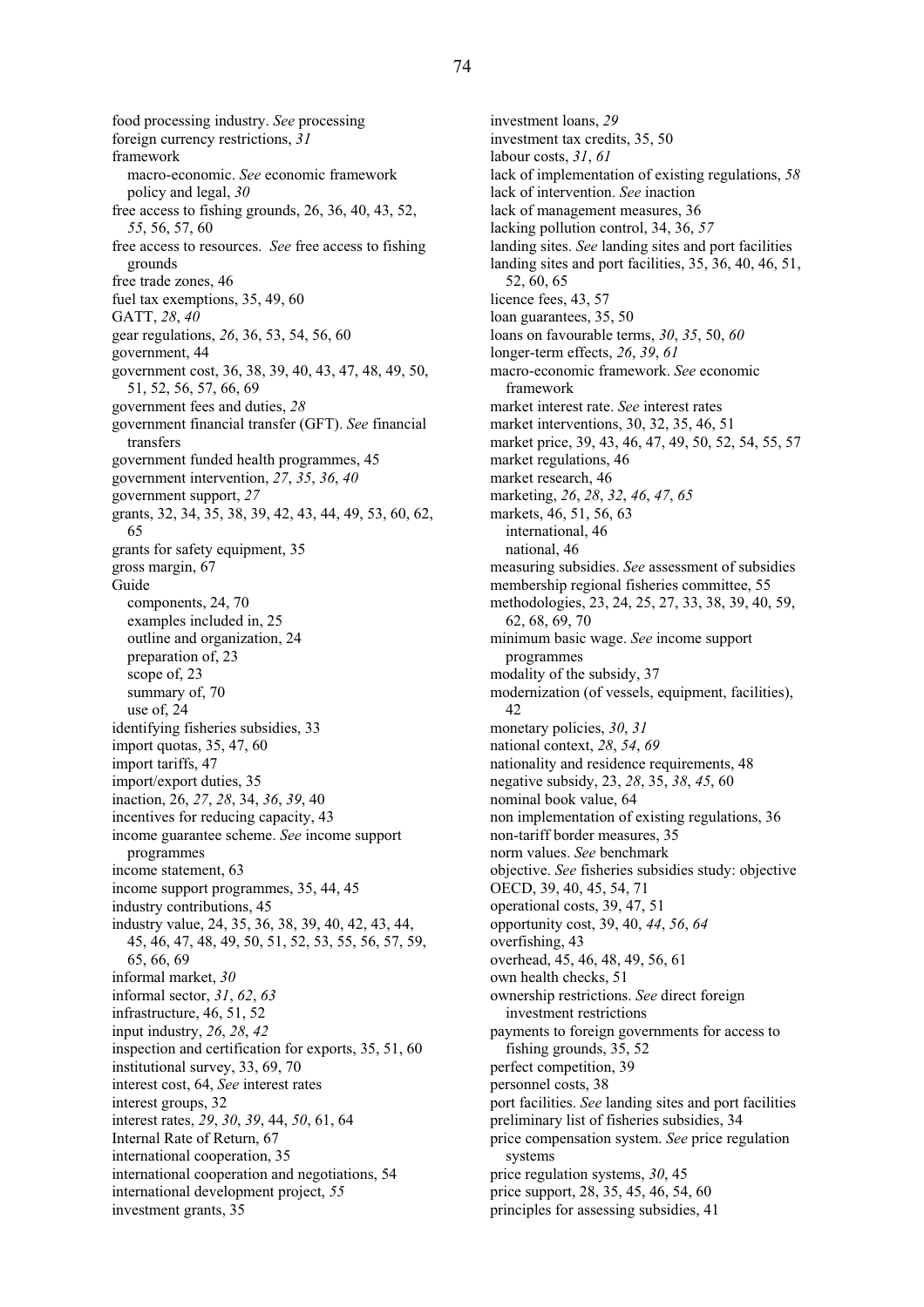food processing industry. *See* processing
foreign currency restrictions, *31*
framework
  macro-economic. *See* economic framework
  policy and legal, *30*
free access to fishing grounds, 26, 36, 40, 43, 52, *55*, 56, 57, 60
free access to resources. *See* free access to fishing grounds
free trade zones, 46
fuel tax exemptions, 35, 49, 60
GATT, *28*, *40*
gear regulations, *26*, 36, 53, 54, 56, 60
government, 44
government cost, 36, 38, 39, 40, 43, 47, 48, 49, 50, 51, 52, 56, 57, 66, 69
government fees and duties, *28*
government financial transfer (GFT). *See* financial transfers
government funded health programmes, 45
government intervention, *27*, *35*, *36*, *40*
government support, *27*
grants, 32, 34, 35, 38, 39, 42, 43, 44, 49, 53, 60, 62, 65
grants for safety equipment, 35
gross margin, 67
Guide
  components, 24, 70
  examples included in, 25
  outline and organization, 24
  preparation of, 23
  scope of, 23
  summary of, 70
  use of, 24
identifying fisheries subsidies, 33
import quotas, 35, 47, 60
import tariffs, 47
import/export duties, 35
inaction, 26, *27*, *28*, 34, *36*, *39*, 40
incentives for reducing capacity, 43
income guarantee scheme. *See* income support programmes
income statement, 63
income support programmes, 35, 44, 45
industry contributions, 45
industry value, 24, 35, 36, 38, 39, 40, 42, 43, 44, 45, 46, 47, 48, 49, 50, 51, 52, 53, 55, 56, 57, 59, 65, 66, 69
informal market, *30*
informal sector, *31*, *62*, *63*
infrastructure, 46, 51, 52
input industry, *26*, *28*, *42*
inspection and certification for exports, 35, 51, 60
institutional survey, 33, 69, 70
interest cost, 64, *See* interest rates
interest groups, 32
interest rates, *29*, *30*, *39*, 44, *50*, 61, 64
Internal Rate of Return, 67
international cooperation, 35
international cooperation and negotiations, 54
international development project, *55*
investment grants, 35
investment loans, *29*
investment tax credits, 35, 50
labour costs, *31*, *61*
lack of implementation of existing regulations, *58*
lack of intervention. *See* inaction
lack of management measures, 36
lacking pollution control, 34, 36, *57*
landing sites. *See* landing sites and port facilities
landing sites and port facilities, 35, 36, 40, 46, 51, 52, 60, 65
licence fees, 43, 57
loan guarantees, 35, 50
loans on favourable terms, *30*, *35*, 50, *60*
longer-term effects, *26*, *39*, *61*
macro-economic framework. *See* economic framework
market interest rate. *See* interest rates
market interventions, 30, 32, 35, 46, 51
market price, 39, 43, 46, 47, 49, 50, 52, 54, 55, 57
market regulations, 46
market research, 46
marketing, *26*, *28*, *32*, *46*, *47*, *65*
markets, 46, 51, 56, 63
  international, 46
  national, 46
measuring subsidies. *See* assessment of subsidies
membership regional fisheries committee, 55
methodologies, 23, 24, 25, 27, 33, 38, 39, 40, 59, 62, 68, 69, 70
minimum basic wage. *See* income support programmes
modality of the subsidy, 37
modernization (of vessels, equipment, facilities), 42
monetary policies, *30*, *31*
national context, *28*, *54*, *69*
nationality and residence requirements, 48
negative subsidy, 23, *28*, 35, *38*, *45*, 60
nominal book value, 64
non implementation of existing regulations, 36
non-tariff border measures, 35
norm values. *See* benchmark
objective. *See* fisheries subsidies study: objective
OECD, 39, 40, 45, 54, 71
operational costs, 39, 47, 51
opportunity cost, 39, 40, *44*, *56*, *64*
overfishing, 43
overhead, 45, 46, 48, 49, 56, 61
own health checks, 51
ownership restrictions. *See* direct foreign investment restrictions
payments to foreign governments for access to fishing grounds, 35, 52
perfect competition, 39
personnel costs, 38
port facilities. *See* landing sites and port facilities
preliminary list of fisheries subsidies, 34
price compensation system. *See* price regulation systems
price regulation systems, *30*, 45
price support, 28, 35, 45, 46, 54, 60
principles for assessing subsidies, 41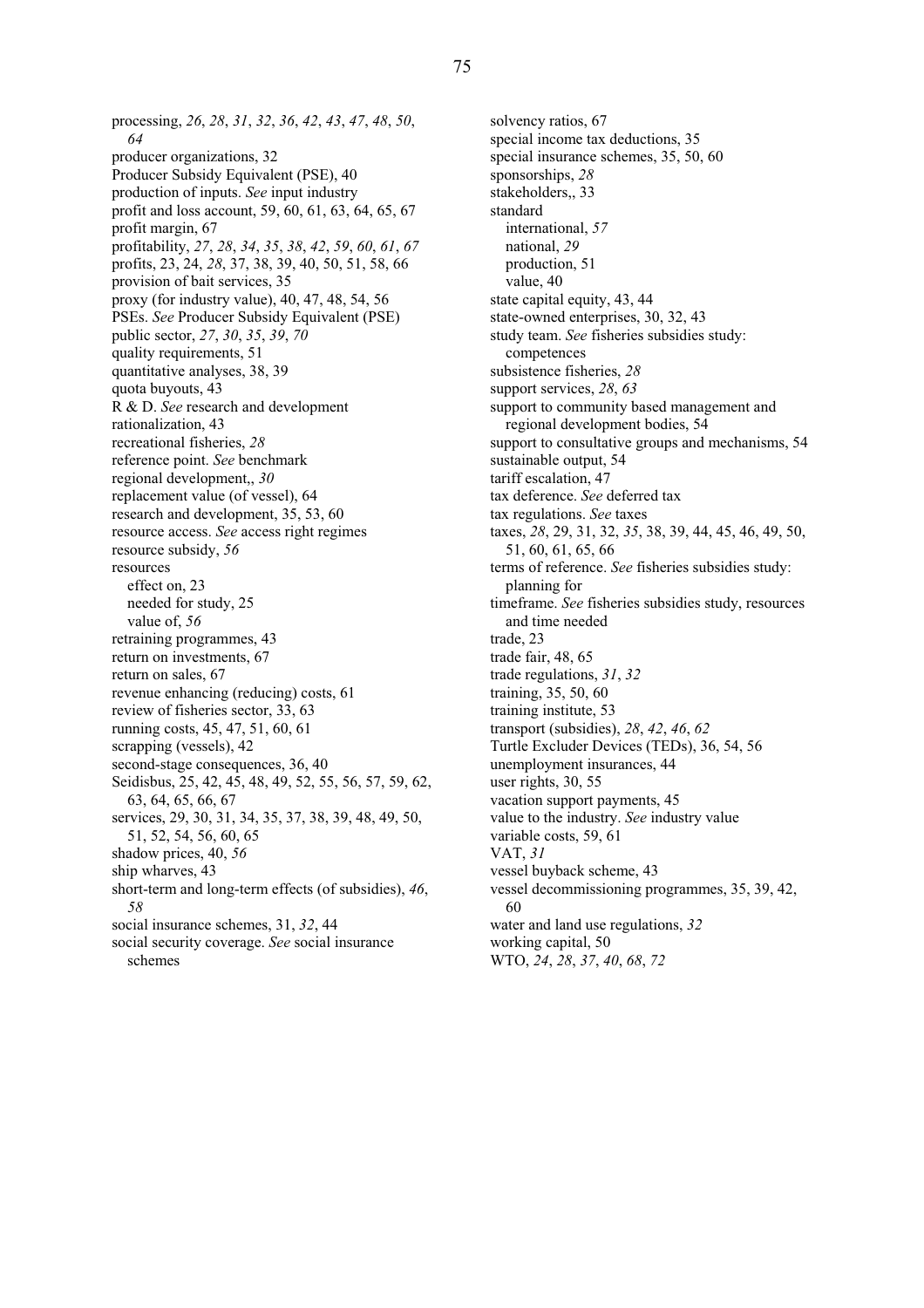processing, *26*, *28*, *31*, *32*, *36*, *42*, *43*, *47*, *48*, *50*, *64*
producer organizations, 32
Producer Subsidy Equivalent (PSE), 40
production of inputs. *See* input industry
profit and loss account, 59, 60, 61, 63, 64, 65, 67
profit margin, 67
profitability, *27*, *28*, *34*, *35*, *38*, *42*, *59*, *60*, *61*, *67*
profits, 23, 24, *28*, 37, 38, 39, 40, 50, 51, 58, 66
provision of bait services, 35
proxy (for industry value), 40, 47, 48, 54, 56
PSEs. *See* Producer Subsidy Equivalent (PSE)
public sector, *27*, *30*, *35*, *39*, *70*
quality requirements, 51
quantitative analyses, 38, 39
quota buyouts, 43
R & D. *See* research and development
rationalization, 43
recreational fisheries, *28*
reference point. *See* benchmark
regional development,, *30*
replacement value (of vessel), 64
research and development, 35, 53, 60
resource access. *See* access right regimes
resource subsidy, *56*
resources
  effect on, 23
  needed for study, 25
  value of, *56*
retraining programmes, 43
return on investments, 67
return on sales, 67
revenue enhancing (reducing) costs, 61
review of fisheries sector, 33, 63
running costs, 45, 47, 51, 60, 61
scrapping (vessels), 42
second-stage consequences, 36, 40
Seidisbus, 25, 42, 45, 48, 49, 52, 55, 56, 57, 59, 62, 63, 64, 65, 66, 67
services, 29, 30, 31, 34, 35, 37, 38, 39, 48, 49, 50, 51, 52, 54, 56, 60, 65
shadow prices, 40, *56*
ship wharves, 43
short-term and long-term effects (of subsidies), *46*, *58*
social insurance schemes, 31, *32*, 44
social security coverage. *See* social insurance schemes
solvency ratios, 67
special income tax deductions, 35
special insurance schemes, 35, 50, 60
sponsorships, *28*
stakeholders,, 33
standard
  international, *57*
  national, *29*
  production, 51
  value, 40
state capital equity, 43, 44
state-owned enterprises, 30, 32, 43
study team. *See* fisheries subsidies study: competences
subsistence fisheries, *28*
support services, *28*, *63*
support to community based management and regional development bodies, 54
support to consultative groups and mechanisms, 54
sustainable output, 54
tariff escalation, 47
tax deference. *See* deferred tax
tax regulations. *See* taxes
taxes, *28*, 29, 31, 32, *35*, 38, 39, 44, 45, 46, 49, 50, 51, 60, 61, 65, 66
terms of reference. *See* fisheries subsidies study: planning for
timeframe. *See* fisheries subsidies study, resources and time needed
trade, 23
trade fair, 48, 65
trade regulations, *31*, *32*
training, 35, 50, 60
training institute, 53
transport (subsidies), *28*, *42*, *46*, *62*
Turtle Excluder Devices (TEDs), 36, 54, 56
unemployment insurances, 44
user rights, 30, 55
vacation support payments, 45
value to the industry. *See* industry value
variable costs, 59, 61
VAT, *31*
vessel buyback scheme, 43
vessel decommissioning programmes, 35, 39, 42, 60
water and land use regulations, *32*
working capital, 50
WTO, *24*, *28*, *37*, *40*, *68*, *72*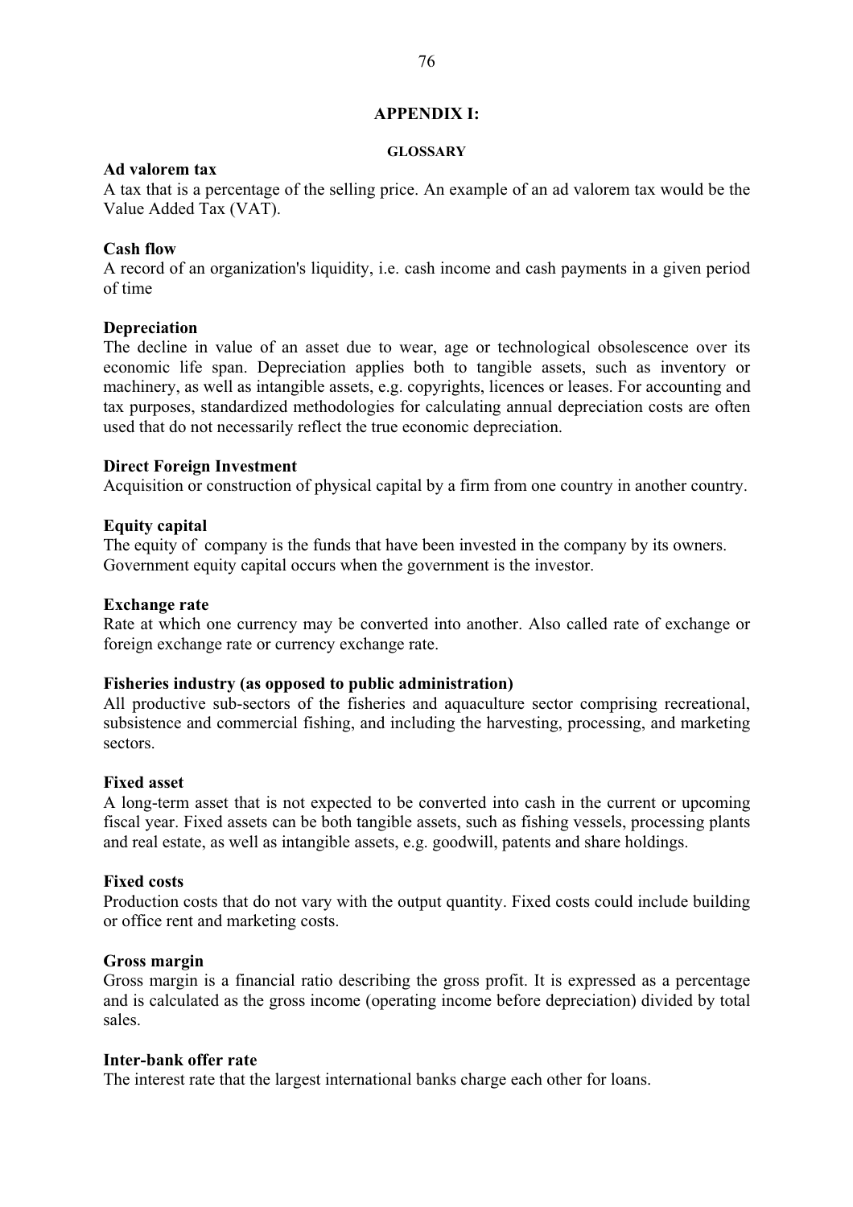# APPENDIX I:

## GLOSSARY

**Ad valorem tax**
A tax that is a percentage of the selling price. An example of an ad valorem tax would be the Value Added Tax (VAT).

**Cash flow**
A record of an organization's liquidity, i.e. cash income and cash payments in a given period of time

**Depreciation**
The decline in value of an asset due to wear, age or technological obsolescence over its economic life span. Depreciation applies both to tangible assets, such as inventory or machinery, as well as intangible assets, e.g. copyrights, licences or leases. For accounting and tax purposes, standardized methodologies for calculating annual depreciation costs are often used that do not necessarily reflect the true economic depreciation.

**Direct Foreign Investment**
Acquisition or construction of physical capital by a firm from one country in another country.

**Equity capital**
The equity of company is the funds that have been invested in the company by its owners. Government equity capital occurs when the government is the investor.

**Exchange rate**
Rate at which one currency may be converted into another. Also called rate of exchange or foreign exchange rate or currency exchange rate.

**Fisheries industry (as opposed to public administration)**
All productive sub-sectors of the fisheries and aquaculture sector comprising recreational, subsistence and commercial fishing, and including the harvesting, processing, and marketing sectors.

**Fixed asset**
A long-term asset that is not expected to be converted into cash in the current or upcoming fiscal year. Fixed assets can be both tangible assets, such as fishing vessels, processing plants and real estate, as well as intangible assets, e.g. goodwill, patents and share holdings.

**Fixed costs**
Production costs that do not vary with the output quantity. Fixed costs could include building or office rent and marketing costs.

**Gross margin**
Gross margin is a financial ratio describing the gross profit. It is expressed as a percentage and is calculated as the gross income (operating income before depreciation) divided by total sales.

**Inter-bank offer rate**
The interest rate that the largest international banks charge each other for loans.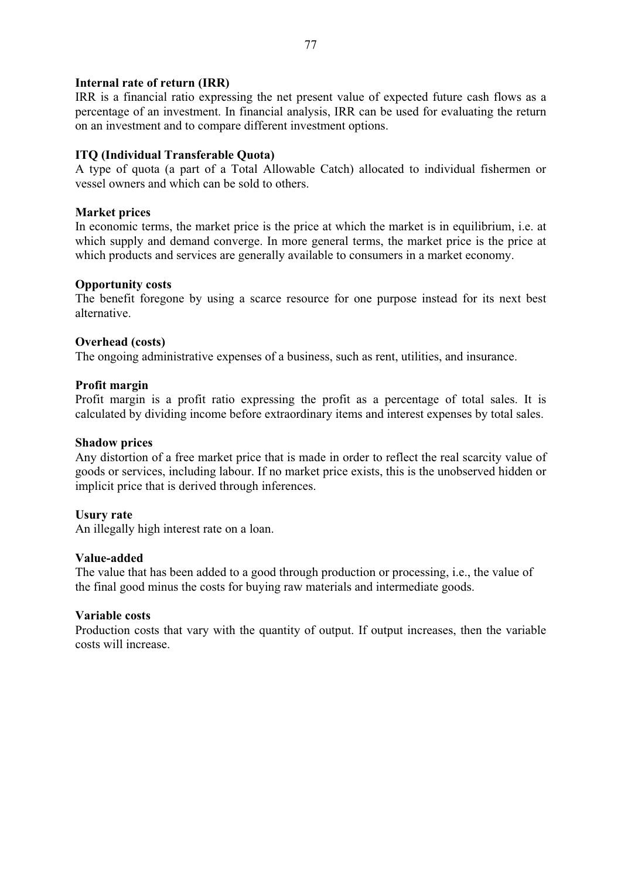**Internal rate of return (IRR)**
IRR is a financial ratio expressing the net present value of expected future cash flows as a percentage of an investment. In financial analysis, IRR can be used for evaluating the return on an investment and to compare different investment options.

**ITQ (Individual Transferable Quota)**
A type of quota (a part of a Total Allowable Catch) allocated to individual fishermen or vessel owners and which can be sold to others.

**Market prices**
In economic terms, the market price is the price at which the market is in equilibrium, i.e. at which supply and demand converge. In more general terms, the market price is the price at which products and services are generally available to consumers in a market economy.

**Opportunity costs**
The benefit foregone by using a scarce resource for one purpose instead for its next best alternative.

**Overhead (costs)**
The ongoing administrative expenses of a business, such as rent, utilities, and insurance.

**Profit margin**
Profit margin is a profit ratio expressing the profit as a percentage of total sales. It is calculated by dividing income before extraordinary items and interest expenses by total sales.

**Shadow prices**
Any distortion of a free market price that is made in order to reflect the real scarcity value of goods or services, including labour. If no market price exists, this is the unobserved hidden or implicit price that is derived through inferences.

**Usury rate**
An illegally high interest rate on a loan.

**Value-added**
The value that has been added to a good through production or processing, i.e., the value of the final good minus the costs for buying raw materials and intermediate goods.

**Variable costs**
Production costs that vary with the quantity of output. If output increases, then the variable costs will increase.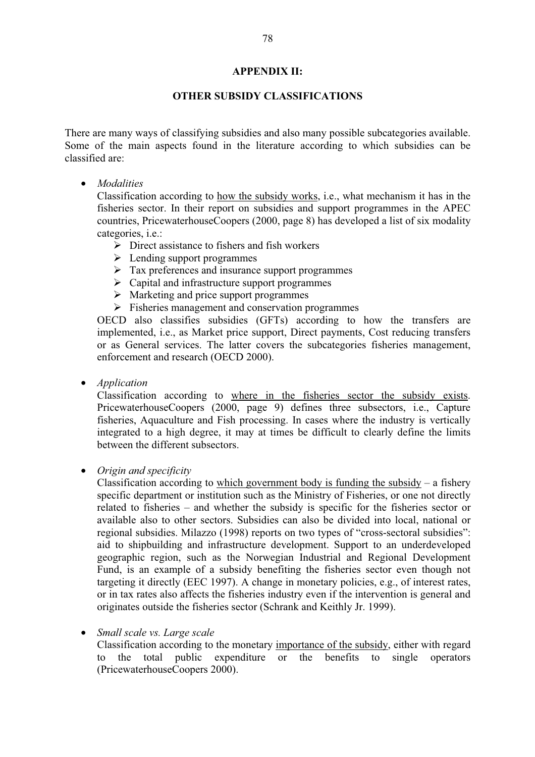# APPENDIX II:

## OTHER SUBSIDY CLASSIFICATIONS

There are many ways of classifying subsidies and also many possible subcategories available. Some of the main aspects found in the literature according to which subsidies can be classified are:

- *Modalities*
  Classification according to <u>how the subsidy works</u>, i.e., what mechanism it has in the fisheries sector. In their report on subsidies and support programmes in the APEC countries, PricewaterhouseCoopers (2000, page 8) has developed a list of six modality categories, i.e.:
  - Direct assistance to fishers and fish workers
  - Lending support programmes
  - Tax preferences and insurance support programmes
  - Capital and infrastructure support programmes
  - Marketing and price support programmes
  - Fisheries management and conservation programmes

  OECD also classifies subsidies (GFTs) according to how the transfers are implemented, i.e., as Market price support, Direct payments, Cost reducing transfers or as General services. The latter covers the subcategories fisheries management, enforcement and research (OECD 2000).

- *Application*
  Classification according to <u>where in the fisheries sector the subsidy exists</u>. PricewaterhouseCoopers (2000, page 9) defines three subsectors, i.e., Capture fisheries, Aquaculture and Fish processing. In cases where the industry is vertically integrated to a high degree, it may at times be difficult to clearly define the limits between the different subsectors.

- *Origin and specificity*
  Classification according to <u>which government body is funding the subsidy</u> – a fishery specific department or institution such as the Ministry of Fisheries, or one not directly related to fisheries – and whether the subsidy is specific for the fisheries sector or available also to other sectors. Subsidies can also be divided into local, national or regional subsidies. Milazzo (1998) reports on two types of "cross-sectoral subsidies": aid to shipbuilding and infrastructure development. Support to an underdeveloped geographic region, such as the Norwegian Industrial and Regional Development Fund, is an example of a subsidy benefiting the fisheries sector even though not targeting it directly (EEC 1997). A change in monetary policies, e.g., of interest rates, or in tax rates also affects the fisheries industry even if the intervention is general and originates outside the fisheries sector (Schrank and Keithly Jr. 1999).

- *Small scale vs. Large scale*
  Classification according to the monetary <u>importance of the subsidy</u>, either with regard to the total public expenditure or the benefits to single operators (PricewaterhouseCoopers 2000).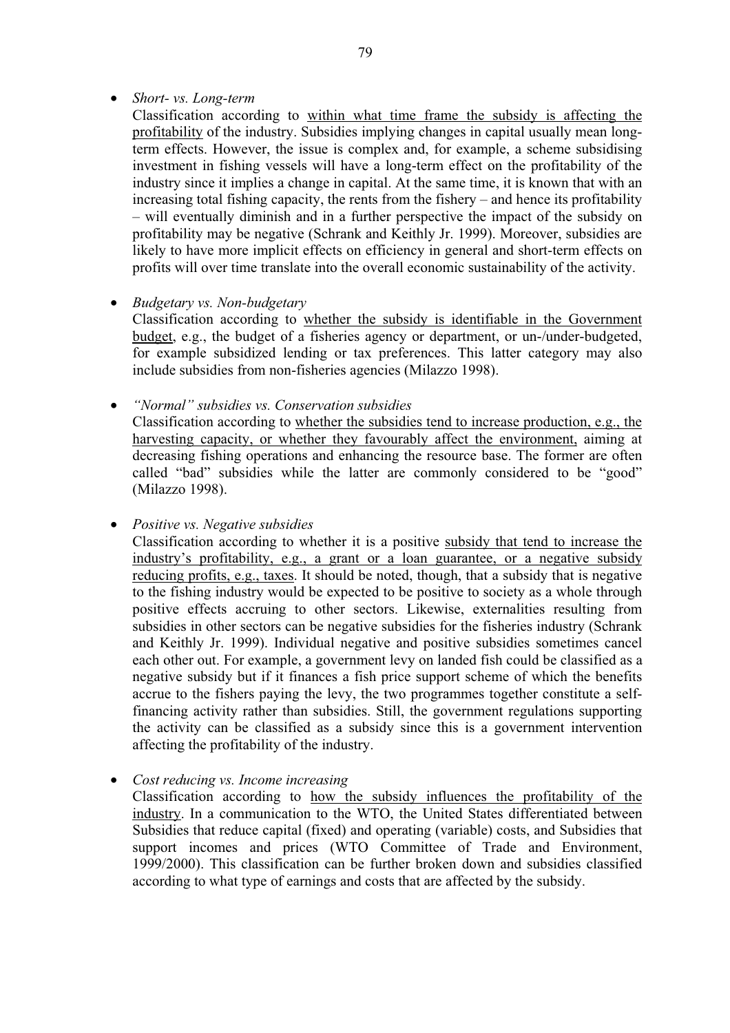- *Short- vs. Long-term*

  Classification according to <u>within what time frame the subsidy is affecting the profitability</u> of the industry. Subsidies implying changes in capital usually mean long-term effects. However, the issue is complex and, for example, a scheme subsidising investment in fishing vessels will have a long-term effect on the profitability of the industry since it implies a change in capital. At the same time, it is known that with an increasing total fishing capacity, the rents from the fishery – and hence its profitability – will eventually diminish and in a further perspective the impact of the subsidy on profitability may be negative (Schrank and Keithly Jr. 1999). Moreover, subsidies are likely to have more implicit effects on efficiency in general and short-term effects on profits will over time translate into the overall economic sustainability of the activity.

- *Budgetary vs. Non-budgetary*

  Classification according to <u>whether the subsidy is identifiable in the Government budget</u>, e.g., the budget of a fisheries agency or department, or un-/under-budgeted, for example subsidized lending or tax preferences. This latter category may also include subsidies from non-fisheries agencies (Milazzo 1998).

- *"Normal" subsidies vs. Conservation subsidies*

  Classification according to <u>whether the subsidies tend to increase production, e.g., the harvesting capacity, or whether they favourably affect the environment,</u> aiming at decreasing fishing operations and enhancing the resource base. The former are often called "bad" subsidies while the latter are commonly considered to be "good" (Milazzo 1998).

- *Positive vs. Negative subsidies*

  Classification according to whether it is a positive <u>subsidy that tend to increase the industry's profitability, e.g., a grant or a loan guarantee, or a negative subsidy reducing profits, e.g., taxes</u>. It should be noted, though, that a subsidy that is negative to the fishing industry would be expected to be positive to society as a whole through positive effects accruing to other sectors. Likewise, externalities resulting from subsidies in other sectors can be negative subsidies for the fisheries industry (Schrank and Keithly Jr. 1999). Individual negative and positive subsidies sometimes cancel each other out. For example, a government levy on landed fish could be classified as a negative subsidy but if it finances a fish price support scheme of which the benefits accrue to the fishers paying the levy, the two programmes together constitute a self-financing activity rather than subsidies. Still, the government regulations supporting the activity can be classified as a subsidy since this is a government intervention affecting the profitability of the industry.

- *Cost reducing vs. Income increasing*

  Classification according to <u>how the subsidy influences the profitability of the industry</u>. In a communication to the WTO, the United States differentiated between Subsidies that reduce capital (fixed) and operating (variable) costs, and Subsidies that support incomes and prices (WTO Committee of Trade and Environment, 1999/2000). This classification can be further broken down and subsidies classified according to what type of earnings and costs that are affected by the subsidy.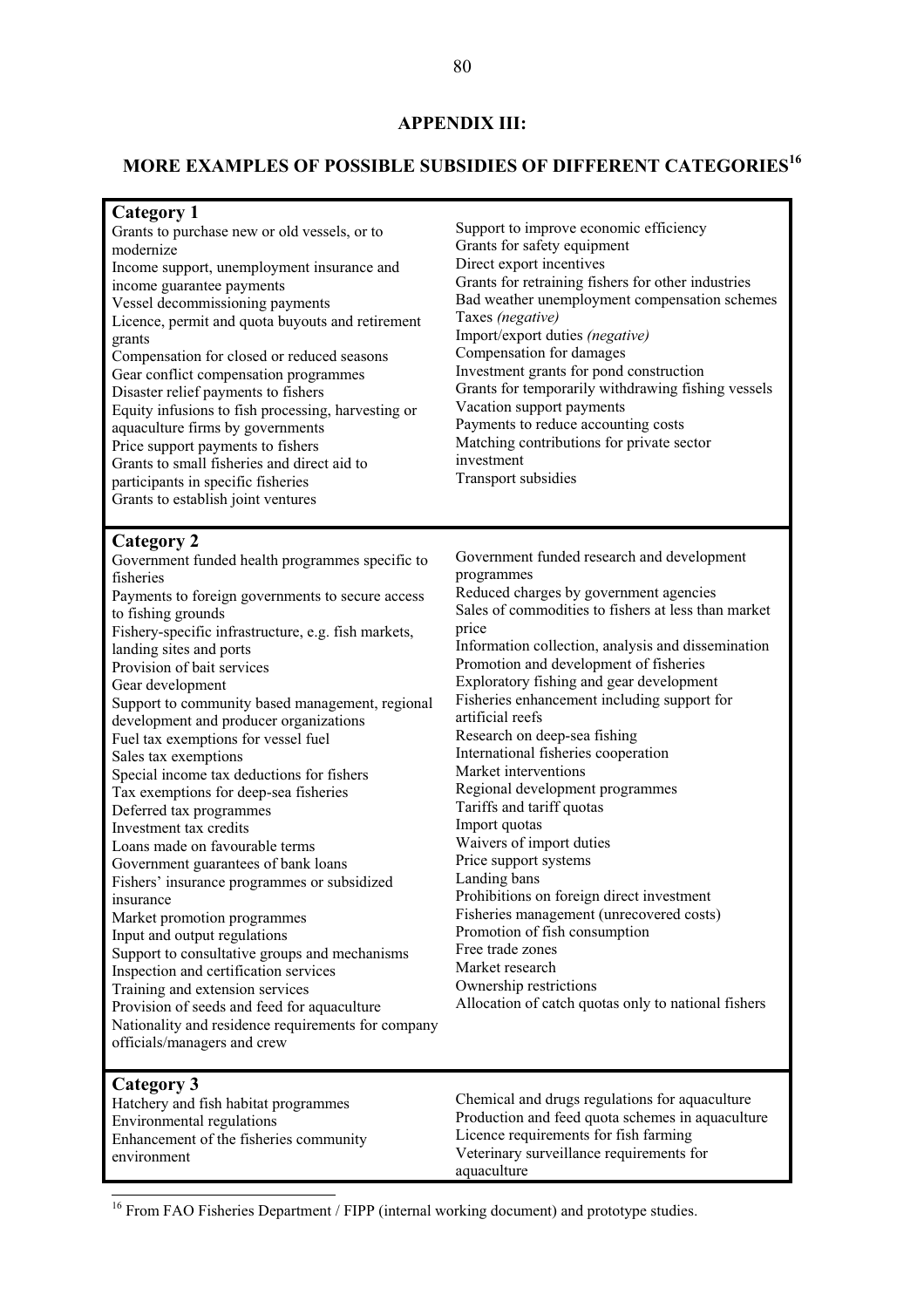## APPENDIX III:

## MORE EXAMPLES OF POSSIBLE SUBSIDIES OF DIFFERENT CATEGORIES[16]

### Category 1

Grants to purchase new or old vessels, or to modernize
Income support, unemployment insurance and income guarantee payments
Vessel decommissioning payments
Licence, permit and quota buyouts and retirement grants
Compensation for closed or reduced seasons
Gear conflict compensation programmes
Disaster relief payments to fishers
Equity infusions to fish processing, harvesting or aquaculture firms by governments
Price support payments to fishers
Grants to small fisheries and direct aid to participants in specific fisheries
Grants to establish joint ventures
Support to improve economic efficiency
Grants for safety equipment
Direct export incentives
Grants for retraining fishers for other industries
Bad weather unemployment compensation schemes
Taxes *(negative)*
Import/export duties *(negative)*
Compensation for damages
Investment grants for pond construction
Grants for temporarily withdrawing fishing vessels
Vacation support payments
Payments to reduce accounting costs
Matching contributions for private sector investment
Transport subsidies

### Category 2

Government funded health programmes specific to fisheries
Payments to foreign governments to secure access to fishing grounds
Fishery-specific infrastructure, e.g. fish markets, landing sites and ports
Provision of bait services
Gear development
Support to community based management, regional development and producer organizations
Fuel tax exemptions for vessel fuel
Sales tax exemptions
Special income tax deductions for fishers
Tax exemptions for deep-sea fisheries
Deferred tax programmes
Investment tax credits
Loans made on favourable terms
Government guarantees of bank loans
Fishers' insurance programmes or subsidized insurance
Market promotion programmes
Input and output regulations
Support to consultative groups and mechanisms
Inspection and certification services
Training and extension services
Provision of seeds and feed for aquaculture
Nationality and residence requirements for company officials/managers and crew
Government funded research and development programmes
Reduced charges by government agencies
Sales of commodities to fishers at less than market price
Information collection, analysis and dissemination
Promotion and development of fisheries
Exploratory fishing and gear development
Fisheries enhancement including support for artificial reefs
Research on deep-sea fishing
International fisheries cooperation
Market interventions
Regional development programmes
Tariffs and tariff quotas
Import quotas
Waivers of import duties
Price support systems
Landing bans
Prohibitions on foreign direct investment
Fisheries management (unrecovered costs)
Promotion of fish consumption
Free trade zones
Market research
Ownership restrictions
Allocation of catch quotas only to national fishers

### Category 3

Hatchery and fish habitat programmes
Environmental regulations
Enhancement of the fisheries community environment
Chemical and drugs regulations for aquaculture
Production and feed quota schemes in aquaculture
Licence requirements for fish farming
Veterinary surveillance requirements for aquaculture

---

[16] From FAO Fisheries Department / FIPP (internal working document) and prototype studies.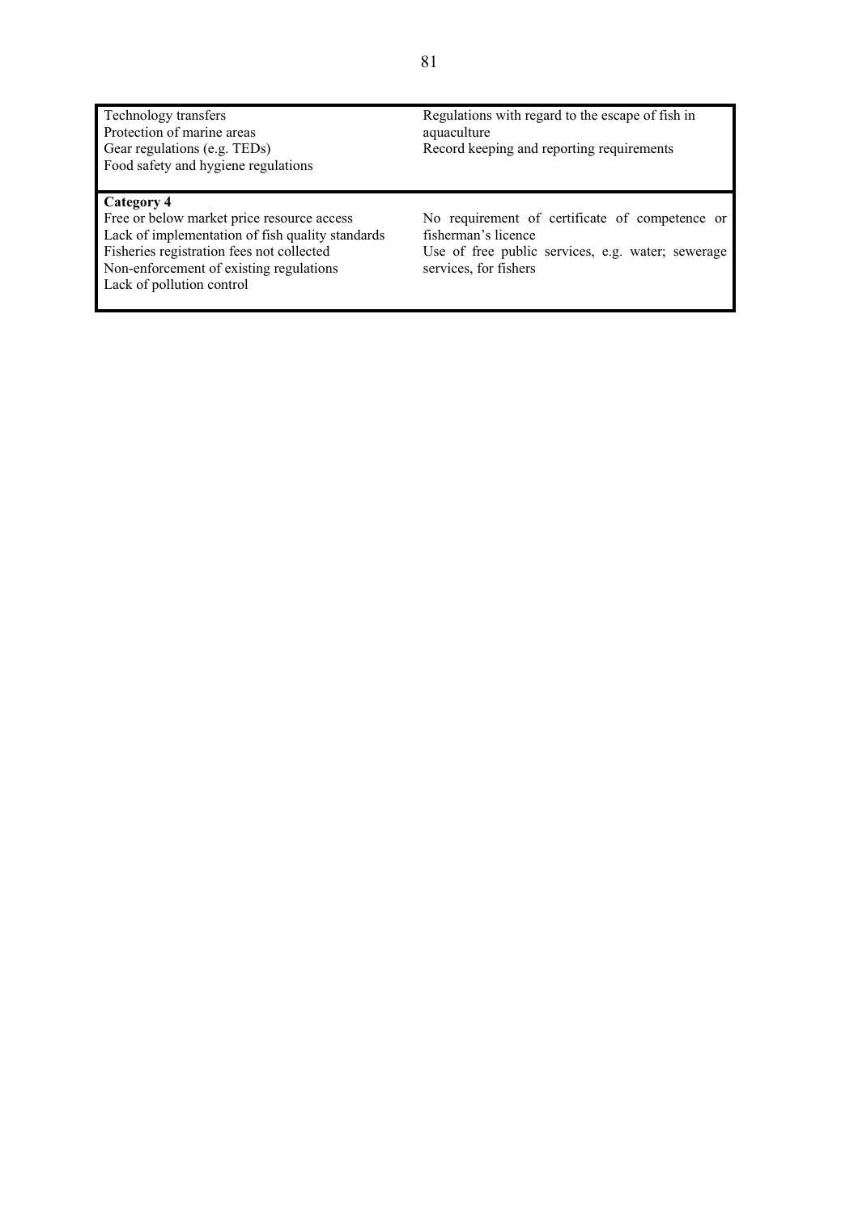| | |
|---|---|
| Technology transfers<br>Protection of marine areas<br>Gear regulations (e.g. TEDs)<br>Food safety and hygiene regulations | Regulations with regard to the escape of fish in aquaculture<br>Record keeping and reporting requirements |
| **Category 4**<br>Free or below market price resource access<br>Lack of implementation of fish quality standards<br>Fisheries registration fees not collected<br>Non-enforcement of existing regulations<br>Lack of pollution control | <br>No requirement of certificate of competence or fisherman's licence<br>Use of free public services, e.g. water; sewerage services, for fishers |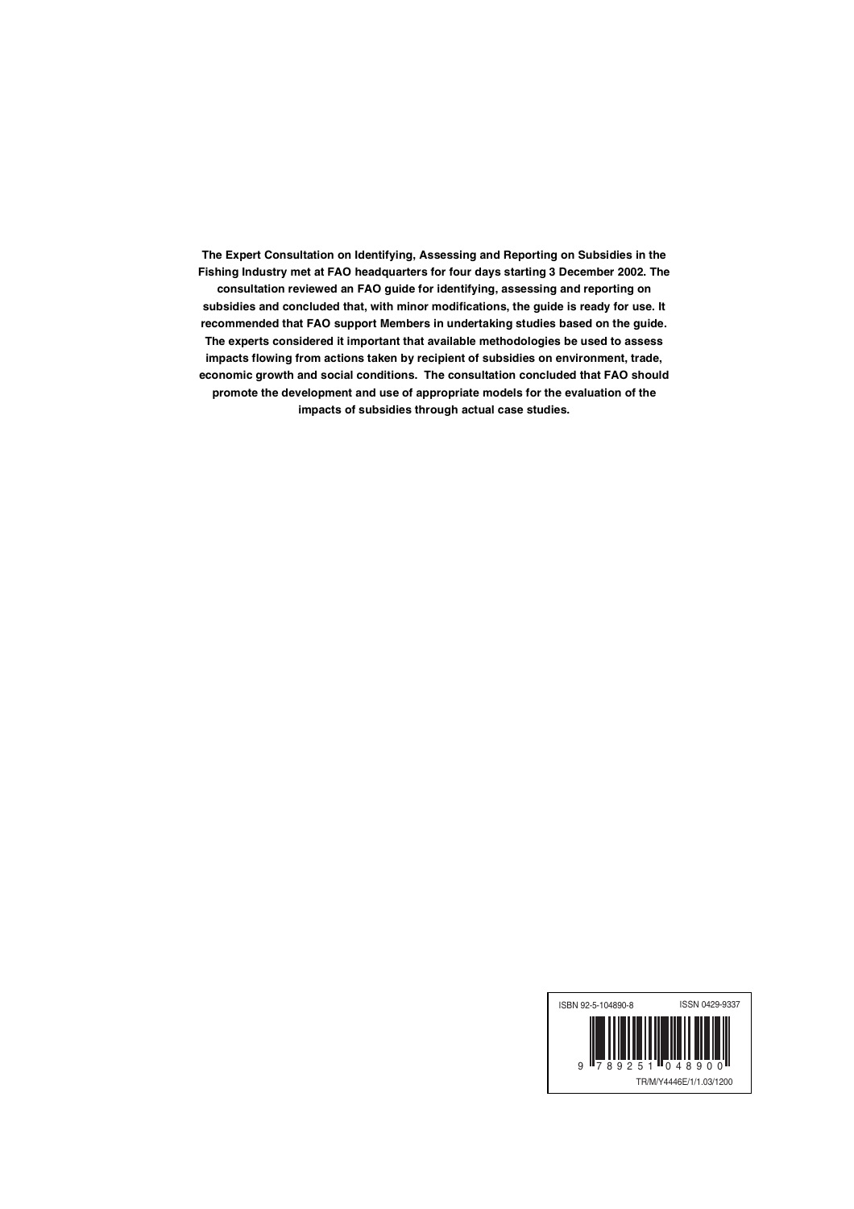**The Expert Consultation on Identifying, Assessing and Reporting on Subsidies in the Fishing Industry met at FAO headquarters for four days starting 3 December 2002. The consultation reviewed an FAO guide for identifying, assessing and reporting on subsidies and concluded that, with minor modifications, the guide is ready for use. It recommended that FAO support Members in undertaking studies based on the guide. The experts considered it important that available methodologies be used to assess impacts flowing from actions taken by recipient of subsidies on environment, trade, economic growth and social conditions. The consultation concluded that FAO should promote the development and use of appropriate models for the evaluation of the impacts of subsidies through actual case studies.**

ISBN 92-5-104890-8 ISSN 0429-9337

9 789251 048900

TR/M/Y4446E/1/1.03/1200